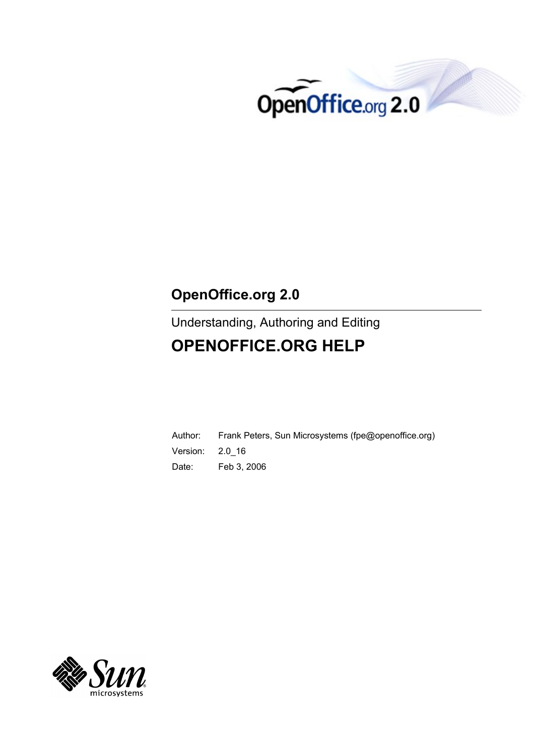# OpenOffice.org 2.0

Understanding, Authoring and Editing

## OPENOFFICE.ORG HELP

Author: Frank Peters, Sun Microsystems (fpe@openoffice.org)

Version: 2.0_16

Date: Feb 3, 2006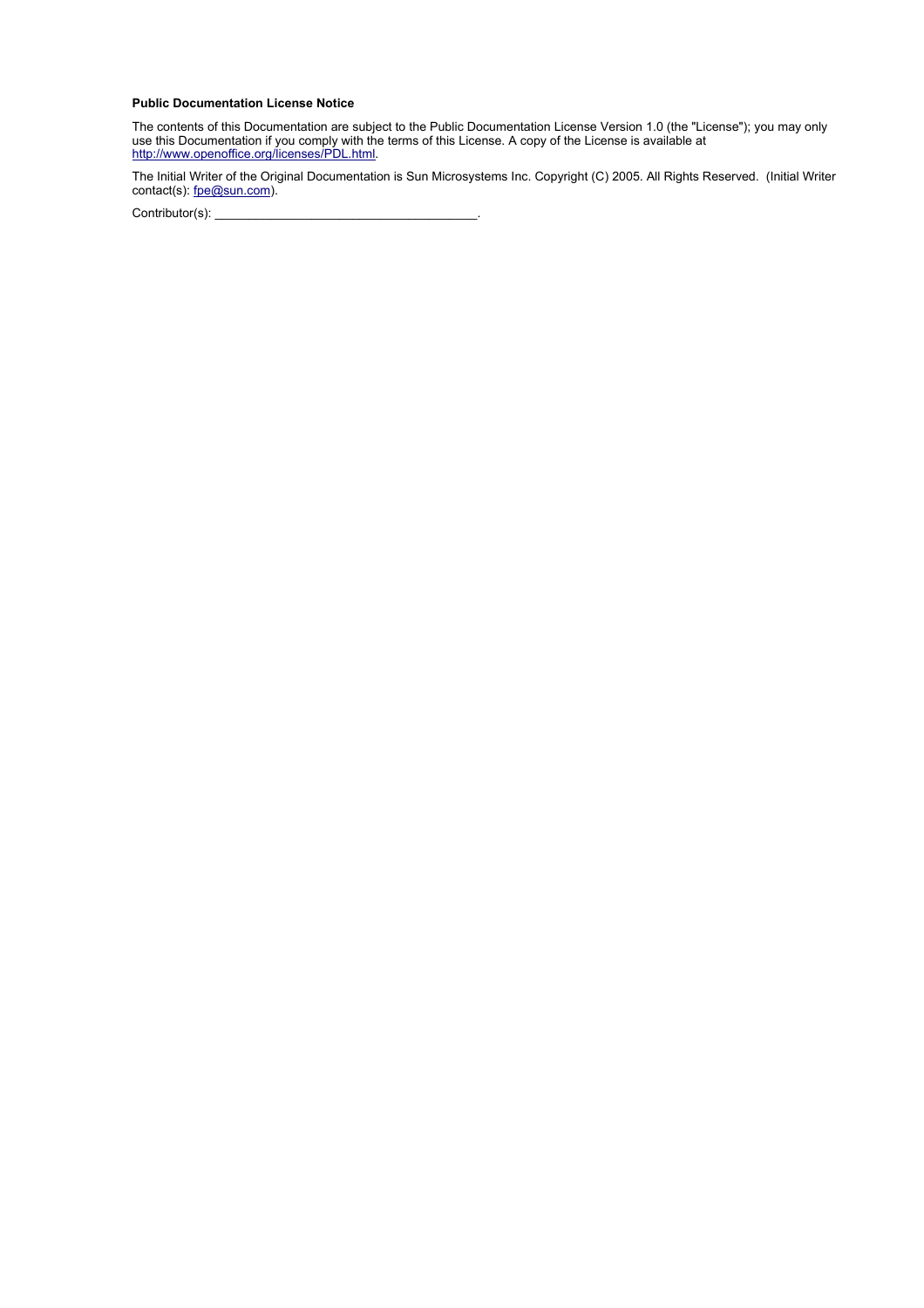**Public Documentation License Notice**

The contents of this Documentation are subject to the Public Documentation License Version 1.0 (the "License"); you may only use this Documentation if you comply with the terms of this License. A copy of the License is available at http://www.openoffice.org/licenses/PDL.html.

The Initial Writer of the Original Documentation is Sun Microsystems Inc. Copyright (C) 2005. All Rights Reserved. (Initial Writer contact(s): fpe@sun.com).

Contributor(s): ______________________________________.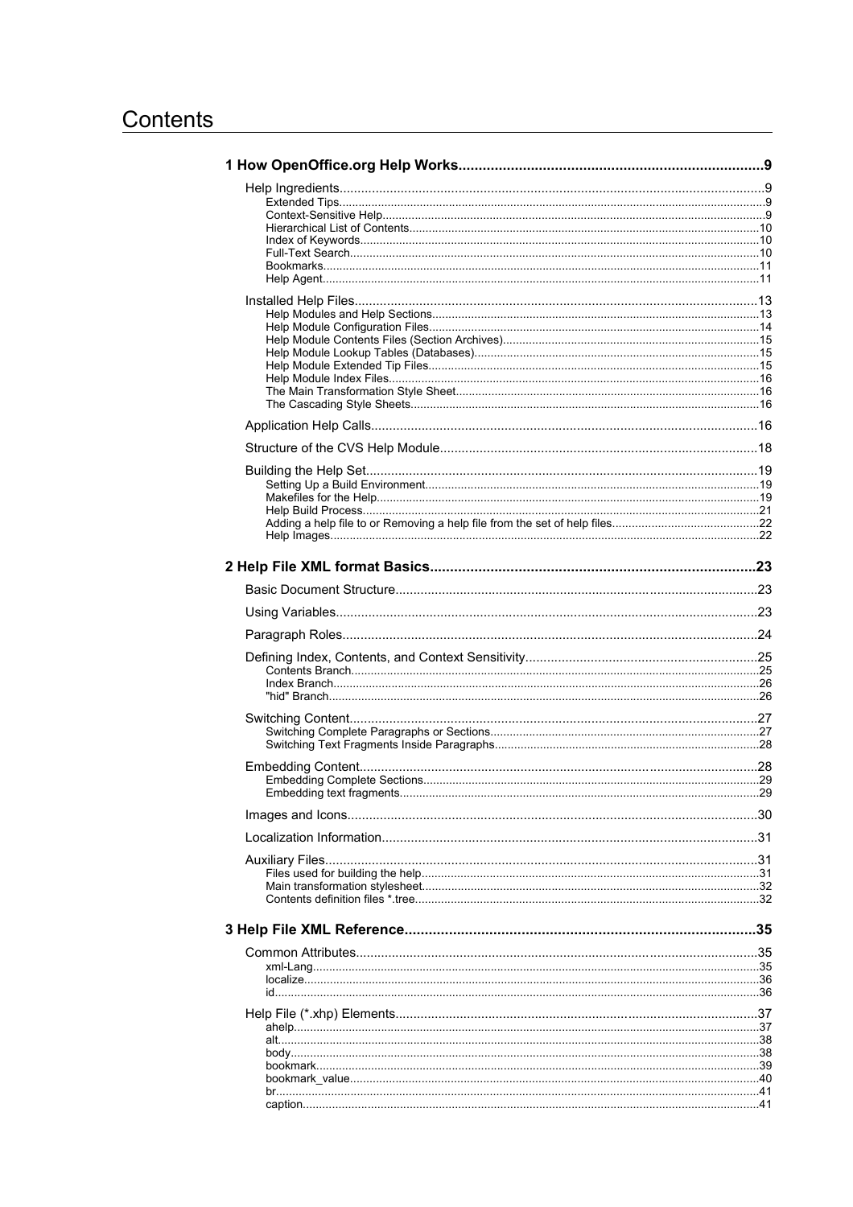# Contents

**1 How OpenOffice.org Help Works....................9**

- Help Ingredients....................9
  - Extended Tips....................9
  - Context-Sensitive Help....................9
  - Hierarchical List of Contents....................10
  - Index of Keywords....................10
  - Full-Text Search....................10
  - Bookmarks....................11
  - Help Agent....................11
- Installed Help Files....................13
  - Help Modules and Help Sections....................13
  - Help Module Configuration Files....................14
  - Help Module Contents Files (Section Archives)....................15
  - Help Module Lookup Tables (Databases)....................15
  - Help Module Extended Tip Files....................15
  - Help Module Index Files....................16
  - The Main Transformation Style Sheet....................16
  - The Cascading Style Sheets....................16
- Application Help Calls....................16
- Structure of the CVS Help Module....................18
- Building the Help Set....................19
  - Setting Up a Build Environment....................19
  - Makefiles for the Help....................19
  - Help Build Process....................21
  - Adding a help file to or Removing a help file from the set of help files....................22
  - Help Images....................22

**2 Help File XML format Basics....................23**

- Basic Document Structure....................23
- Using Variables....................23
- Paragraph Roles....................24
- Defining Index, Contents, and Context Sensitivity....................25
  - Contents Branch....................25
  - Index Branch....................26
  - "hid" Branch....................26
- Switching Content....................27
  - Switching Complete Paragraphs or Sections....................27
  - Switching Text Fragments Inside Paragraphs....................28
- Embedding Content....................28
  - Embedding Complete Sections....................29
  - Embedding text fragments....................29
- Images and Icons....................30
- Localization Information....................31
- Auxiliary Files....................31
  - Files used for building the help....................31
  - Main transformation stylesheet....................32
  - Contents definition files *.tree....................32

**3 Help File XML Reference....................35**

- Common Attributes....................35
  - xml-Lang....................35
  - localize....................36
  - id....................36
- Help File (*.xhp) Elements....................37
  - ahelp....................37
  - alt....................38
  - body....................38
  - bookmark....................39
  - bookmark_value....................40
  - br....................41
  - caption....................41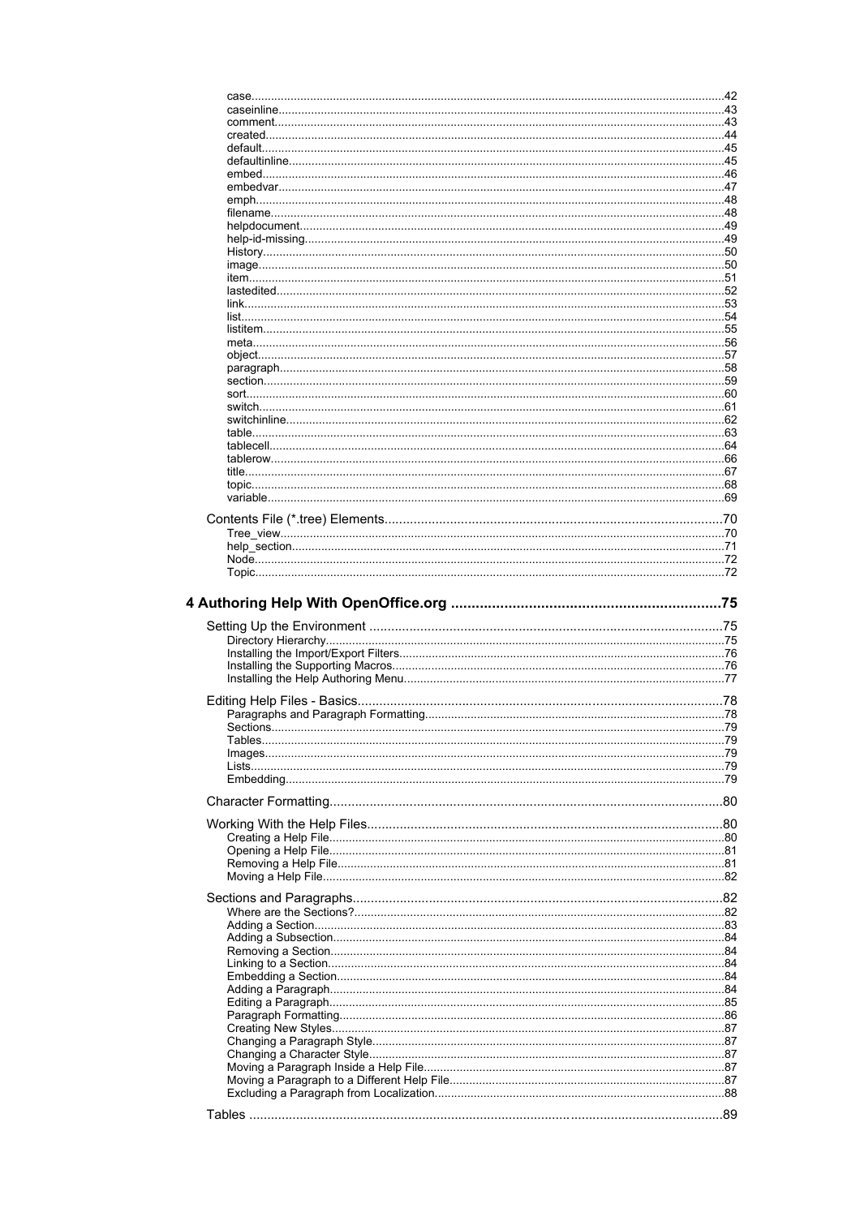case.....42
caseinline.....43
comment.....43
created.....44
default.....45
defaultinline.....45
embed.....46
embedvar.....47
emph.....48
filename.....48
helpdocument.....49
help-id-missing.....49
History.....50
image.....50
item.....51
lastedited.....52
link.....53
list.....54
listitem.....55
meta.....56
object.....57
paragraph.....58
section.....59
sort.....60
switch.....61
switchinline.....62
table.....63
tablecell.....64
tablerow.....66
title.....67
topic.....68
variable.....69

Contents File (*.tree) Elements.....70
Tree_view.....70
help_section.....71
Node.....72
Topic.....72

**4 Authoring Help With OpenOffice.org.....75**

Setting Up the Environment.....75
Directory Hierarchy.....75
Installing the Import/Export Filters.....76
Installing the Supporting Macros.....76
Installing the Help Authoring Menu.....77

Editing Help Files - Basics.....78
Paragraphs and Paragraph Formatting.....78
Sections.....79
Tables.....79
Images.....79
Lists.....79
Embedding.....79

Character Formatting.....80

Working With the Help Files.....80
Creating a Help File.....80
Opening a Help File.....81
Removing a Help File.....81
Moving a Help File.....82

Sections and Paragraphs.....82
Where are the Sections?.....82
Adding a Section.....83
Adding a Subsection.....84
Removing a Section.....84
Linking to a Section.....84
Embedding a Section.....84
Adding a Paragraph.....84
Editing a Paragraph.....85
Paragraph Formatting.....86
Creating New Styles.....87
Changing a Paragraph Style.....87
Changing a Character Style.....87
Moving a Paragraph Inside a Help File.....87
Moving a Paragraph to a Different Help File.....87
Excluding a Paragraph from Localization.....88

Tables.....89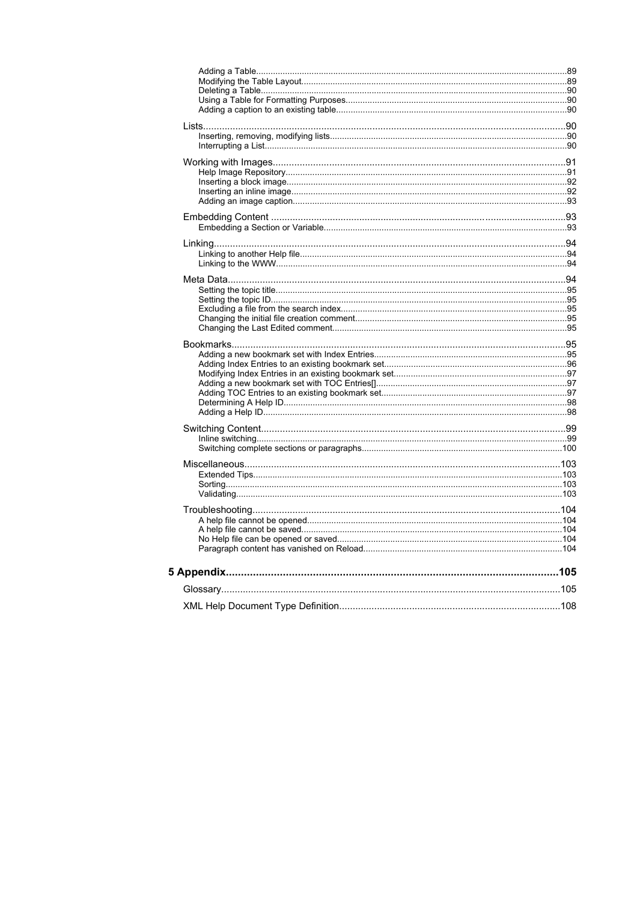Adding a Table.....89
Modifying the Table Layout.....89
Deleting a Table.....90
Using a Table for Formatting Purposes.....90
Adding a caption to an existing table.....90

Lists.....90
Inserting, removing, modifying lists.....90
Interrupting a List.....90

Working with Images.....91
Help Image Repository.....91
Inserting a block image.....92
Inserting an inline image.....92
Adding an image caption.....93

Embedding Content.....93
Embedding a Section or Variable.....93

Linking.....94
Linking to another Help file.....94
Linking to the WWW.....94

Meta Data.....94
Setting the topic title.....95
Setting the topic ID.....95
Excluding a file from the search index.....95
Changing the initial file creation comment.....95
Changing the Last Edited comment.....95

Bookmarks.....95
Adding a new bookmark set with Index Entries.....95
Adding Index Entries to an existing bookmark set.....96
Modifying Index Entries in an existing bookmark set.....97
Adding a new bookmark set with TOC Entries[].....97
Adding TOC Entries to an existing bookmark set.....97
Determining A Help ID.....98
Adding a Help ID.....98

Switching Content.....99
Inline switching.....99
Switching complete sections or paragraphs.....100

Miscellaneous.....103
Extended Tips.....103
Sorting.....103
Validating.....103

Troubleshooting.....104
A help file cannot be opened.....104
A help file cannot be saved.....104
No Help file can be opened or saved.....104
Paragraph content has vanished on Reload.....104

**5 Appendix.....105**

Glossary.....105

XML Help Document Type Definition.....108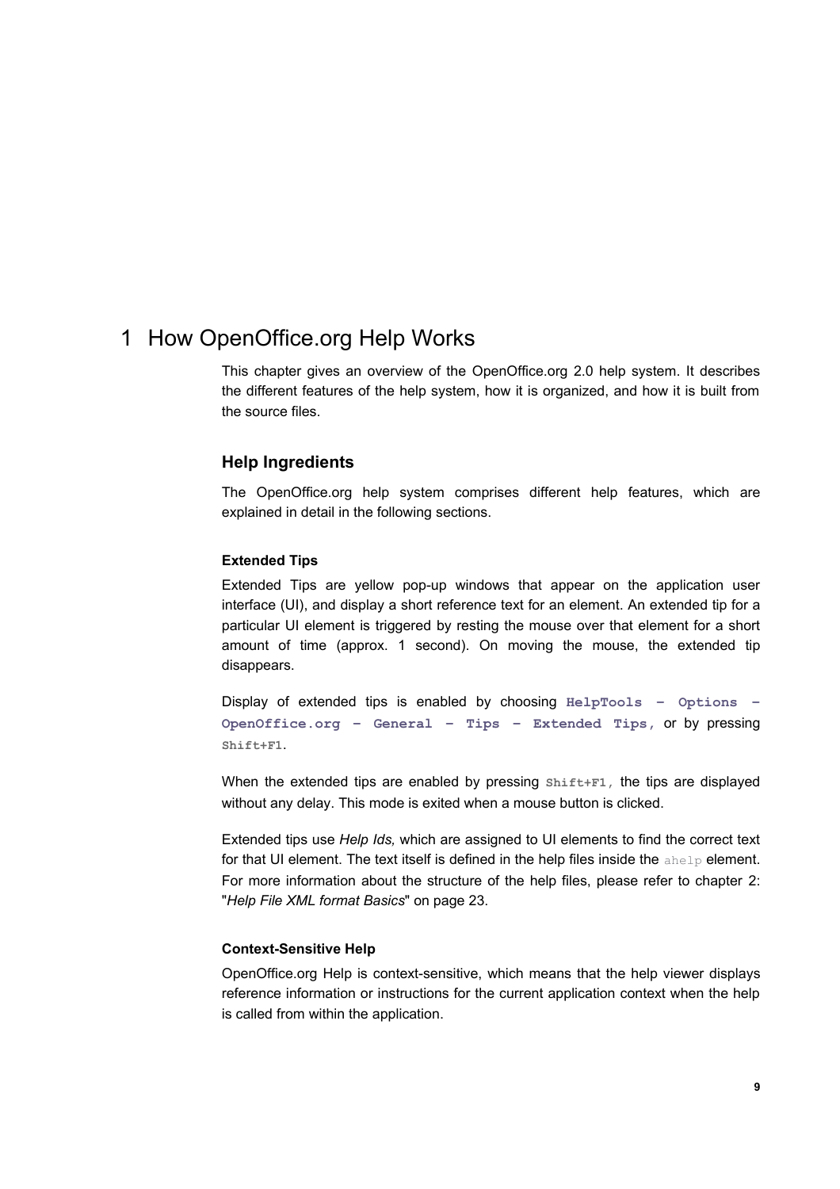# 1 How OpenOffice.org Help Works

This chapter gives an overview of the OpenOffice.org 2.0 help system. It describes the different features of the help system, how it is organized, and how it is built from the source files.

## Help Ingredients

The OpenOffice.org help system comprises different help features, which are explained in detail in the following sections.

### Extended Tips

Extended Tips are yellow pop-up windows that appear on the application user interface (UI), and display a short reference text for an element. An extended tip for a particular UI element is triggered by resting the mouse over that element for a short amount of time (approx. 1 second). On moving the mouse, the extended tip disappears.

Display of extended tips is enabled by choosing `HelpTools – Options – OpenOffice.org – General – Tips – Extended Tips,` or by pressing `Shift+F1`.

When the extended tips are enabled by pressing `Shift+F1,` the tips are displayed without any delay. This mode is exited when a mouse button is clicked.

Extended tips use *Help Ids,* which are assigned to UI elements to find the correct text for that UI element. The text itself is defined in the help files inside the `ahelp` element. For more information about the structure of the help files, please refer to chapter 2: "*Help File XML format Basics*" on page 23.

### Context-Sensitive Help

OpenOffice.org Help is context-sensitive, which means that the help viewer displays reference information or instructions for the current application context when the help is called from within the application.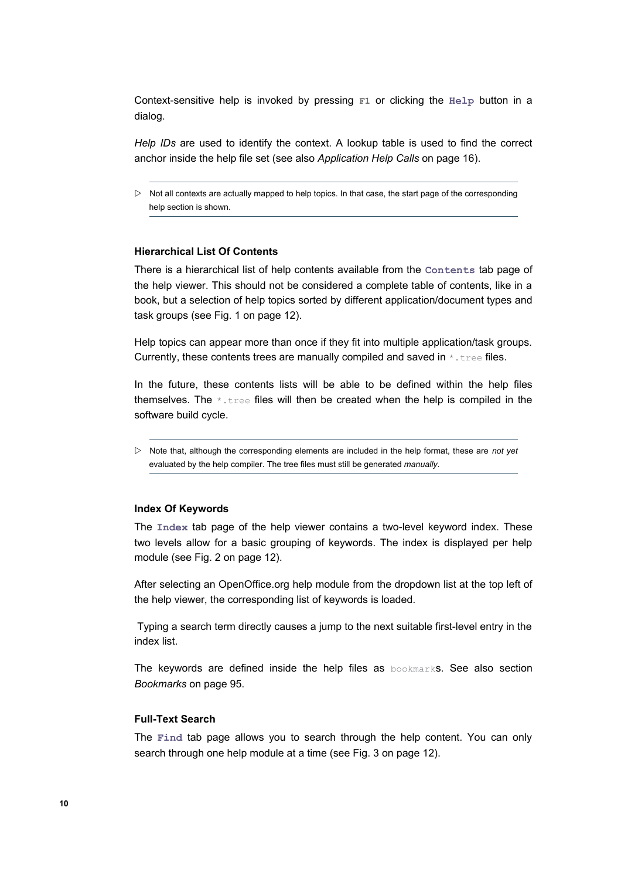Context-sensitive help is invoked by pressing `F1` or clicking the `Help` button in a dialog.

*Help IDs* are used to identify the context. A lookup table is used to find the correct anchor inside the help file set (see also *Application Help Calls* on page 16).

> ▷ Not all contexts are actually mapped to help topics. In that case, the start page of the corresponding help section is shown.

#### Hierarchical List Of Contents

There is a hierarchical list of help contents available from the `Contents` tab page of the help viewer. This should not be considered a complete table of contents, like in a book, but a selection of help topics sorted by different application/document types and task groups (see Fig. 1 on page 12).

Help topics can appear more than once if they fit into multiple application/task groups. Currently, these contents trees are manually compiled and saved in `*.tree` files.

In the future, these contents lists will be able to be defined within the help files themselves. The `*.tree` files will then be created when the help is compiled in the software build cycle.

> ▷ Note that, although the corresponding elements are included in the help format, these are *not yet* evaluated by the help compiler. The tree files must still be generated *manually*.

#### Index Of Keywords

The `Index` tab page of the help viewer contains a two-level keyword index. These two levels allow for a basic grouping of keywords. The index is displayed per help module (see Fig. 2 on page 12).

After selecting an OpenOffice.org help module from the dropdown list at the top left of the help viewer, the corresponding list of keywords is loaded.

Typing a search term directly causes a jump to the next suitable first-level entry in the index list.

The keywords are defined inside the help files as `bookmark`s. See also section *Bookmarks* on page 95.

#### Full-Text Search

The `Find` tab page allows you to search through the help content. You can only search through one help module at a time (see Fig. 3 on page 12).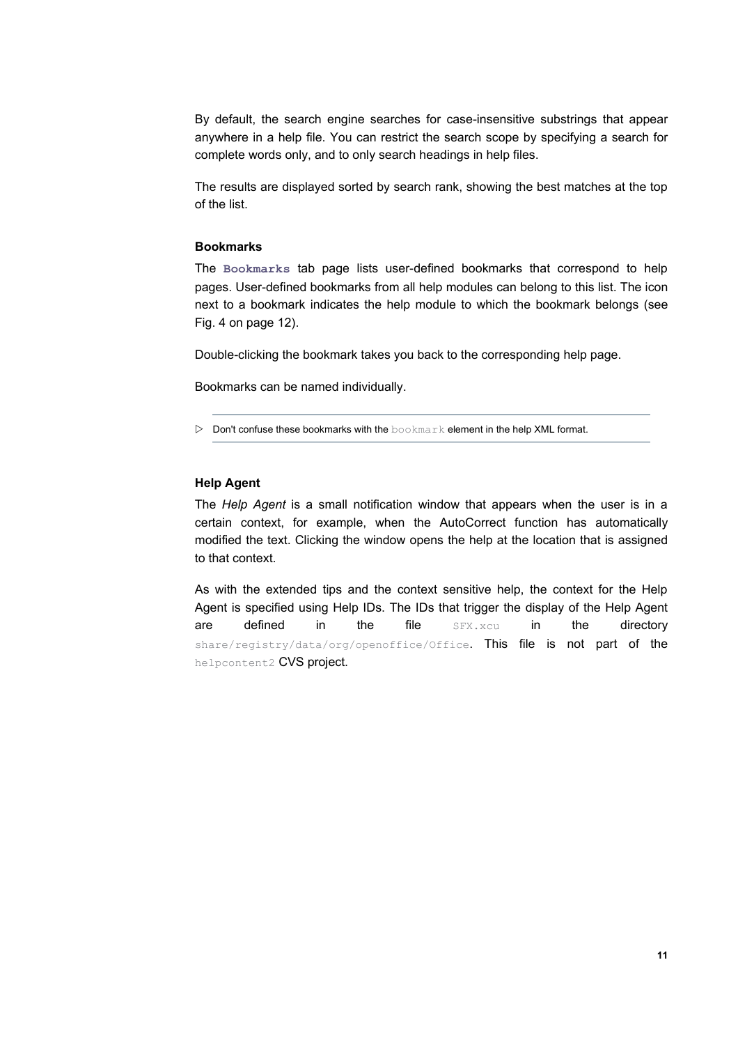By default, the search engine searches for case-insensitive substrings that appear anywhere in a help file. You can restrict the search scope by specifying a search for complete words only, and to only search headings in help files.

The results are displayed sorted by search rank, showing the best matches at the top of the list.

### Bookmarks

The **`Bookmarks`** tab page lists user-defined bookmarks that correspond to help pages. User-defined bookmarks from all help modules can belong to this list. The icon next to a bookmark indicates the help module to which the bookmark belongs (see Fig. 4 on page 12).

Double-clicking the bookmark takes you back to the corresponding help page.

Bookmarks can be named individually.

---

▷ Don't confuse these bookmarks with the `bookmark` element in the help XML format.

---

### Help Agent

The *Help Agent* is a small notification window that appears when the user is in a certain context, for example, when the AutoCorrect function has automatically modified the text. Clicking the window opens the help at the location that is assigned to that context.

As with the extended tips and the context sensitive help, the context for the Help Agent is specified using Help IDs. The IDs that trigger the display of the Help Agent are defined in the file `SFX.xcu` in the directory `share/registry/data/org/openoffice/Office`. This file is not part of the `helpcontent2` CVS project.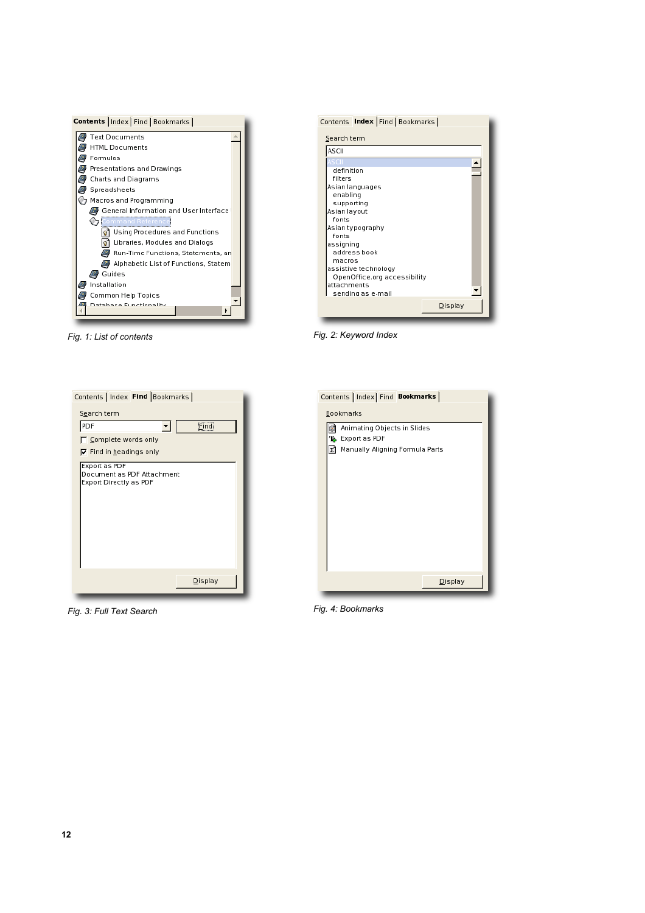Fig. 1: List of contents

Fig. 2: Keyword Index

Fig. 3: Full Text Search

Fig. 4: Bookmarks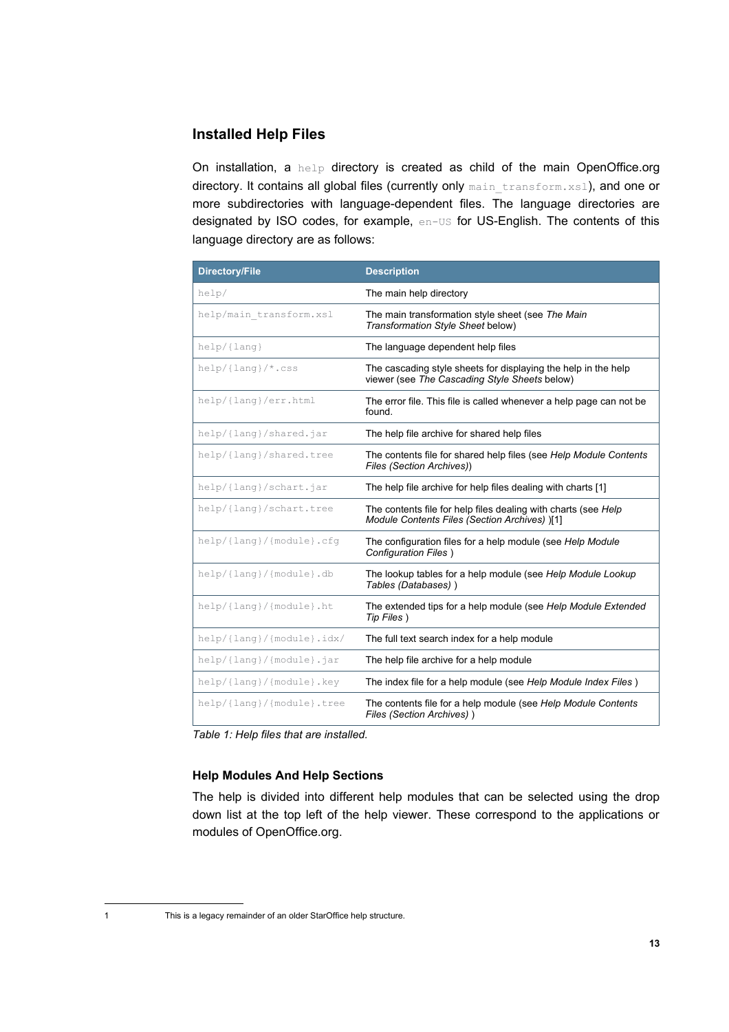## Installed Help Files

On installation, a `help` directory is created as child of the main OpenOffice.org directory. It contains all global files (currently only `main_transform.xsl`), and one or more subdirectories with language-dependent files. The language directories are designated by ISO codes, for example, `en-US` for US-English. The contents of this language directory are as follows:

| Directory/File | Description |
|---|---|
| `help/` | The main help directory |
| `help/main_transform.xsl` | The main transformation style sheet (see *The Main Transformation Style Sheet* below) |
| `help/{lang}` | The language dependent help files |
| `help/{lang}/*.css` | The cascading style sheets for displaying the help in the help viewer (see *The Cascading Style Sheets* below) |
| `help/{lang}/err.html` | The error file. This file is called whenever a help page can not be found. |
| `help/{lang}/shared.jar` | The help file archive for shared help files |
| `help/{lang}/shared.tree` | The contents file for shared help files (see *Help Module Contents Files (Section Archives)*) |
| `help/{lang}/schart.jar` | The help file archive for help files dealing with charts [1] |
| `help/{lang}/schart.tree` | The contents file for help files dealing with charts (see *Help Module Contents Files (Section Archives)* )[1] |
| `help/{lang}/{module}.cfg` | The configuration files for a help module (see *Help Module Configuration Files* ) |
| `help/{lang}/{module}.db` | The lookup tables for a help module (see *Help Module Lookup Tables (Databases)* ) |
| `help/{lang}/{module}.ht` | The extended tips for a help module (see *Help Module Extended Tip Files* ) |
| `help/{lang}/{module}.idx/` | The full text search index for a help module |
| `help/{lang}/{module}.jar` | The help file archive for a help module |
| `help/{lang}/{module}.key` | The index file for a help module (see *Help Module Index Files* ) |
| `help/{lang}/{module}.tree` | The contents file for a help module (see *Help Module Contents Files (Section Archives)* ) |

*Table 1: Help files that are installed.*

### Help Modules And Help Sections

The help is divided into different help modules that can be selected using the drop down list at the top left of the help viewer. These correspond to the applications or modules of OpenOffice.org.

[1] This is a legacy remainder of an older StarOffice help structure.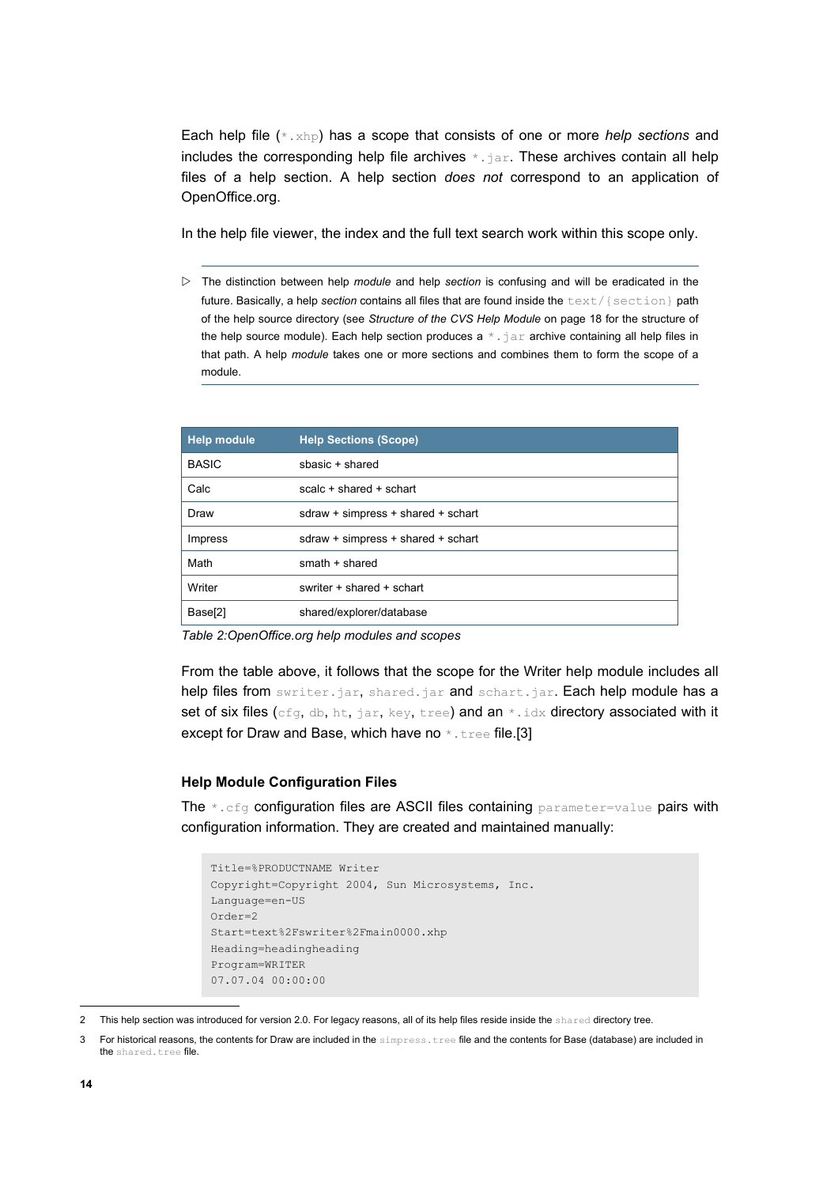Each help file (`*.xhp`) has a scope that consists of one or more *help sections* and includes the corresponding help file archives `*.jar`. These archives contain all help files of a help section. A help section *does not* correspond to an application of OpenOffice.org.

In the help file viewer, the index and the full text search work within this scope only.

> ▷ The distinction between help *module* and help *section* is confusing and will be eradicated in the future. Basically, a help *section* contains all files that are found inside the `text/{section}` path of the help source directory (see *Structure of the CVS Help Module* on page 18 for the structure of the help source module). Each help section produces a `*.jar` archive containing all help files in that path. A help *module* takes one or more sections and combines them to form the scope of a module.

| Help module | Help Sections (Scope) |
|---|---|
| BASIC | sbasic + shared |
| Calc | scalc + shared + schart |
| Draw | sdraw + simpress + shared + schart |
| Impress | sdraw + simpress + shared + schart |
| Math | smath + shared |
| Writer | swriter + shared + schart |
| Base[2] | shared/explorer/database |

*Table 2:OpenOffice.org help modules and scopes*

From the table above, it follows that the scope for the Writer help module includes all help files from `swriter.jar`, `shared.jar` and `schart.jar`. Each help module has a set of six files (`cfg`, `db`, `ht`, `jar`, `key`, `tree`) and an `*.idx` directory associated with it except for Draw and Base, which have no `*.tree` file.[3]

#### Help Module Configuration Files

The `*.cfg` configuration files are ASCII files containing `parameter=value` pairs with configuration information. They are created and maintained manually:

```
Title=%PRODUCTNAME Writer
Copyright=Copyright 2004, Sun Microsystems, Inc.
Language=en-US
Order=2
Start=text%2Fswriter%2Fmain0000.xhp
Heading=headingheading
Program=WRITER
07.07.04 00:00:00
```

2 This help section was introduced for version 2.0. For legacy reasons, all of its help files reside inside the `shared` directory tree.

3 For historical reasons, the contents for Draw are included in the `simpress.tree` file and the contents for Base (database) are included in the `shared.tree` file.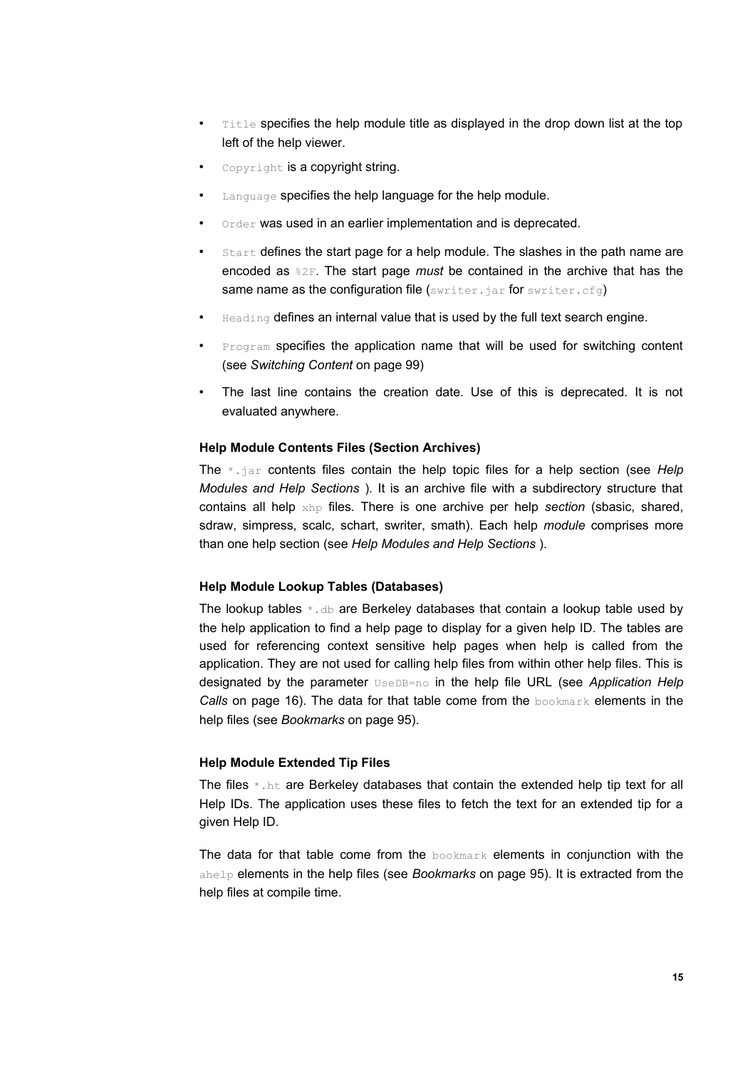- `Title` specifies the help module title as displayed in the drop down list at the top left of the help viewer.
- `Copyright` is a copyright string.
- `Language` specifies the help language for the help module.
- `Order` was used in an earlier implementation and is deprecated.
- `Start` defines the start page for a help module. The slashes in the path name are encoded as `%2F`. The start page *must* be contained in the archive that has the same name as the configuration file (`swriter.jar` for `swriter.cfg`)
- `Heading` defines an internal value that is used by the full text search engine.
- `Program` specifies the application name that will be used for switching content (see *Switching Content* on page 99)
- The last line contains the creation date. Use of this is deprecated. It is not evaluated anywhere.

#### Help Module Contents Files (Section Archives)

The `*.jar` contents files contain the help topic files for a help section (see *Help Modules and Help Sections* ). It is an archive file with a subdirectory structure that contains all help `xhp` files. There is one archive per help *section* (sbasic, shared, sdraw, simpress, scalc, schart, swriter, smath). Each help *module* comprises more than one help section (see *Help Modules and Help Sections* ).

#### Help Module Lookup Tables (Databases)

The lookup tables `*.db` are Berkeley databases that contain a lookup table used by the help application to find a help page to display for a given help ID. The tables are used for referencing context sensitive help pages when help is called from the application. They are not used for calling help files from within other help files. This is designated by the parameter `UseDB=no` in the help file URL (see *Application Help Calls* on page 16). The data for that table come from the `bookmark` elements in the help files (see *Bookmarks* on page 95).

#### Help Module Extended Tip Files

The files `*.ht` are Berkeley databases that contain the extended help tip text for all Help IDs. The application uses these files to fetch the text for an extended tip for a given Help ID.

The data for that table come from the `bookmark` elements in conjunction with the `ahelp` elements in the help files (see *Bookmarks* on page 95). It is extracted from the help files at compile time.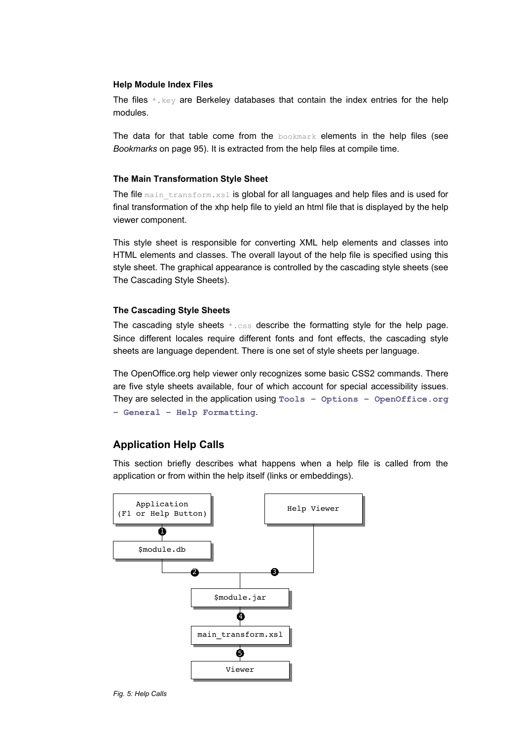### Help Module Index Files

The files `*.key` are Berkeley databases that contain the index entries for the help modules.

The data for that table come from the `bookmark` elements in the help files (see *Bookmarks* on page 95). It is extracted from the help files at compile time.

### The Main Transformation Style Sheet

The file `main_transform.xsl` is global for all languages and help files and is used for final transformation of the xhp help file to yield an html file that is displayed by the help viewer component.

This style sheet is responsible for converting XML help elements and classes into HTML elements and classes. The overall layout of the help file is specified using this style sheet. The graphical appearance is controlled by the cascading style sheets (see The Cascading Style Sheets).

### The Cascading Style Sheets

The cascading style sheets `*.css` describe the formatting style for the help page. Since different locales require different fonts and font effects, the cascading style sheets are language dependent. There is one set of style sheets per language.

The OpenOffice.org help viewer only recognizes some basic CSS2 commands. There are five style sheets available, four of which account for special accessibility issues. They are selected in the application using **Tools – Options – OpenOffice.org – General – Help Formatting**.

## Application Help Calls

This section briefly describes what happens when a help file is called from the application or from within the help itself (links or embeddings).

Application (F1 or Help Button)

Help Viewer

1

$module.db

2

3

$module.jar

4

main_transform.xsl

5

Viewer

*Fig. 5: Help Calls*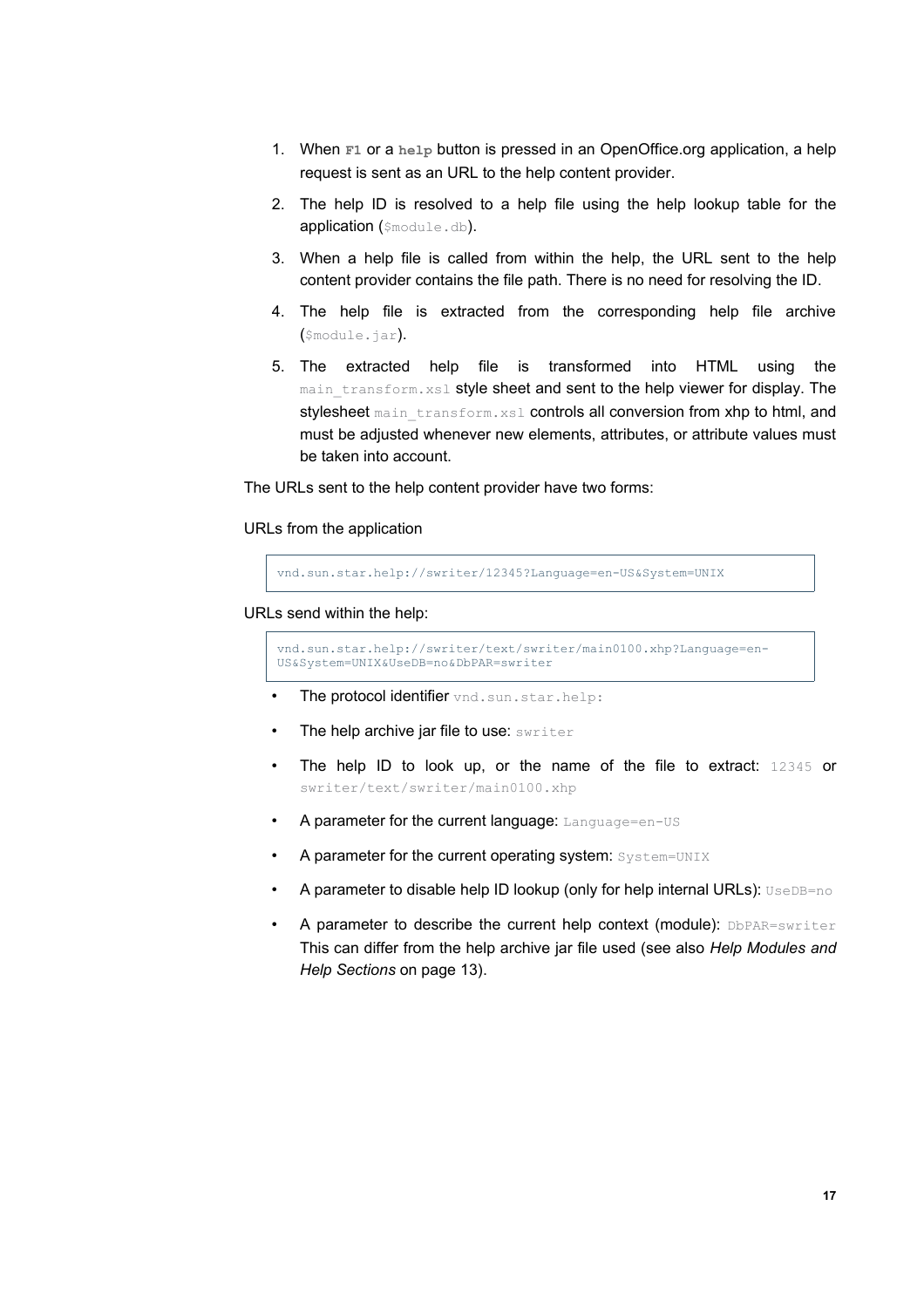1. When `F1` or a `help` button is pressed in an OpenOffice.org application, a help request is sent as an URL to the help content provider.
2. The help ID is resolved to a help file using the help lookup table for the application (`$module.db`).
3. When a help file is called from within the help, the URL sent to the help content provider contains the file path. There is no need for resolving the ID.
4. The help file is extracted from the corresponding help file archive (`$module.jar`).
5. The extracted help file is transformed into HTML using the `main_transform.xsl` style sheet and sent to the help viewer for display. The stylesheet `main_transform.xsl` controls all conversion from xhp to html, and must be adjusted whenever new elements, attributes, or attribute values must be taken into account.

The URLs sent to the help content provider have two forms:

URLs from the application

```
vnd.sun.star.help://swriter/12345?Language=en-US&System=UNIX
```

URLs send within the help:

```
vnd.sun.star.help://swriter/text/swriter/main0100.xhp?Language=en-
US&System=UNIX&UseDB=no&DbPAR=swriter
```

- The protocol identifier `vnd.sun.star.help:`
- The help archive jar file to use: `swriter`
- The help ID to look up, or the name of the file to extract: `12345` or `swriter/text/swriter/main0100.xhp`
- A parameter for the current language: `Language=en-US`
- A parameter for the current operating system: `System=UNIX`
- A parameter to disable help ID lookup (only for help internal URLs): `UseDB=no`
- A parameter to describe the current help context (module): `DbPAR=swriter` This can differ from the help archive jar file used (see also *Help Modules and Help Sections* on page 13).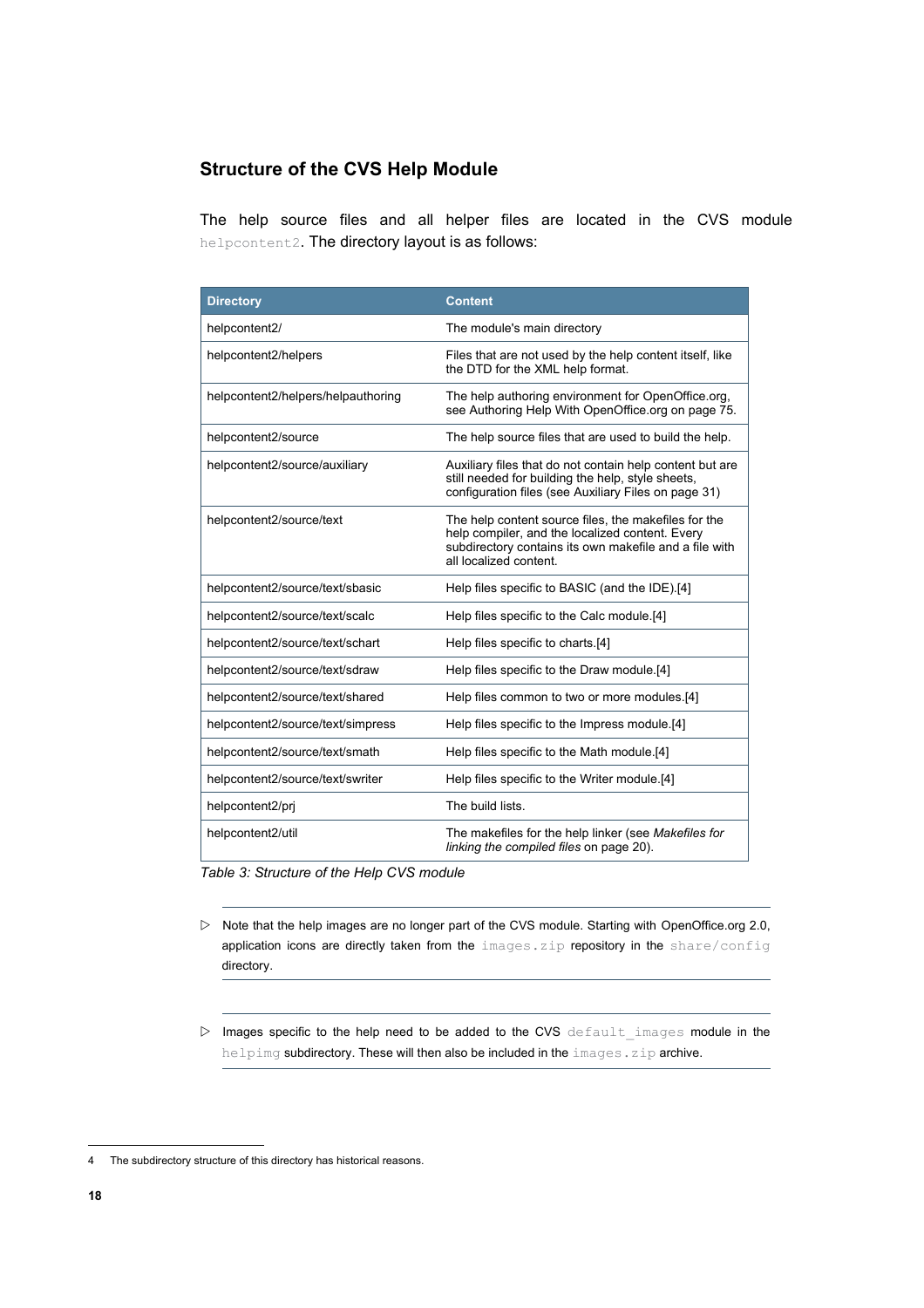## Structure of the CVS Help Module

The help source files and all helper files are located in the CVS module `helpcontent2`. The directory layout is as follows:

| Directory | Content |
|---|---|
| helpcontent2/ | The module's main directory |
| helpcontent2/helpers | Files that are not used by the help content itself, like the DTD for the XML help format. |
| helpcontent2/helpers/helpauthoring | The help authoring environment for OpenOffice.org, see Authoring Help With OpenOffice.org on page 75. |
| helpcontent2/source | The help source files that are used to build the help. |
| helpcontent2/source/auxiliary | Auxiliary files that do not contain help content but are still needed for building the help, style sheets, configuration files (see Auxiliary Files on page 31) |
| helpcontent2/source/text | The help content source files, the makefiles for the help compiler, and the localized content. Every subdirectory contains its own makefile and a file with all localized content. |
| helpcontent2/source/text/sbasic | Help files specific to BASIC (and the IDE).[4] |
| helpcontent2/source/text/scalc | Help files specific to the Calc module.[4] |
| helpcontent2/source/text/schart | Help files specific to charts.[4] |
| helpcontent2/source/text/sdraw | Help files specific to the Draw module.[4] |
| helpcontent2/source/text/shared | Help files common to two or more modules.[4] |
| helpcontent2/source/text/simpress | Help files specific to the Impress module.[4] |
| helpcontent2/source/text/smath | Help files specific to the Math module.[4] |
| helpcontent2/source/text/swriter | Help files specific to the Writer module.[4] |
| helpcontent2/prj | The build lists. |
| helpcontent2/util | The makefiles for the help linker (see *Makefiles for linking the compiled files* on page 20). |

*Table 3: Structure of the Help CVS module*

▷ Note that the help images are no longer part of the CVS module. Starting with OpenOffice.org 2.0, application icons are directly taken from the `images.zip` repository in the `share/config` directory.

▷ Images specific to the help need to be added to the CVS `default_images` module in the `helpimg` subdirectory. These will then also be included in the `images.zip` archive.

4 The subdirectory structure of this directory has historical reasons.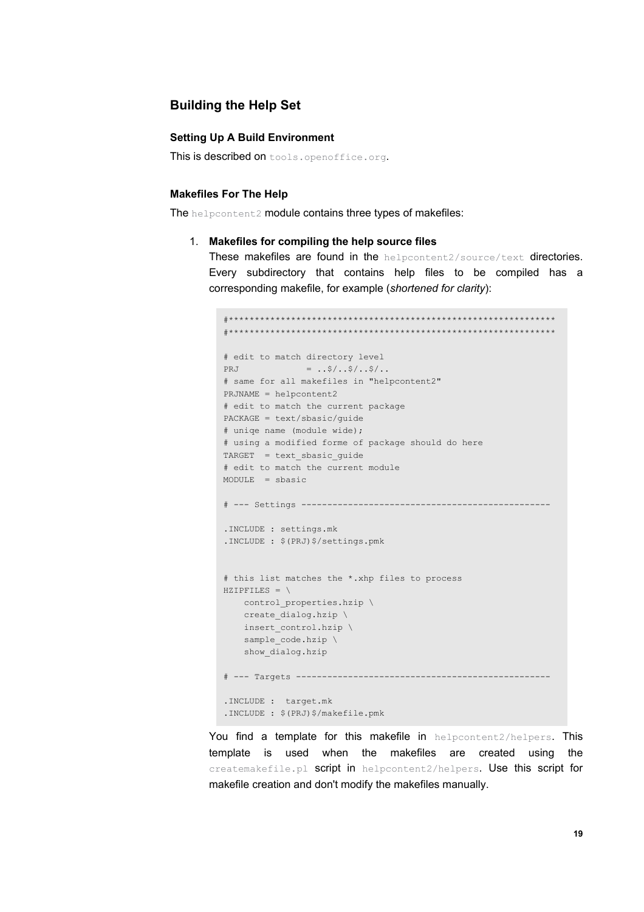## Building the Help Set

### Setting Up A Build Environment

This is described on `tools.openoffice.org`.

### Makefiles For The Help

The `helpcontent2` module contains three types of makefiles:

1. **Makefiles for compiling the help source files**
   These makefiles are found in the `helpcontent2/source/text` directories. Every subdirectory that contains help files to be compiled has a corresponding makefile, for example (*shortened for clarity*):

```
#*************************************************************
#*************************************************************

# edit to match directory level
PRJ            = ..$/..$/..$/..
# same for all makefiles in "helpcontent2"
PRJNAME = helpcontent2
# edit to match the current package
PACKAGE = text/sbasic/guide
# uniqe name (module wide);
# using a modified forme of package should do here
TARGET  = text_sbasic_guide
# edit to match the current module
MODULE  = sbasic

# --- Settings -----------------------------------------------

.INCLUDE : settings.mk
.INCLUDE : $(PRJ)$/settings.pmk


# this list matches the *.xhp files to process
HZIPFILES = \
    control_properties.hzip \
    create_dialog.hzip \
    insert_control.hzip \
    sample_code.hzip \
    show_dialog.hzip

# --- Targets ------------------------------------------------

.INCLUDE :  target.mk
.INCLUDE : $(PRJ)$/makefile.pmk
```

   You find a template for this makefile in `helpcontent2/helpers`. This template is used when the makefiles are created using the `createmakefile.pl` script in `helpcontent2/helpers`. Use this script for makefile creation and don't modify the makefiles manually.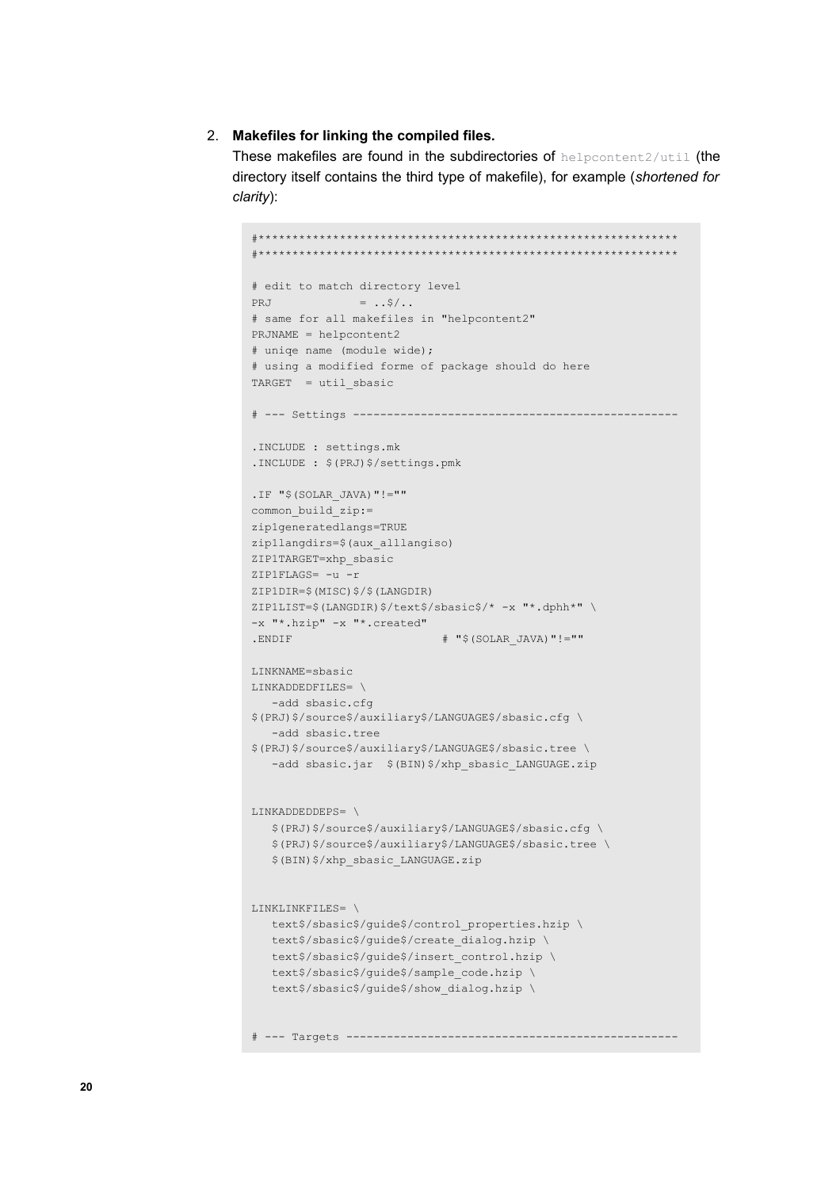2. **Makefiles for linking the compiled files.**
   These makefiles are found in the subdirectories of `helpcontent2/util` (the directory itself contains the third type of makefile), for example (*shortened for clarity*):

```
#***************************************************************
#***************************************************************

# edit to match directory level
PRJ             = ..$/..
# same for all makefiles in "helpcontent2"
PRJNAME = helpcontent2
# uniqe name (module wide);
# using a modified forme of package should do here
TARGET  = util_sbasic

# --- Settings ----------------------------------------------

.INCLUDE : settings.mk
.INCLUDE : $(PRJ)$/settings.pmk

.IF "$(SOLAR_JAVA)"!=""
common_build_zip:=
zip1generatedlangs=TRUE
zip1langdirs=$(aux_alllangiso)
ZIP1TARGET=xhp_sbasic
ZIP1FLAGS= -u -r
ZIP1DIR=$(MISC)$/$(LANGDIR)
ZIP1LIST=$(LANGDIR)$/text$/sbasic$/* -x "*.dphh*" \
-x "*.hzip" -x "*.created"
.ENDIF                      # "$(SOLAR_JAVA)"!=""

LINKNAME=sbasic
LINKADDEDFILES= \
   -add sbasic.cfg
$(PRJ)$/source$/auxiliary$/LANGUAGE$/sbasic.cfg \
   -add sbasic.tree
$(PRJ)$/source$/auxiliary$/LANGUAGE$/sbasic.tree \
   -add sbasic.jar  $(BIN)$/xhp_sbasic_LANGUAGE.zip


LINKADDEDDEPS= \
   $(PRJ)$/source$/auxiliary$/LANGUAGE$/sbasic.cfg \
   $(PRJ)$/source$/auxiliary$/LANGUAGE$/sbasic.tree \
   $(BIN)$/xhp_sbasic_LANGUAGE.zip


LINKLINKFILES= \
   text$/sbasic$/guide$/control_properties.hzip \
   text$/sbasic$/guide$/create_dialog.hzip \
   text$/sbasic$/guide$/insert_control.hzip \
   text$/sbasic$/guide$/sample_code.hzip \
   text$/sbasic$/guide$/show_dialog.hzip \


# --- Targets ------------------------------------------------
```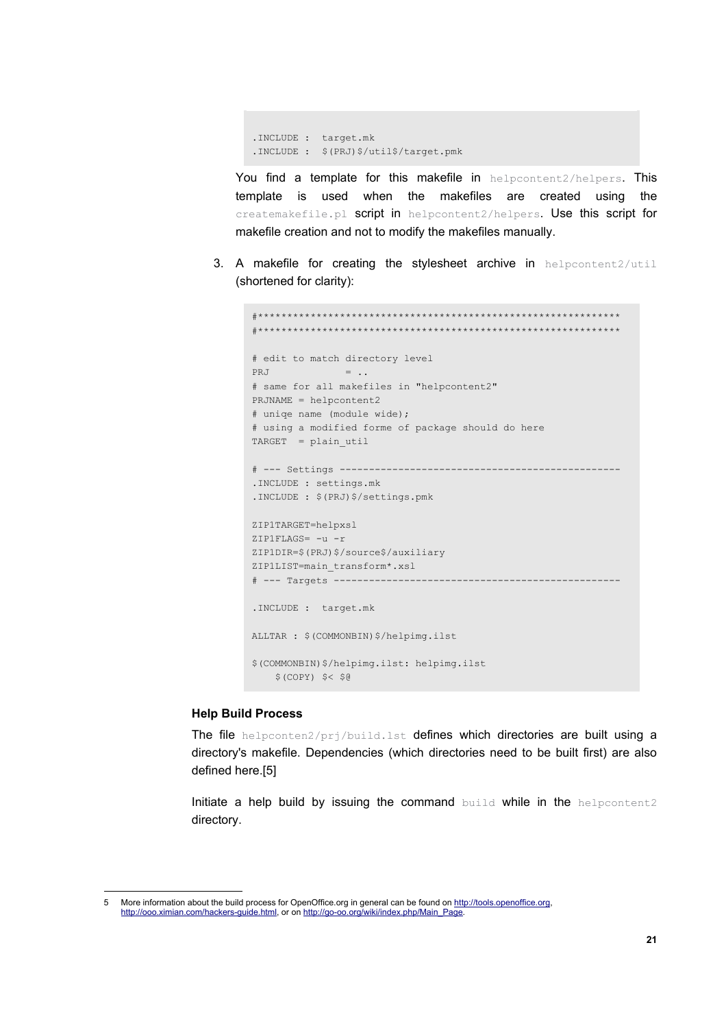```
.INCLUDE :  target.mk
.INCLUDE :  $(PRJ)$/util$/target.pmk
```

You find a template for this makefile in `helpcontent2/helpers`. This template is used when the makefiles are created using the `createmakefile.pl` script in `helpcontent2/helpers`. Use this script for makefile creation and not to modify the makefiles manually.

3. A makefile for creating the stylesheet archive in `helpcontent2/util` (shortened for clarity):

```
#***************************************************************
#***************************************************************

# edit to match directory level
PRJ             = ..
# same for all makefiles in "helpcontent2"
PRJNAME = helpcontent2
# uniqe name (module wide);
# using a modified forme of package should do here
TARGET  = plain_util

# --- Settings -----------------------------------------------
.INCLUDE : settings.mk
.INCLUDE : $(PRJ)$/settings.pmk

ZIP1TARGET=helpxsl
ZIP1FLAGS= -u -r
ZIP1DIR=$(PRJ)$/source$/auxiliary
ZIP1LIST=main_transform*.xsl
# --- Targets ------------------------------------------------

.INCLUDE :  target.mk

ALLTAR : $(COMMONBIN)$/helpimg.ilst

$(COMMONBIN)$/helpimg.ilst: helpimg.ilst
    $(COPY) $< $@
```

#### Help Build Process

The file `helpconten2/prj/build.lst` defines which directories are built using a directory's makefile. Dependencies (which directories need to be built first) are also defined here.[5]

Initiate a help build by issuing the command `build` while in the `helpcontent2` directory.

---

5 More information about the build process for OpenOffice.org in general can be found on http://tools.openoffice.org, http://ooo.ximian.com/hackers-guide.html, or on http://go-oo.org/wiki/index.php/Main_Page.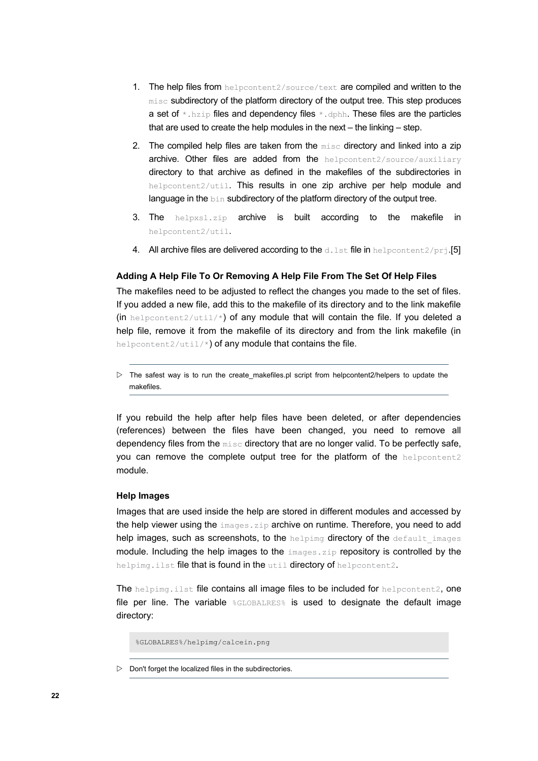1. The help files from `helpcontent2/source/text` are compiled and written to the `misc` subdirectory of the platform directory of the output tree. This step produces a set of `*.hzip` files and dependency files `*.dphh`. These files are the particles that are used to create the help modules in the next – the linking – step.
2. The compiled help files are taken from the `misc` directory and linked into a zip archive. Other files are added from the `helpcontent2/source/auxiliary` directory to that archive as defined in the makefiles of the subdirectories in `helpcontent2/util`. This results in one zip archive per help module and language in the `bin` subdirectory of the platform directory of the output tree.
3. The `helpxsl.zip` archive is built according to the makefile in `helpcontent2/util`.
4. All archive files are delivered according to the `d.lst` file in `helpcontent2/prj`.[5]

#### Adding A Help File To Or Removing A Help File From The Set Of Help Files

The makefiles need to be adjusted to reflect the changes you made to the set of files. If you added a new file, add this to the makefile of its directory and to the link makefile (in `helpcontent2/util/*`) of any module that will contain the file. If you deleted a help file, remove it from the makefile of its directory and from the link makefile (in `helpcontent2/util/*`) of any module that contains the file.

> ▷ The safest way is to run the create_makefiles.pl script from helpcontent2/helpers to update the makefiles.

If you rebuild the help after help files have been deleted, or after dependencies (references) between the files have been changed, you need to remove all dependency files from the `misc` directory that are no longer valid. To be perfectly safe, you can remove the complete output tree for the platform of the `helpcontent2` module.

#### Help Images

Images that are used inside the help are stored in different modules and accessed by the help viewer using the `images.zip` archive on runtime. Therefore, you need to add help images, such as screenshots, to the `helpimg` directory of the `default_images` module. Including the help images to the `images.zip` repository is controlled by the `helpimg.ilst` file that is found in the `util` directory of `helpcontent2`.

The `helpimg.ilst` file contains all image files to be included for `helpcontent2`, one file per line. The variable `%GLOBALRES%` is used to designate the default image directory:

```
%GLOBALRES%/helpimg/calcein.png
```

> ▷ Don't forget the localized files in the subdirectories.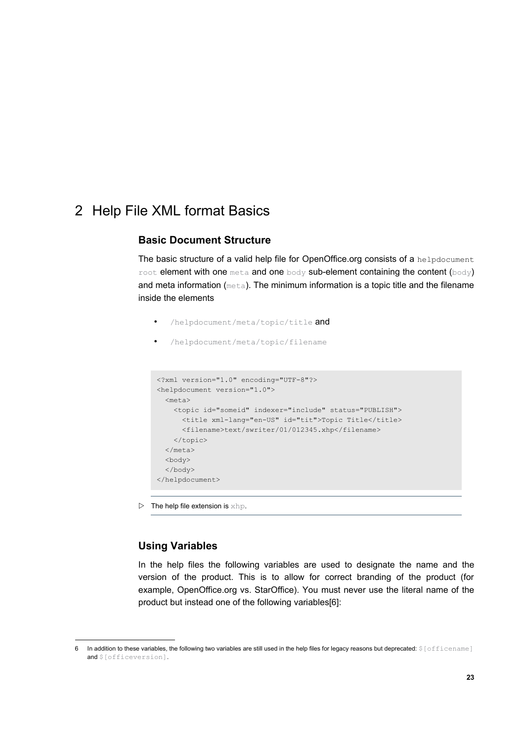# 2 Help File XML format Basics

### Basic Document Structure

The basic structure of a valid help file for OpenOffice.org consists of a `helpdocument root` element with one `meta` and one `body` sub-element containing the content (`body`) and meta information (`meta`). The minimum information is a topic title and the filename inside the elements

- `/helpdocument/meta/topic/title` and
- `/helpdocument/meta/topic/filename`

```
<?xml version="1.0" encoding="UTF-8"?>
<helpdocument version="1.0">
  <meta>
    <topic id="someid" indexer="include" status="PUBLISH">
      <title xml-lang="en-US" id="tit">Topic Title</title>
      <filename>text/swriter/01/012345.xhp</filename>
    </topic>
  </meta>
  <body>
  </body>
</helpdocument>
```

▷ The help file extension is `xhp`.

### Using Variables

In the help files the following variables are used to designate the name and the version of the product. This is to allow for correct branding of the product (for example, OpenOffice.org vs. StarOffice). You must never use the literal name of the product but instead one of the following variables[6]:

6 In addition to these variables, the following two variables are still used in the help files for legacy reasons but deprecated: `$[officename]` and `$[officeversion]`.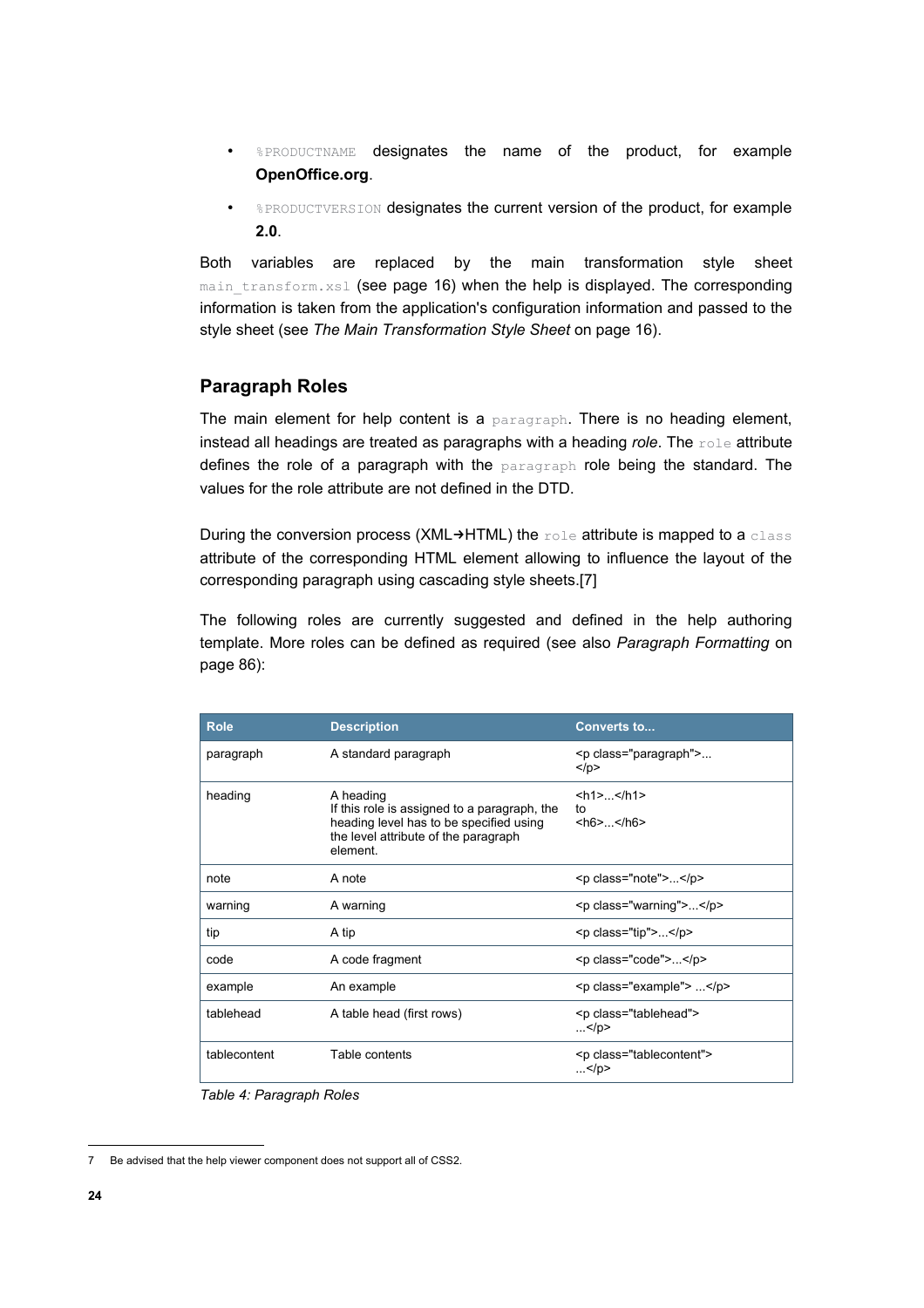- `%PRODUCTNAME` designates the name of the product, for example **OpenOffice.org**.
- `%PRODUCTVERSION` designates the current version of the product, for example **2.0**.

Both variables are replaced by the main transformation style sheet `main_transform.xsl` (see page 16) when the help is displayed. The corresponding information is taken from the application's configuration information and passed to the style sheet (see *The Main Transformation Style Sheet* on page 16).

## Paragraph Roles

The main element for help content is a `paragraph`. There is no heading element, instead all headings are treated as paragraphs with a heading *role*. The `role` attribute defines the role of a paragraph with the `paragraph` role being the standard. The values for the role attribute are not defined in the DTD.

During the conversion process (XML➔HTML) the `role` attribute is mapped to a `class` attribute of the corresponding HTML element allowing to influence the layout of the corresponding paragraph using cascading style sheets.[7]

The following roles are currently suggested and defined in the help authoring template. More roles can be defined as required (see also *Paragraph Formatting* on page 86):

| Role | Description | Converts to... |
|---|---|---|
| paragraph | A standard paragraph | <p class="paragraph">...</p> |
| heading | A heading<br>If this role is assigned to a paragraph, the heading level has to be specified using the level attribute of the paragraph element. | <h1>...</h1><br>to<br><h6>...</h6> |
| note | A note | <p class="note">...</p> |
| warning | A warning | <p class="warning">...</p> |
| tip | A tip | <p class="tip">...</p> |
| code | A code fragment | <p class="code">...</p> |
| example | An example | <p class="example"> ...</p> |
| tablehead | A table head (first rows) | <p class="tablehead"> ...</p> |
| tablecontent | Table contents | <p class="tablecontent"> ...</p> |

*Table 4: Paragraph Roles*

7 Be advised that the help viewer component does not support all of CSS2.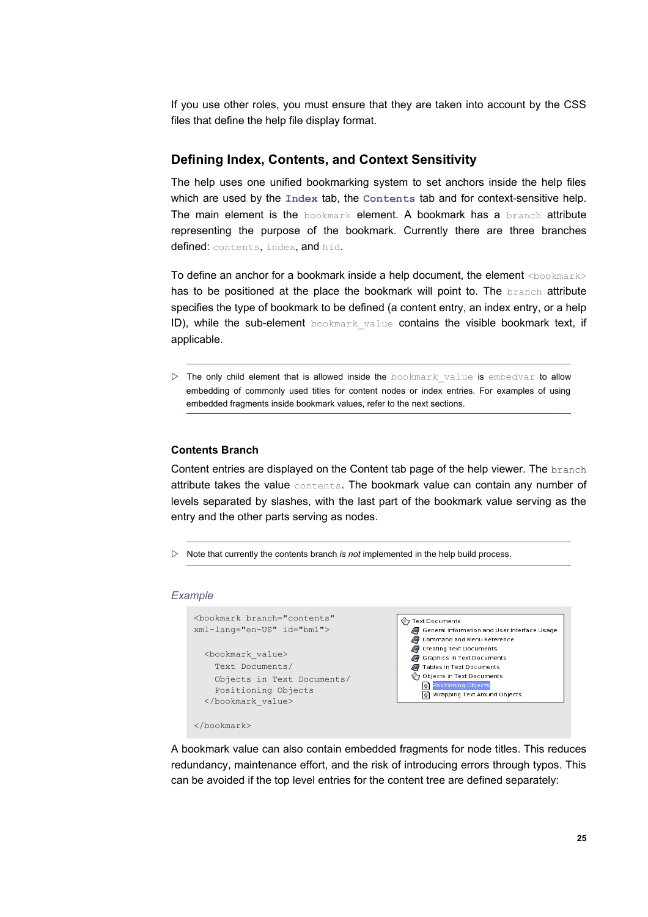If you use other roles, you must ensure that they are taken into account by the CSS files that define the help file display format.

## Defining Index, Contents, and Context Sensitivity

The help uses one unified bookmarking system to set anchors inside the help files which are used by the **Index** tab, the **Contents** tab and for context-sensitive help. The main element is the `bookmark` element. A bookmark has a `branch` attribute representing the purpose of the bookmark. Currently there are three branches defined: `contents`, `index`, and `hid`.

To define an anchor for a bookmark inside a help document, the element `<bookmark>` has to be positioned at the place the bookmark will point to. The `branch` attribute specifies the type of bookmark to be defined (a content entry, an index entry, or a help ID), while the sub-element `bookmark_value` contains the visible bookmark text, if applicable.

▷ The only child element that is allowed inside the `bookmark_value` is `embedvar` to allow embedding of commonly used titles for content nodes or index entries. For examples of using embedded fragments inside bookmark values, refer to the next sections.

### Contents Branch

Content entries are displayed on the Content tab page of the help viewer. The `branch` attribute takes the value `contents`. The bookmark value can contain any number of levels separated by slashes, with the last part of the bookmark value serving as the entry and the other parts serving as nodes.

▷ Note that currently the contents branch *is not* implemented in the help build process.

*Example*

```
<bookmark branch="contents"
xml-lang="en-US" id="bm1">

  <bookmark_value>
    Text Documents/
    Objects in Text Documents/
    Positioning Objects
  </bookmark_value>

</bookmark>
```

Text Documents
General Information and User Interface Usage
Command and Menu Reference
Creating Text Documents
Graphics in Text Documents
Tables in Text Documents
Objects in Text Documents
Positioning Objects
Wrapping Text Around Objects

A bookmark value can also contain embedded fragments for node titles. This reduces redundancy, maintenance effort, and the risk of introducing errors through typos. This can be avoided if the top level entries for the content tree are defined separately: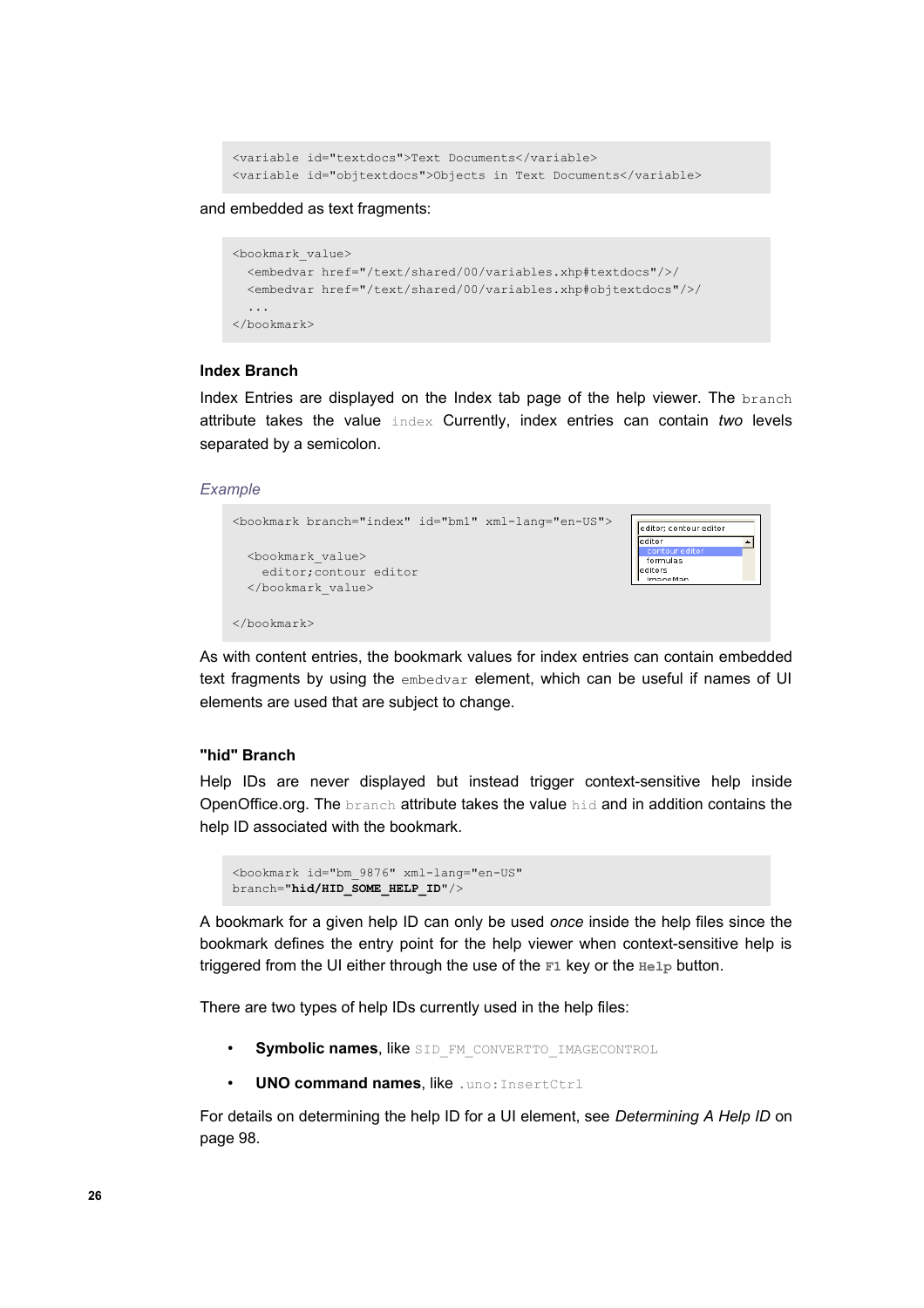```
<variable id="textdocs">Text Documents</variable>
<variable id="objtextdocs">Objects in Text Documents</variable>
```

and embedded as text fragments:

```
<bookmark_value>
  <embedvar href="/text/shared/00/variables.xhp#textdocs"/>/
  <embedvar href="/text/shared/00/variables.xhp#objtextdocs"/>/
  ...
</bookmark>
```

### Index Branch

Index Entries are displayed on the Index tab page of the help viewer. The `branch` attribute takes the value `index` Currently, index entries can contain *two* levels separated by a semicolon.

*Example*

```
<bookmark branch="index" id="bm1" xml-lang="en-US">

  <bookmark_value>
    editor;contour editor
  </bookmark_value>

</bookmark>
```

editor; contour editor
editor
contour editor
formulas
editors
ImageMap

As with content entries, the bookmark values for index entries can contain embedded text fragments by using the `embedvar` element, which can be useful if names of UI elements are used that are subject to change.

### "hid" Branch

Help IDs are never displayed but instead trigger context-sensitive help inside OpenOffice.org. The `branch` attribute takes the value `hid` and in addition contains the help ID associated with the bookmark.

```
<bookmark id="bm_9876" xml-lang="en-US"
branch="hid/HID_SOME_HELP_ID"/>
```

A bookmark for a given help ID can only be used *once* inside the help files since the bookmark defines the entry point for the help viewer when context-sensitive help is triggered from the UI either through the use of the **F1** key or the **Help** button.

There are two types of help IDs currently used in the help files:

- **Symbolic names**, like `SID_FM_CONVERTTO_IMAGECONTROL`
- **UNO command names**, like `.uno:InsertCtrl`

For details on determining the help ID for a UI element, see *Determining A Help ID* on page 98.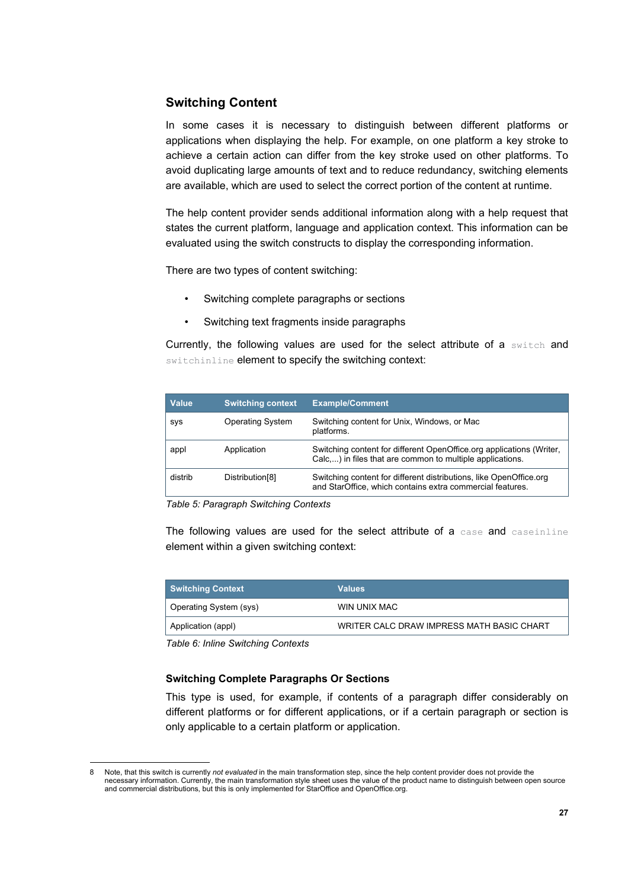## Switching Content

In some cases it is necessary to distinguish between different platforms or applications when displaying the help. For example, on one platform a key stroke to achieve a certain action can differ from the key stroke used on other platforms. To avoid duplicating large amounts of text and to reduce redundancy, switching elements are available, which are used to select the correct portion of the content at runtime.

The help content provider sends additional information along with a help request that states the current platform, language and application context. This information can be evaluated using the switch constructs to display the corresponding information.

There are two types of content switching:

- Switching complete paragraphs or sections
- Switching text fragments inside paragraphs

Currently, the following values are used for the select attribute of a `switch` and `switchinline` element to specify the switching context:

| Value | Switching context | Example/Comment |
| --- | --- | --- |
| sys | Operating System | Switching content for Unix, Windows, or Mac platforms. |
| appl | Application | Switching content for different OpenOffice.org applications (Writer, Calc,...) in files that are common to multiple applications. |
| distrib | Distribution[8] | Switching content for different distributions, like OpenOffice.org and StarOffice, which contains extra commercial features. |

*Table 5: Paragraph Switching Contexts*

The following values are used for the select attribute of a `case` and `caseinline` element within a given switching context:

| Switching Context | Values |
| --- | --- |
| Operating System (sys) | WIN UNIX MAC |
| Application (appl) | WRITER CALC DRAW IMPRESS MATH BASIC CHART |

*Table 6: Inline Switching Contexts*

### Switching Complete Paragraphs Or Sections

This type is used, for example, if contents of a paragraph differ considerably on different platforms or for different applications, or if a certain paragraph or section is only applicable to a certain platform or application.

---

8 Note, that this switch is currently *not evaluated* in the main transformation step, since the help content provider does not provide the necessary information. Currently, the main transformation style sheet uses the value of the product name to distinguish between open source and commercial distributions, but this is only implemented for StarOffice and OpenOffice.org.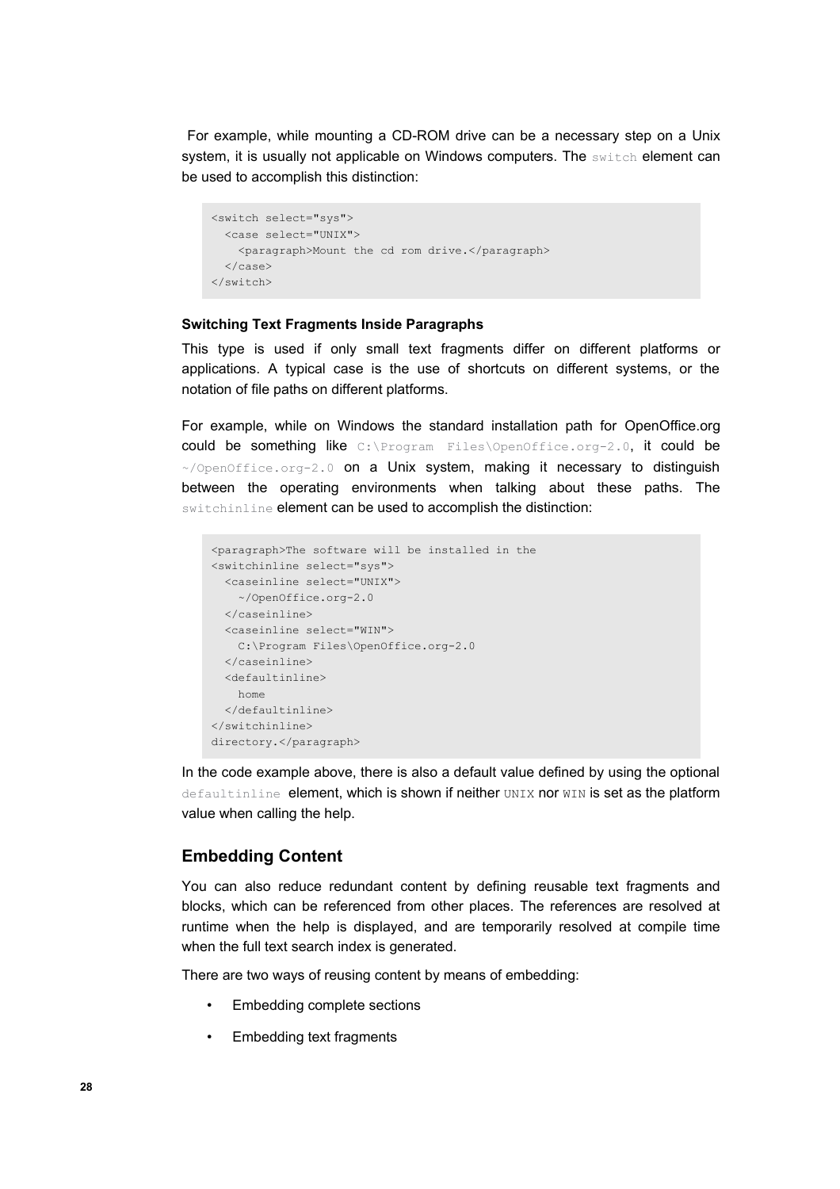For example, while mounting a CD-ROM drive can be a necessary step on a Unix system, it is usually not applicable on Windows computers. The `switch` element can be used to accomplish this distinction:

```
<switch select="sys">
  <case select="UNIX">
    <paragraph>Mount the cd rom drive.</paragraph>
  </case>
</switch>
```

#### Switching Text Fragments Inside Paragraphs

This type is used if only small text fragments differ on different platforms or applications. A typical case is the use of shortcuts on different systems, or the notation of file paths on different platforms.

For example, while on Windows the standard installation path for OpenOffice.org could be something like `C:\Program Files\OpenOffice.org-2.0`, it could be `~/OpenOffice.org-2.0` on a Unix system, making it necessary to distinguish between the operating environments when talking about these paths. The `switchinline` element can be used to accomplish the distinction:

```
<paragraph>The software will be installed in the
<switchinline select="sys">
  <caseinline select="UNIX">
    ~/OpenOffice.org-2.0
  </caseinline>
  <caseinline select="WIN">
    C:\Program Files\OpenOffice.org-2.0
  </caseinline>
  <defaultinline>
    home
  </defaultinline>
</switchinline>
directory.</paragraph>
```

In the code example above, there is also a default value defined by using the optional `defaultinline` element, which is shown if neither `UNIX` nor `WIN` is set as the platform value when calling the help.

### Embedding Content

You can also reduce redundant content by defining reusable text fragments and blocks, which can be referenced from other places. The references are resolved at runtime when the help is displayed, and are temporarily resolved at compile time when the full text search index is generated.

There are two ways of reusing content by means of embedding:

- Embedding complete sections
- Embedding text fragments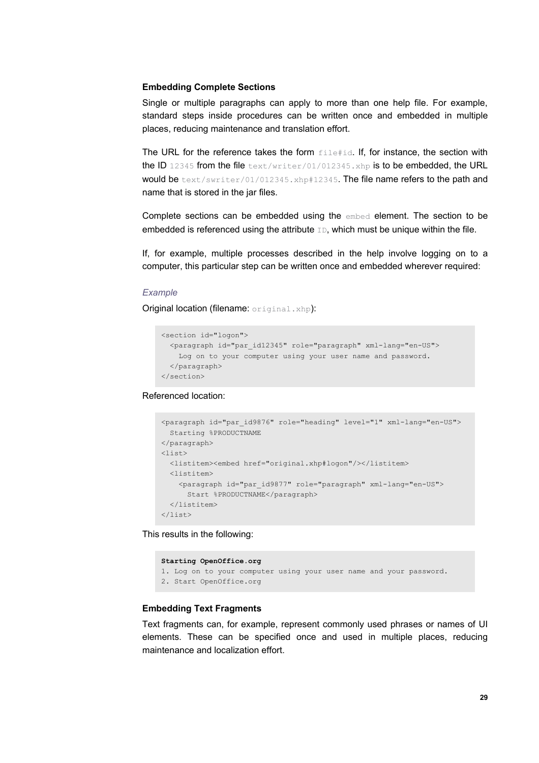### Embedding Complete Sections

Single or multiple paragraphs can apply to more than one help file. For example, standard steps inside procedures can be written once and embedded in multiple places, reducing maintenance and translation effort.

The URL for the reference takes the form `file#id`. If, for instance, the section with the ID `12345` from the file `text/writer/01/012345.xhp` is to be embedded, the URL would be `text/swriter/01/012345.xhp#12345`. The file name refers to the path and name that is stored in the jar files.

Complete sections can be embedded using the `embed` element. The section to be embedded is referenced using the attribute `ID`, which must be unique within the file.

If, for example, multiple processes described in the help involve logging on to a computer, this particular step can be written once and embedded wherever required:

*Example*

Original location (filename: `original.xhp`):

```
<section id="logon">
  <paragraph id="par_id12345" role="paragraph" xml-lang="en-US">
    Log on to your computer using your user name and password.
  </paragraph>
</section>
```

Referenced location:

```
<paragraph id="par_id9876" role="heading" level="1" xml-lang="en-US">
  Starting %PRODUCTNAME
</paragraph>
<list>
  <listitem><embed href="original.xhp#logon"/></listitem>
  <listitem>
    <paragraph id="par_id9877" role="paragraph" xml-lang="en-US">
      Start %PRODUCTNAME</paragraph>
  </listitem>
</list>
```

This results in the following:

```
Starting OpenOffice.org
1. Log on to your computer using your user name and your password.
2. Start OpenOffice.org
```

### Embedding Text Fragments

Text fragments can, for example, represent commonly used phrases or names of UI elements. These can be specified once and used in multiple places, reducing maintenance and localization effort.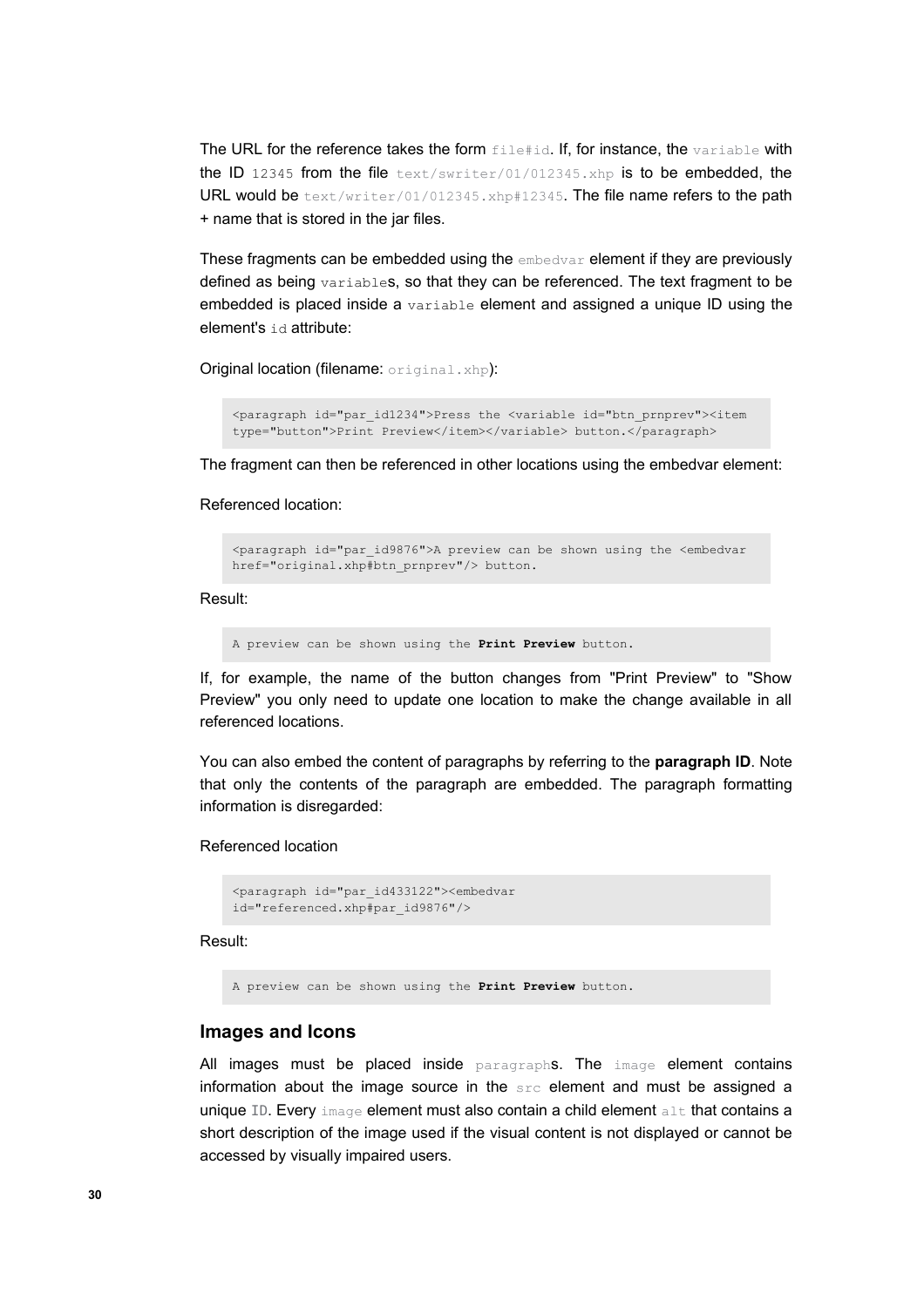The URL for the reference takes the form `file#id`. If, for instance, the `variable` with the ID `12345` from the file `text/swriter/01/012345.xhp` is to be embedded, the URL would be `text/writer/01/012345.xhp#12345`. The file name refers to the path + name that is stored in the jar files.

These fragments can be embedded using the `embedvar` element if they are previously defined as being `variable`s, so that they can be referenced. The text fragment to be embedded is placed inside a `variable` element and assigned a unique ID using the element's `id` attribute:

Original location (filename: `original.xhp`):

```
<paragraph id="par_id1234">Press the <variable id="btn_prnprev"><item
type="button">Print Preview</item></variable> button.</paragraph>
```

The fragment can then be referenced in other locations using the embedvar element:

Referenced location:

```
<paragraph id="par_id9876">A preview can be shown using the <embedvar
href="original.xhp#btn_prnprev"/> button.
```

Result:

```
A preview can be shown using the Print Preview button.
```

If, for example, the name of the button changes from "Print Preview" to "Show Preview" you only need to update one location to make the change available in all referenced locations.

You can also embed the content of paragraphs by referring to the **paragraph ID**. Note that only the contents of the paragraph are embedded. The paragraph formatting information is disregarded:

Referenced location

```
<paragraph id="par_id433122"><embedvar
id="referenced.xhp#par_id9876"/>
```

Result:

```
A preview can be shown using the Print Preview button.
```

### Images and Icons

All images must be placed inside `paragraph`s. The `image` element contains information about the image source in the `src` element and must be assigned a unique `ID`. Every `image` element must also contain a child element `alt` that contains a short description of the image used if the visual content is not displayed or cannot be accessed by visually impaired users.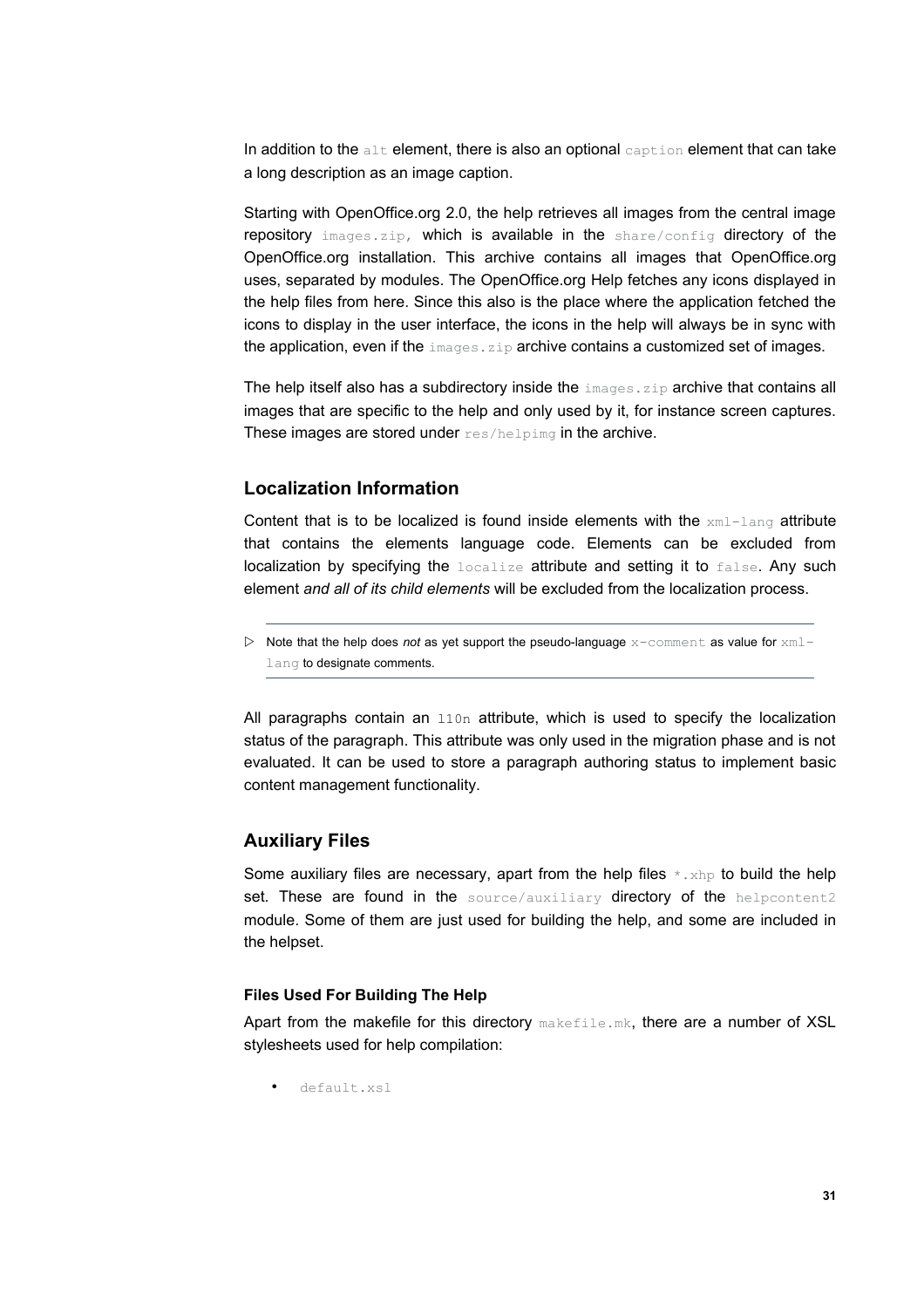In addition to the `alt` element, there is also an optional `caption` element that can take a long description as an image caption.

Starting with OpenOffice.org 2.0, the help retrieves all images from the central image repository `images.zip`, which is available in the `share/config` directory of the OpenOffice.org installation. This archive contains all images that OpenOffice.org uses, separated by modules. The OpenOffice.org Help fetches any icons displayed in the help files from here. Since this also is the place where the application fetched the icons to display in the user interface, the icons in the help will always be in sync with the application, even if the `images.zip` archive contains a customized set of images.

The help itself also has a subdirectory inside the `images.zip` archive that contains all images that are specific to the help and only used by it, for instance screen captures. These images are stored under `res/helpimg` in the archive.

## Localization Information

Content that is to be localized is found inside elements with the `xml-lang` attribute that contains the elements language code. Elements can be excluded from localization by specifying the `localize` attribute and setting it to `false`. Any such element *and all of its child elements* will be excluded from the localization process.

---

▷ Note that the help does *not* as yet support the pseudo-language `x-comment` as value for `xml-lang` to designate comments.

---

All paragraphs contain an `l10n` attribute, which is used to specify the localization status of the paragraph. This attribute was only used in the migration phase and is not evaluated. It can be used to store a paragraph authoring status to implement basic content management functionality.

## Auxiliary Files

Some auxiliary files are necessary, apart from the help files `*.xhp` to build the help set. These are found in the `source/auxiliary` directory of the `helpcontent2` module. Some of them are just used for building the help, and some are included in the helpset.

### Files Used For Building The Help

Apart from the makefile for this directory `makefile.mk`, there are a number of XSL stylesheets used for help compilation:

- `default.xsl`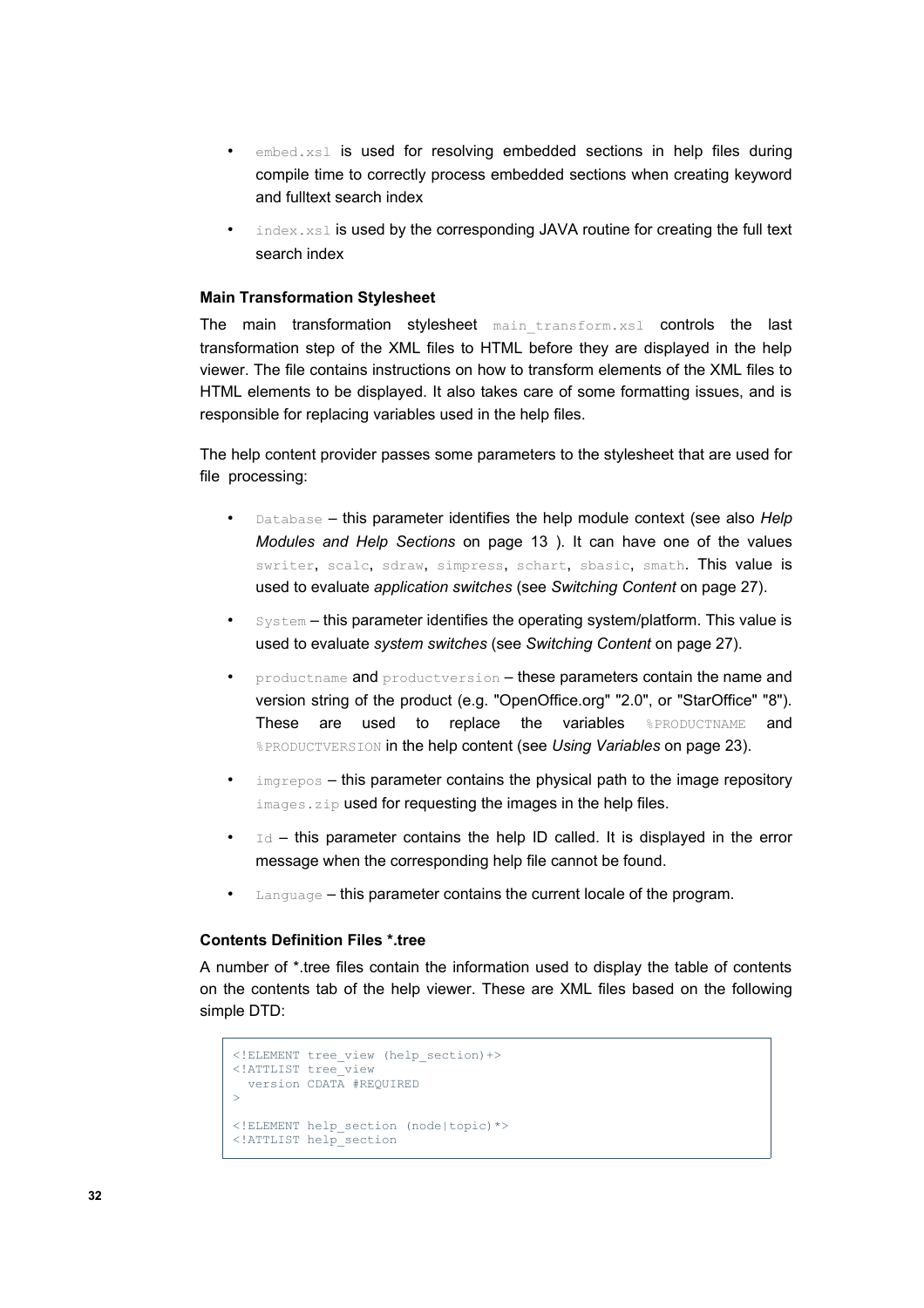- `embed.xsl` is used for resolving embedded sections in help files during compile time to correctly process embedded sections when creating keyword and fulltext search index
- `index.xsl` is used by the corresponding JAVA routine for creating the full text search index

**Main Transformation Stylesheet**

The main transformation stylesheet `main_transform.xsl` controls the last transformation step of the XML files to HTML before they are displayed in the help viewer. The file contains instructions on how to transform elements of the XML files to HTML elements to be displayed. It also takes care of some formatting issues, and is responsible for replacing variables used in the help files.

The help content provider passes some parameters to the stylesheet that are used for file processing:

- `Database` – this parameter identifies the help module context (see also *Help Modules and Help Sections* on page 13 ). It can have one of the values `swriter`, `scalc`, `sdraw`, `simpress`, `schart`, `sbasic`, `smath`. This value is used to evaluate *application switches* (see *Switching Content* on page 27).
- `System` – this parameter identifies the operating system/platform. This value is used to evaluate *system switches* (see *Switching Content* on page 27).
- `productname` and `productversion` – these parameters contain the name and version string of the product (e.g. "OpenOffice.org" "2.0", or "StarOffice" "8"). These are used to replace the variables `%PRODUCTNAME` and `%PRODUCTVERSION` in the help content (see *Using Variables* on page 23).
- `imgrepos` – this parameter contains the physical path to the image repository `images.zip` used for requesting the images in the help files.
- `Id` – this parameter contains the help ID called. It is displayed in the error message when the corresponding help file cannot be found.
- `Language` – this parameter contains the current locale of the program.

**Contents Definition Files *.tree**

A number of *.tree files contain the information used to display the table of contents on the contents tab of the help viewer. These are XML files based on the following simple DTD:

```
<!ELEMENT tree_view (help_section)+>
<!ATTLIST tree_view
  version CDATA #REQUIRED
>

<!ELEMENT help_section (node|topic)*>
<!ATTLIST help_section
```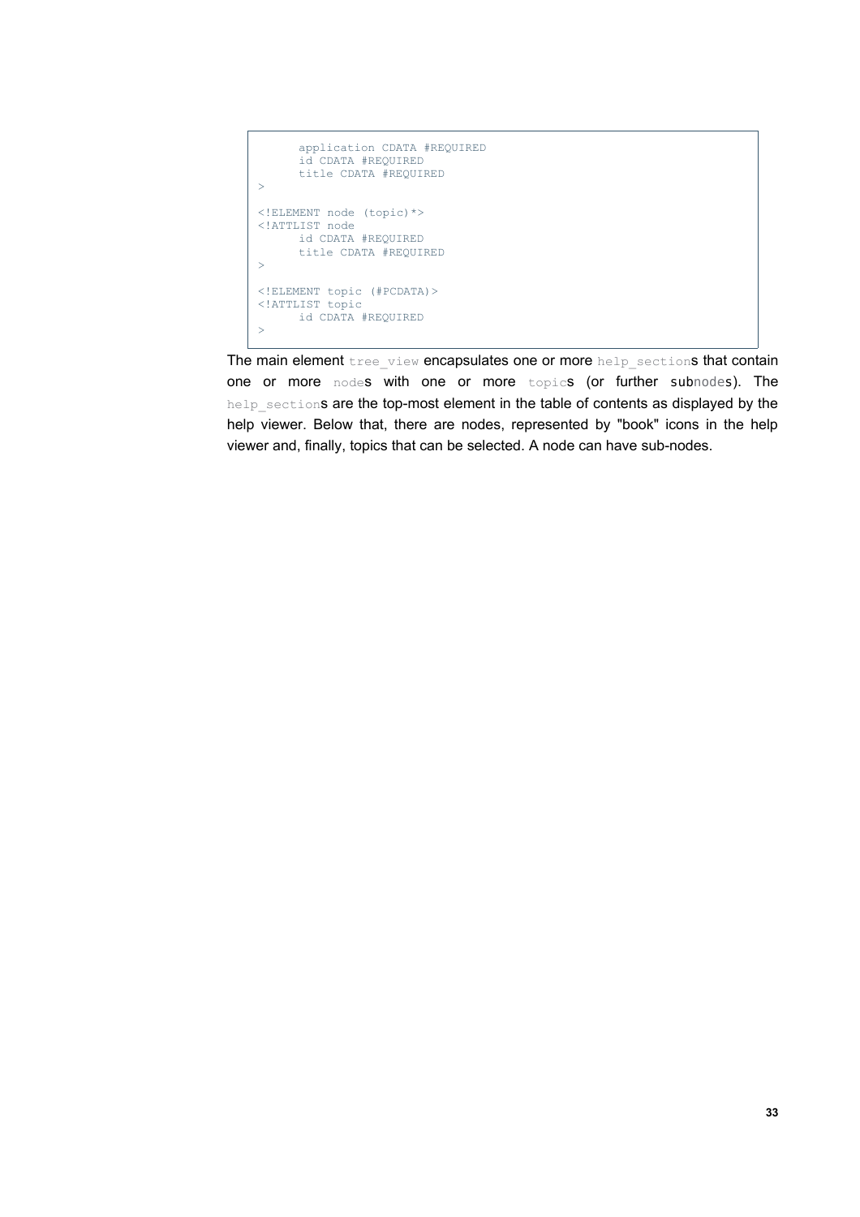```
      application CDATA #REQUIRED
      id CDATA #REQUIRED
      title CDATA #REQUIRED
>

<!ELEMENT node (topic)*>
<!ATTLIST node
      id CDATA #REQUIRED
      title CDATA #REQUIRED
>

<!ELEMENT topic (#PCDATA)>
<!ATTLIST topic
      id CDATA #REQUIRED
>
```

The main element `tree_view` encapsulates one or more `help_section`s that contain one or more `node`s with one or more `topic`s (or further sub`node`s). The `help_section`s are the top-most element in the table of contents as displayed by the help viewer. Below that, there are nodes, represented by "book" icons in the help viewer and, finally, topics that can be selected. A node can have sub-nodes.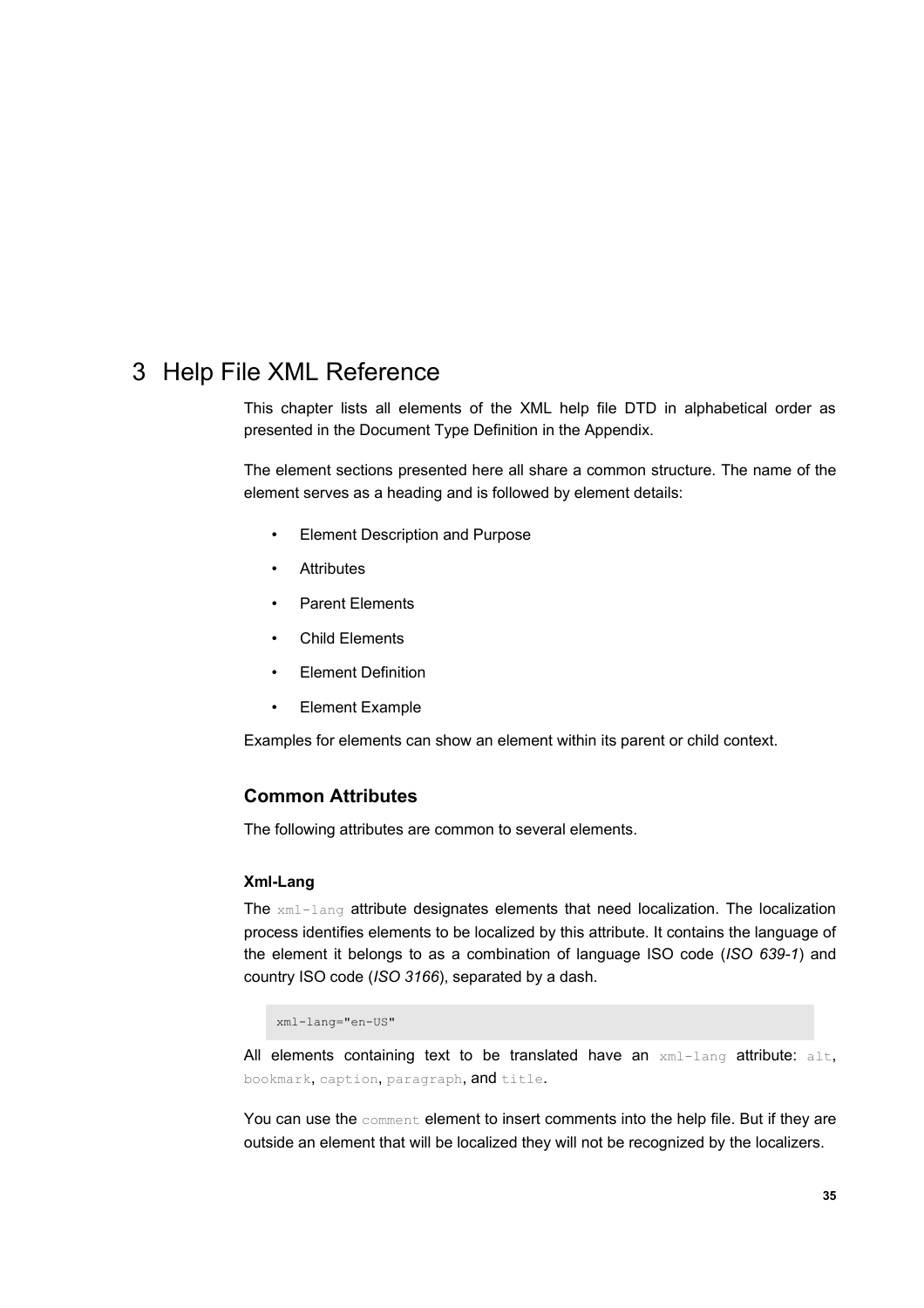# 3 Help File XML Reference

This chapter lists all elements of the XML help file DTD in alphabetical order as presented in the Document Type Definition in the Appendix.

The element sections presented here all share a common structure. The name of the element serves as a heading and is followed by element details:

- Element Description and Purpose
- Attributes
- Parent Elements
- Child Elements
- Element Definition
- Element Example

Examples for elements can show an element within its parent or child context.

## Common Attributes

The following attributes are common to several elements.

### Xml-Lang

The `xml-lang` attribute designates elements that need localization. The localization process identifies elements to be localized by this attribute. It contains the language of the element it belongs to as a combination of language ISO code (*ISO 639-1*) and country ISO code (*ISO 3166*), separated by a dash.

```
xml-lang="en-US"
```

All elements containing text to be translated have an `xml-lang` attribute: `alt`, `bookmark`, `caption`, `paragraph`, and `title`.

You can use the `comment` element to insert comments into the help file. But if they are outside an element that will be localized they will not be recognized by the localizers.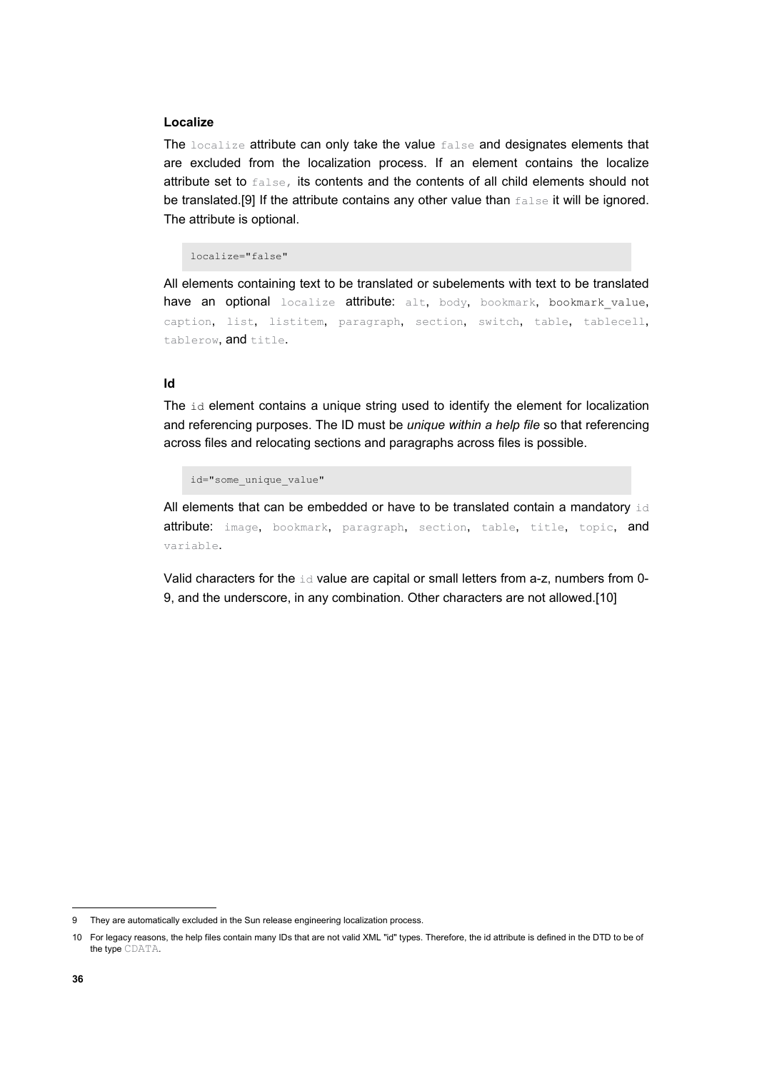### Localize

The `localize` attribute can only take the value `false` and designates elements that are excluded from the localization process. If an element contains the localize attribute set to `false`, its contents and the contents of all child elements should not be translated.[9] If the attribute contains any other value than `false` it will be ignored. The attribute is optional.

```
localize="false"
```

All elements containing text to be translated or subelements with text to be translated have an optional `localize` attribute: `alt`, `body`, `bookmark`, `bookmark_value`, `caption`, `list`, `listitem`, `paragraph`, `section`, `switch`, `table`, `tablecell`, `tablerow`, and `title`.

### Id

The `id` element contains a unique string used to identify the element for localization and referencing purposes. The ID must be *unique within a help file* so that referencing across files and relocating sections and paragraphs across files is possible.

```
id="some_unique_value"
```

All elements that can be embedded or have to be translated contain a mandatory `id` attribute: `image`, `bookmark`, `paragraph`, `section`, `table`, `title`, `topic`, and `variable`.

Valid characters for the `id` value are capital or small letters from a-z, numbers from 0-9, and the underscore, in any combination. Other characters are not allowed.[10]

---

9 They are automatically excluded in the Sun release engineering localization process.

10 For legacy reasons, the help files contain many IDs that are not valid XML "id" types. Therefore, the id attribute is defined in the DTD to be of the type `CDATA`.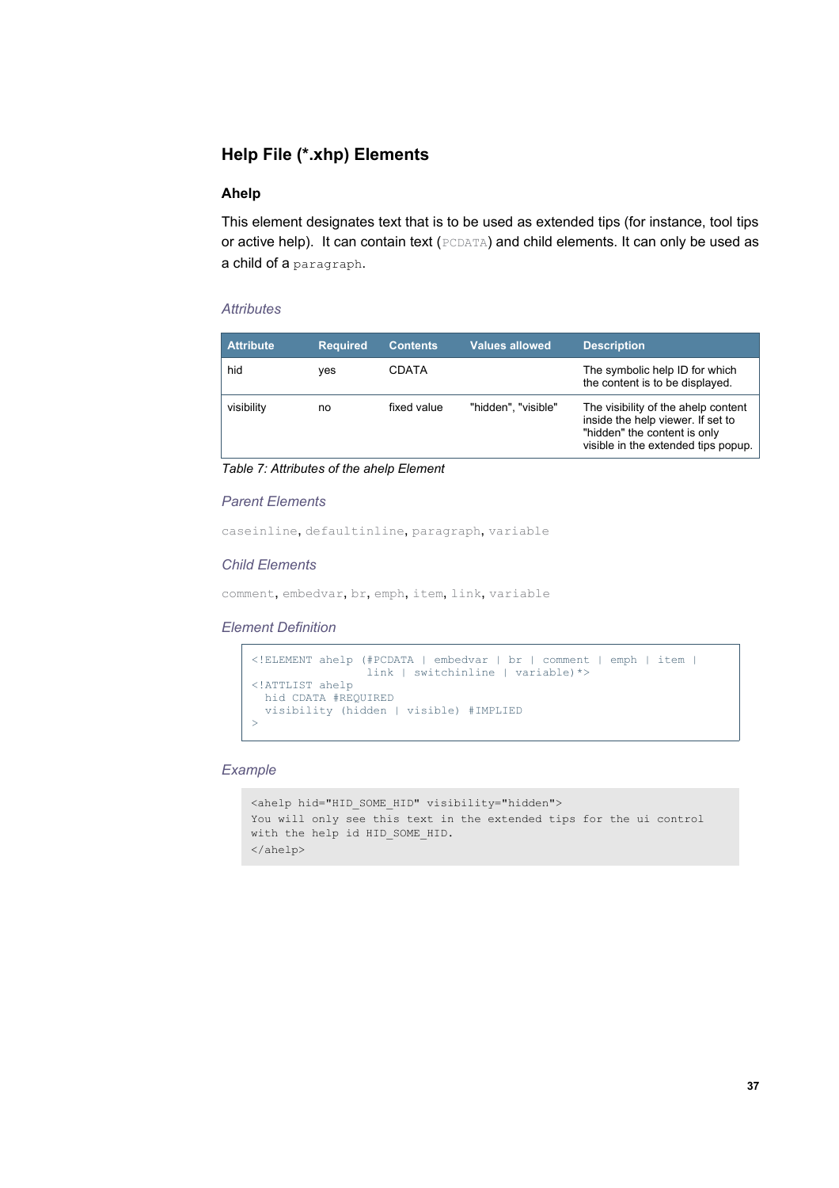## Help File (*.xhp) Elements

### Ahelp

This element designates text that is to be used as extended tips (for instance, tool tips or active help). It can contain text (`PCDATA`) and child elements. It can only be used as a child of a `paragraph`.

#### *Attributes*

| Attribute | Required | Contents | Values allowed | Description |
|---|---|---|---|---|
| hid | yes | CDATA | | The symbolic help ID for which the content is to be displayed. |
| visibility | no | fixed value | "hidden", "visible" | The visibility of the ahelp content inside the help viewer. If set to "hidden" the content is only visible in the extended tips popup. |

*Table 7: Attributes of the ahelp Element*

#### *Parent Elements*

`caseinline`, `defaultinline`, `paragraph`, `variable`

#### *Child Elements*

`comment`, `embedvar`, `br`, `emph`, `item`, `link`, `variable`

#### *Element Definition*

```
<!ELEMENT ahelp (#PCDATA | embedvar | br | comment | emph | item |
                 link | switchinline | variable)*>
<!ATTLIST ahelp
  hid CDATA #REQUIRED
  visibility (hidden | visible) #IMPLIED
>
```

#### *Example*

```
<ahelp hid="HID_SOME_HID" visibility="hidden">
You will only see this text in the extended tips for the ui control
with the help id HID_SOME_HID.
</ahelp>
```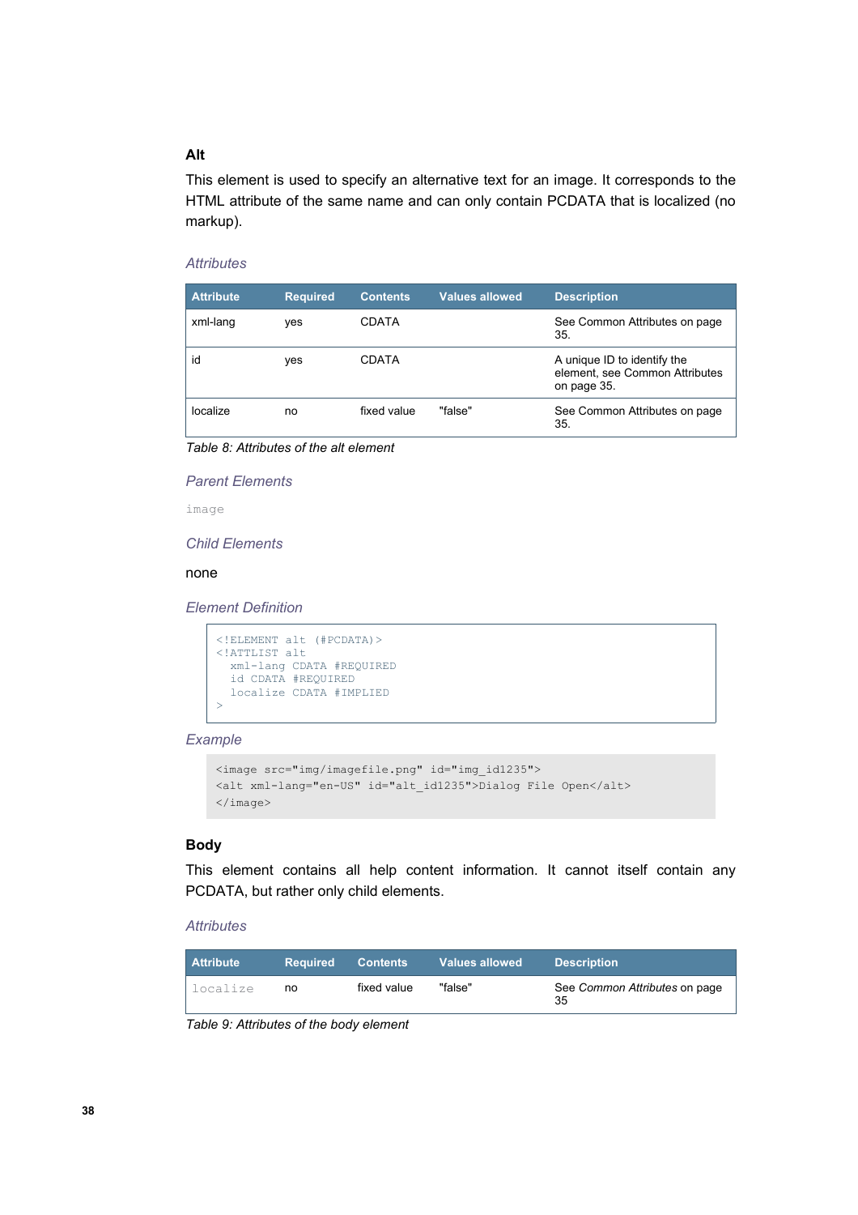### Alt

This element is used to specify an alternative text for an image. It corresponds to the HTML attribute of the same name and can only contain PCDATA that is localized (no markup).

#### *Attributes*

| Attribute | Required | Contents | Values allowed | Description |
|---|---|---|---|---|
| xml-lang | yes | CDATA | | See Common Attributes on page 35. |
| id | yes | CDATA | | A unique ID to identify the element, see Common Attributes on page 35. |
| localize | no | fixed value | "false" | See Common Attributes on page 35. |

*Table 8: Attributes of the alt element*

#### *Parent Elements*

`image`

#### *Child Elements*

none

#### *Element Definition*

```
<!ELEMENT alt (#PCDATA)>
<!ATTLIST alt
  xml-lang CDATA #REQUIRED
  id CDATA #REQUIRED
  localize CDATA #IMPLIED
>
```

#### *Example*

```
<image src="img/imagefile.png" id="img_id1235">
<alt xml-lang="en-US" id="alt_id1235">Dialog File Open</alt>
</image>
```

### Body

This element contains all help content information. It cannot itself contain any PCDATA, but rather only child elements.

#### *Attributes*

| Attribute | Required | Contents | Values allowed | Description |
|---|---|---|---|---|
| `localize` | no | fixed value | "false" | See *Common Attributes* on page 35 |

*Table 9: Attributes of the body element*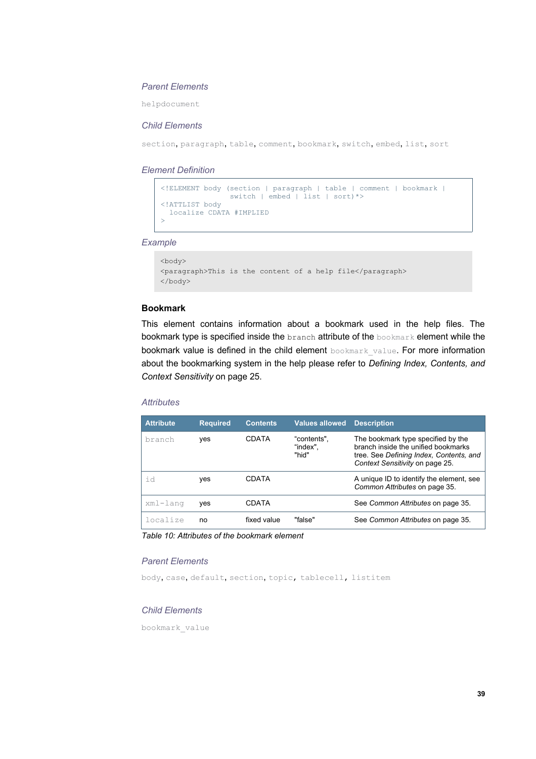### *Parent Elements*

`helpdocument`

### *Child Elements*

`section`, `paragraph`, `table`, `comment`, `bookmark`, `switch`, `embed`, `list`, `sort`

### *Element Definition*

```
<!ELEMENT body (section | paragraph | table | comment | bookmark |
                switch | embed | list | sort)*>
<!ATTLIST body
  localize CDATA #IMPLIED
>
```

### *Example*

```
<body>
<paragraph>This is the content of a help file</paragraph>
</body>
```

## Bookmark

This element contains information about a bookmark used in the help files. The bookmark type is specified inside the `branch` attribute of the `bookmark` element while the bookmark value is defined in the child element `bookmark_value`. For more information about the bookmarking system in the help please refer to *Defining Index, Contents, and Context Sensitivity* on page 25.

### *Attributes*

| Attribute | Required | Contents | Values allowed | Description |
|---|---|---|---|---|
| `branch` | yes | CDATA | "contents", "index", "hid" | The bookmark type specified by the branch inside the unified bookmarks tree. See *Defining Index, Contents, and Context Sensitivity* on page 25. |
| `id` | yes | CDATA | | A unique ID to identify the element, see *Common Attributes* on page 35. |
| `xml-lang` | yes | CDATA | | See *Common Attributes* on page 35. |
| `localize` | no | fixed value | "false" | See *Common Attributes* on page 35. |

*Table 10: Attributes of the bookmark element*

### *Parent Elements*

`body`, `case`, `default`, `section`, `topic`, `tablecell`, `listitem`

### *Child Elements*

`bookmark_value`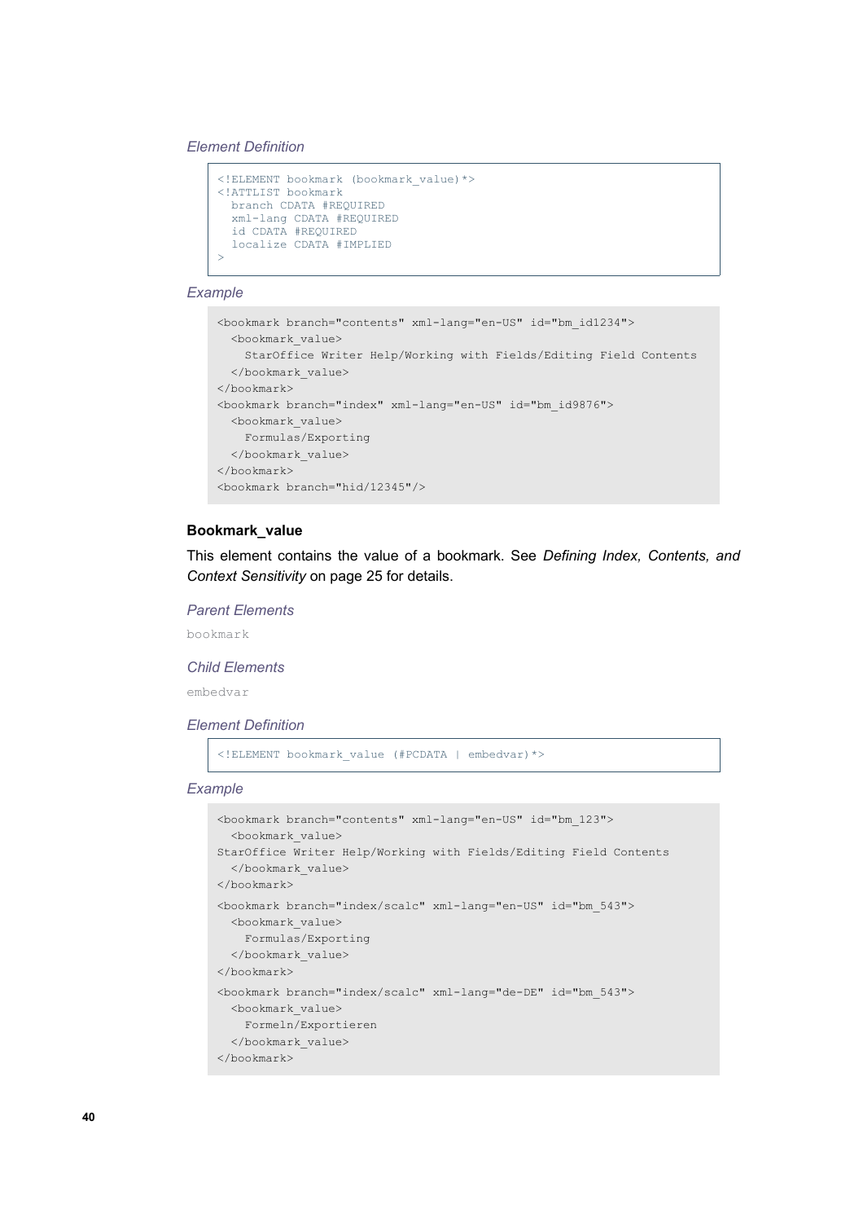*Element Definition*

```
<!ELEMENT bookmark (bookmark_value)*>
<!ATTLIST bookmark
  branch CDATA #REQUIRED
  xml-lang CDATA #REQUIRED
  id CDATA #REQUIRED
  localize CDATA #IMPLIED
>
```

*Example*

```
<bookmark branch="contents" xml-lang="en-US" id="bm_id1234">
  <bookmark_value>
    StarOffice Writer Help/Working with Fields/Editing Field Contents
  </bookmark_value>
</bookmark>
<bookmark branch="index" xml-lang="en-US" id="bm_id9876">
  <bookmark_value>
    Formulas/Exporting
  </bookmark_value>
</bookmark>
<bookmark branch="hid/12345"/>
```

### Bookmark_value

This element contains the value of a bookmark. See *Defining Index, Contents, and Context Sensitivity* on page 25 for details.

*Parent Elements*

bookmark

*Child Elements*

embedvar

*Element Definition*

```
<!ELEMENT bookmark_value (#PCDATA | embedvar)*>
```

*Example*

```
<bookmark branch="contents" xml-lang="en-US" id="bm_123">
  <bookmark_value>
StarOffice Writer Help/Working with Fields/Editing Field Contents
  </bookmark_value>
</bookmark>
<bookmark branch="index/scalc" xml-lang="en-US" id="bm_543">
  <bookmark_value>
    Formulas/Exporting
  </bookmark_value>
</bookmark>
<bookmark branch="index/scalc" xml-lang="de-DE" id="bm_543">
  <bookmark_value>
    Formeln/Exportieren
  </bookmark_value>
</bookmark>
```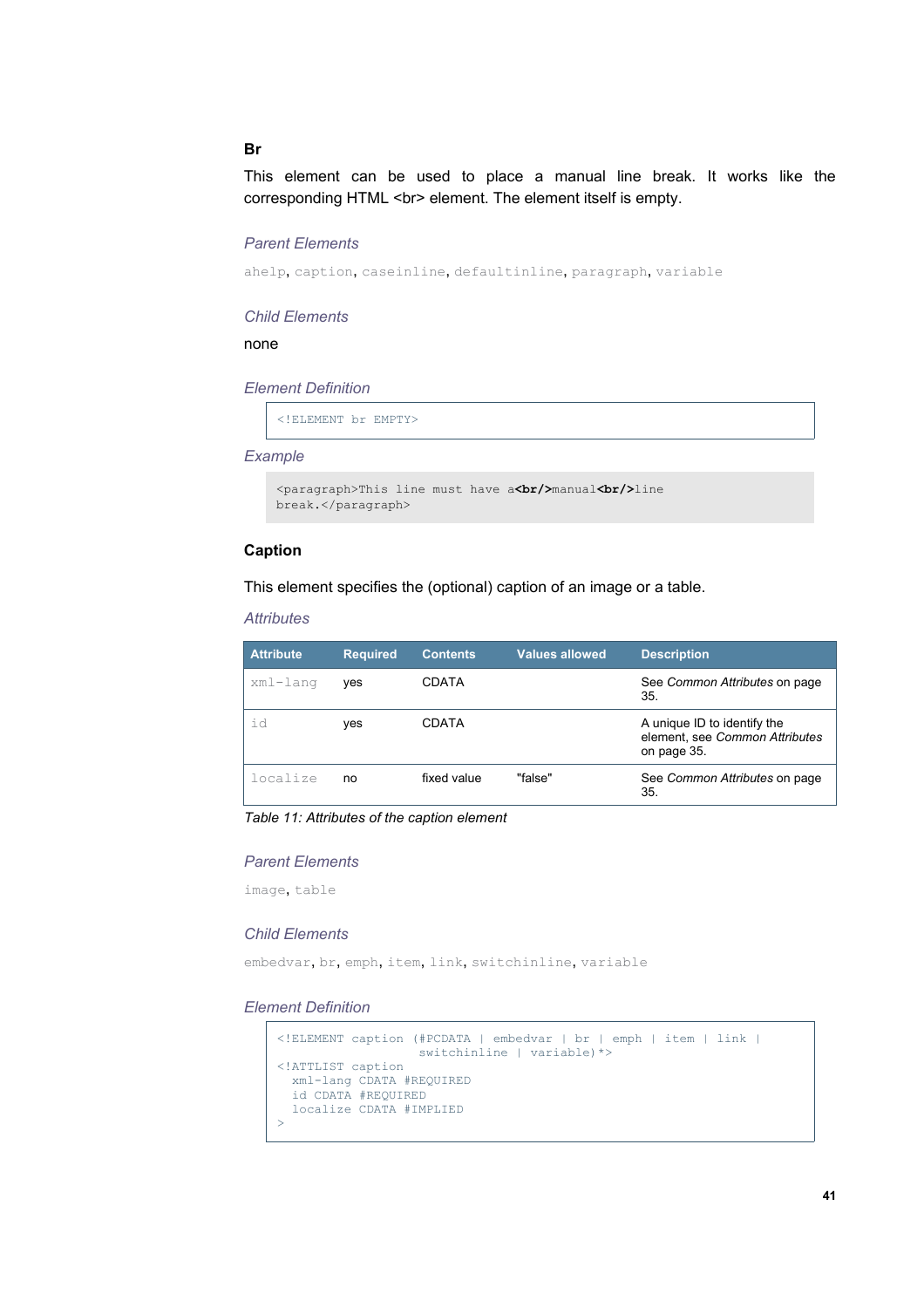### Br

This element can be used to place a manual line break. It works like the corresponding HTML <br> element. The element itself is empty.

*Parent Elements*

ahelp, caption, caseinline, defaultinline, paragraph, variable

*Child Elements*

none

*Element Definition*

```
<!ELEMENT br EMPTY>
```

*Example*

```
<paragraph>This line must have a<br/>manual<br/>line
break.</paragraph>
```

### Caption

This element specifies the (optional) caption of an image or a table.

*Attributes*

| Attribute | Required | Contents | Values allowed | Description |
|---|---|---|---|---|
| xml-lang | yes | CDATA | | See *Common Attributes* on page 35. |
| id | yes | CDATA | | A unique ID to identify the element, see *Common Attributes* on page 35. |
| localize | no | fixed value | "false" | See *Common Attributes* on page 35. |

*Table 11: Attributes of the caption element*

*Parent Elements*

image, table

*Child Elements*

embedvar, br, emph, item, link, switchinline, variable

*Element Definition*

```
<!ELEMENT caption (#PCDATA | embedvar | br | emph | item | link |
                   switchinline | variable)*>
<!ATTLIST caption
  xml-lang CDATA #REQUIRED
  id CDATA #REQUIRED
  localize CDATA #IMPLIED
>
```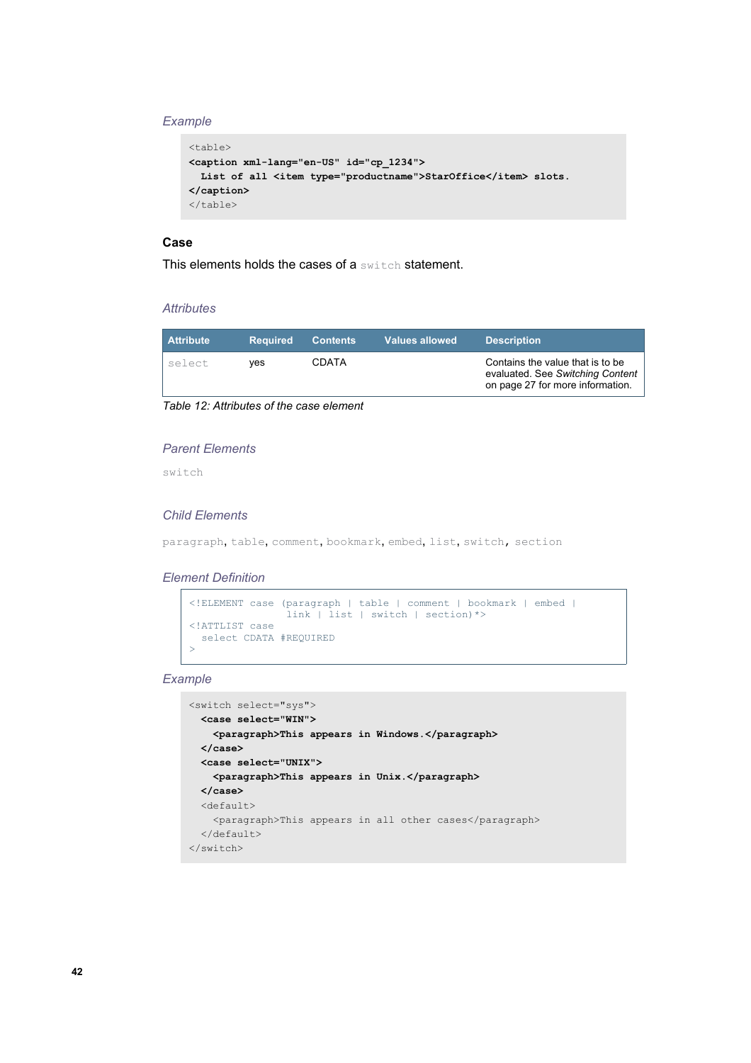### *Example*

```
<table>
<caption xml-lang="en-US" id="cp_1234">
  List of all <item type="productname">StarOffice</item> slots.
</caption>
</table>
```

## Case

This elements holds the cases of a `switch` statement.

### *Attributes*

| Attribute | Required | Contents | Values allowed | Description |
|---|---|---|---|---|
| `select` | yes | CDATA | | Contains the value that is to be evaluated. See *Switching Content* on page 27 for more information. |

*Table 12: Attributes of the case element*

### *Parent Elements*

`switch`

### *Child Elements*

`paragraph`, `table`, `comment`, `bookmark`, `embed`, `list`, `switch`, `section`

### *Element Definition*

```
<!ELEMENT case (paragraph | table | comment | bookmark | embed |
                link | list | switch | section)*>
<!ATTLIST case
  select CDATA #REQUIRED
>
```

### *Example*

```
<switch select="sys">
  <case select="WIN">
    <paragraph>This appears in Windows.</paragraph>
  </case>
  <case select="UNIX">
    <paragraph>This appears in Unix.</paragraph>
  </case>
  <default>
    <paragraph>This appears in all other cases</paragraph>
  </default>
</switch>
```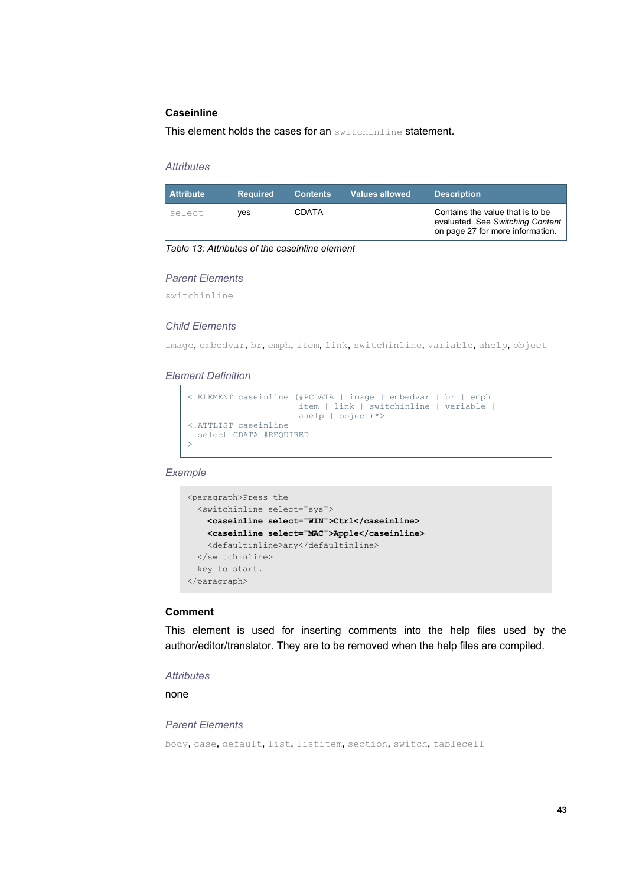### Caseinline

This element holds the cases for an `switchinline` statement.

#### *Attributes*

| Attribute | Required | Contents | Values allowed | Description |
|---|---|---|---|---|
| `select` | yes | CDATA | | Contains the value that is to be evaluated. See *Switching Content* on page 27 for more information. |

*Table 13: Attributes of the caseinline element*

#### *Parent Elements*

`switchinline`

#### *Child Elements*

`image`, `embedvar`, `br`, `emph`, `item`, `link`, `switchinline`, `variable`, `ahelp`, `object`

#### *Element Definition*

```
<!ELEMENT caseinline (#PCDATA | image | embedvar | br | emph |
                      item | link | switchinline | variable |
                      ahelp | object)*>
<!ATTLIST caseinline
  select CDATA #REQUIRED
>
```

#### *Example*

```
<paragraph>Press the
  <switchinline select="sys">
    <caseinline select="WIN">Ctrl</caseinline>
    <caseinline select="MAC">Apple</caseinline>
    <defaultinline>any</defaultinline>
  </switchinline>
  key to start.
</paragraph>
```

### Comment

This element is used for inserting comments into the help files used by the author/editor/translator. They are to be removed when the help files are compiled.

#### *Attributes*

none

#### *Parent Elements*

`body`, `case`, `default`, `list`, `listitem`, `section`, `switch`, `tablecell`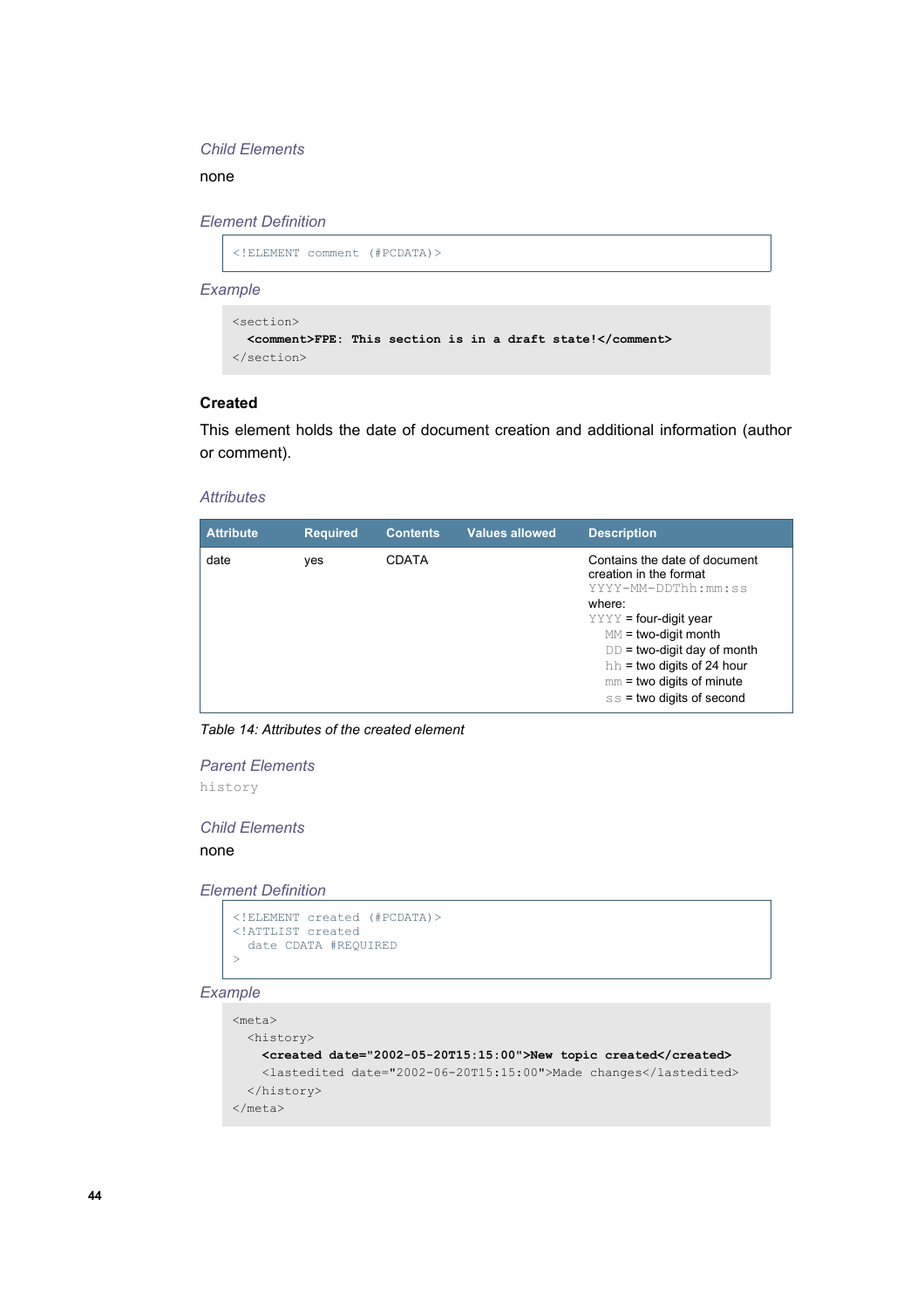#### *Child Elements*

none

#### *Element Definition*

```
<!ELEMENT comment (#PCDATA)>
```

#### *Example*

```
<section>
  <comment>FPE: This section is in a draft state!</comment>
</section>
```

### Created

This element holds the date of document creation and additional information (author or comment).

#### *Attributes*

| Attribute | Required | Contents | Values allowed | Description |
|---|---|---|---|---|
| date | yes | CDATA | | Contains the date of document creation in the format `YYYY-MM-DDThh:mm:ss` where: `YYYY` = four-digit year `MM` = two-digit month `DD` = two-digit day of month `hh` = two digits of 24 hour `mm` = two digits of minute `ss` = two digits of second |

*Table 14: Attributes of the created element*

#### *Parent Elements*

`history`

#### *Child Elements*

none

#### *Element Definition*

```
<!ELEMENT created (#PCDATA)>
<!ATTLIST created
  date CDATA #REQUIRED
>
```

#### *Example*

```
<meta>
  <history>
    <created date="2002-05-20T15:15:00">New topic created</created>
    <lastedited date="2002-06-20T15:15:00">Made changes</lastedited>
  </history>
</meta>
```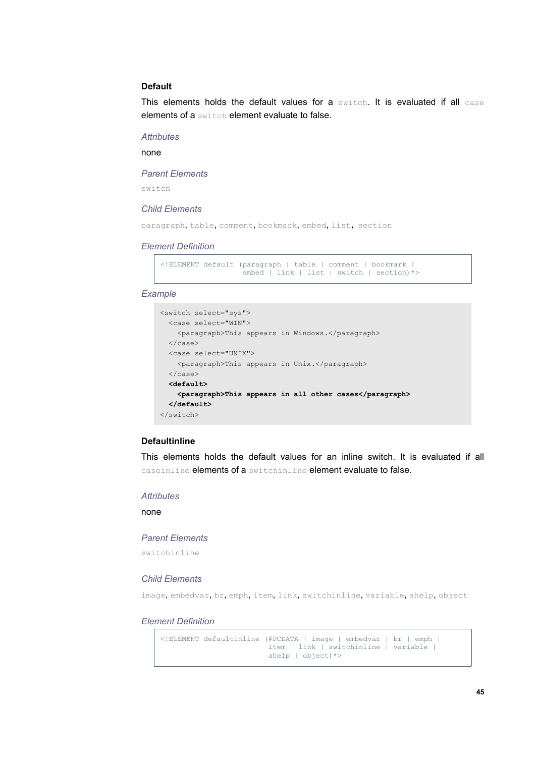### Default

This elements holds the default values for a `switch`. It is evaluated if all `case` elements of a `switch` element evaluate to false.

*Attributes*

none

*Parent Elements*

`switch`

*Child Elements*

`paragraph`, `table`, `comment`, `bookmark`, `embed`, `list`, `section`

*Element Definition*

```
<!ELEMENT default (paragraph | table | comment | bookmark |
                   embed | link | list | switch | section)*>
```

*Example*

```
<switch select="sys">
  <case select="WIN">
    <paragraph>This appears in Windows.</paragraph>
  </case>
  <case select="UNIX">
    <paragraph>This appears in Unix.</paragraph>
  </case>
  <default>
    <paragraph>This appears in all other cases</paragraph>
  </default>
</switch>
```

### Defaultinline

This elements holds the default values for an inline switch. It is evaluated if all `caseinline` elements of a `switchinline` element evaluate to false.

*Attributes*

none

*Parent Elements*

`switchinline`

*Child Elements*

`image`, `embedvar`, `br`, `emph`, `item`, `link`, `switchinline`, `variable`, `ahelp`, `object`

*Element Definition*

```
<!ELEMENT defaultinline (#PCDATA | image | embedvar | br | emph |
                         item | link | switchinline | variable |
                         ahelp | object)*>
```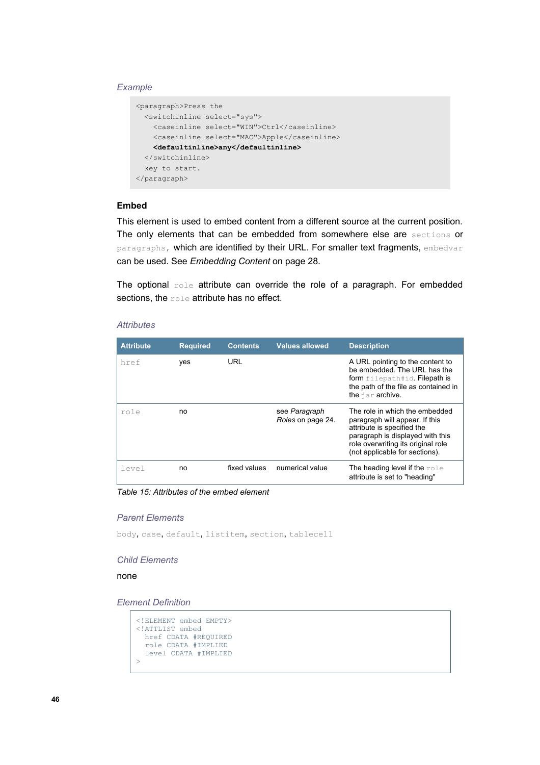*Example*

```
<paragraph>Press the
  <switchinline select="sys">
    <caseinline select="WIN">Ctrl</caseinline>
    <caseinline select="MAC">Apple</caseinline>
    <defaultinline>any</defaultinline>
  </switchinline>
  key to start.
</paragraph>
```

### Embed

This element is used to embed content from a different source at the current position. The only elements that can be embedded from somewhere else are `sections` or `paragraphs`, which are identified by their URL. For smaller text fragments, `embedvar` can be used. See *Embedding Content* on page 28.

The optional `role` attribute can override the role of a paragraph. For embedded sections, the `role` attribute has no effect.

*Attributes*

| Attribute | Required | Contents | Values allowed | Description |
|---|---|---|---|---|
| `href` | yes | URL | | A URL pointing to the content to be embedded. The URL has the form `filepath#id`. Filepath is the path of the file as contained in the `jar` archive. |
| `role` | no | | see *Paragraph Roles* on page 24. | The role in which the embedded paragraph will appear. If this attribute is specified the paragraph is displayed with this role overwriting its original role (not applicable for sections). |
| `level` | no | fixed values | numerical value | The heading level if the `role` attribute is set to "heading" |

*Table 15: Attributes of the embed element*

*Parent Elements*

`body`, `case`, `default`, `listitem`, `section`, `tablecell`

*Child Elements*

none

*Element Definition*

```
<!ELEMENT embed EMPTY>
<!ATTLIST embed
  href CDATA #REQUIRED
  role CDATA #IMPLIED
  level CDATA #IMPLIED
>
```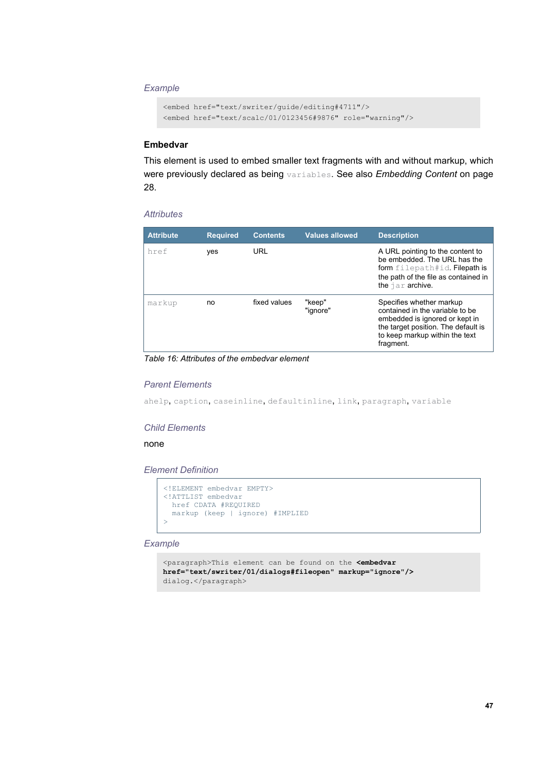*Example*

```
<embed href="text/swriter/guide/editing#4711"/>
<embed href="text/scalc/01/0123456#9876" role="warning"/>
```

### Embedvar

This element is used to embed smaller text fragments with and without markup, which were previously declared as being `variables`. See also *Embedding Content* on page 28.

*Attributes*

| Attribute | Required | Contents | Values allowed | Description |
|---|---|---|---|---|
| `href` | yes | URL | | A URL pointing to the content to be embedded. The URL has the form `filepath#id`. Filepath is the path of the file as contained in the `jar` archive. |
| `markup` | no | fixed values | "keep"<br>"ignore" | Specifies whether markup contained in the variable to be embedded is ignored or kept in the target position. The default is to keep markup within the text fragment. |

*Table 16: Attributes of the embedvar element*

*Parent Elements*

`ahelp`, `caption`, `caseinline`, `defaultinline`, `link`, `paragraph`, `variable`

*Child Elements*

none

*Element Definition*

```
<!ELEMENT embedvar EMPTY>
<!ATTLIST embedvar
  href CDATA #REQUIRED
  markup (keep | ignore) #IMPLIED
>
```

*Example*

```
<paragraph>This element can be found on the <embedvar
href="text/swriter/01/dialogs#fileopen" markup="ignore"/>
dialog.</paragraph>
```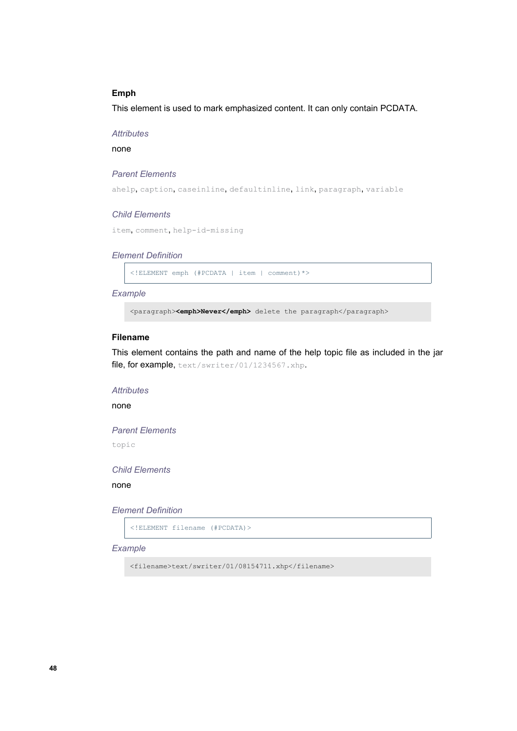### Emph

This element is used to mark emphasized content. It can only contain PCDATA.

*Attributes*

none

*Parent Elements*

`ahelp`, `caption`, `caseinline`, `defaultinline`, `link`, `paragraph`, `variable`

*Child Elements*

`item`, `comment`, `help-id-missing`

*Element Definition*

```
<!ELEMENT emph (#PCDATA | item | comment)*>
```

*Example*

```
<paragraph><emph>Never</emph> delete the paragraph</paragraph>
```

### Filename

This element contains the path and name of the help topic file as included in the jar file, for example, `text/swriter/01/1234567.xhp`.

*Attributes*

none

*Parent Elements*

`topic`

*Child Elements*

none

*Element Definition*

```
<!ELEMENT filename (#PCDATA)>
```

*Example*

```
<filename>text/swriter/01/08154711.xhp</filename>
```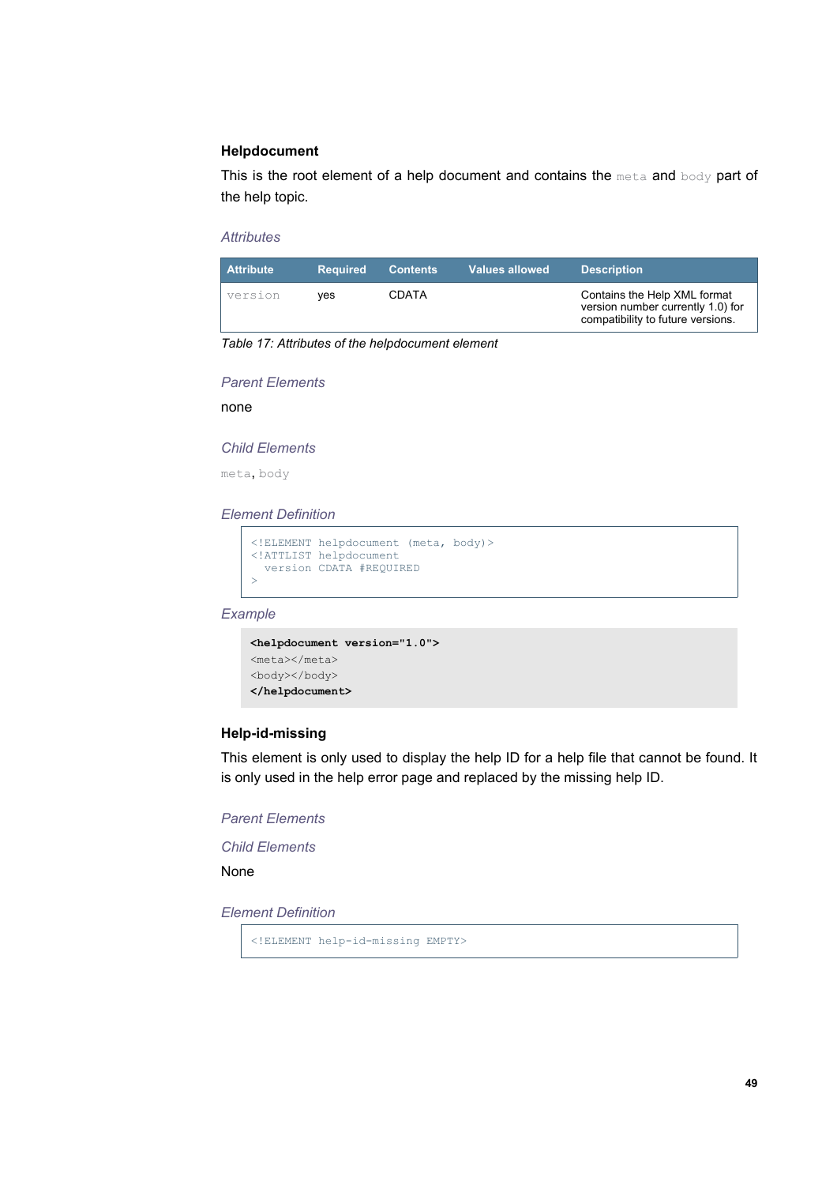### Helpdocument

This is the root element of a help document and contains the `meta` and `body` part of the help topic.

#### *Attributes*

| Attribute | Required | Contents | Values allowed | Description |
|---|---|---|---|---|
| `version` | yes | CDATA | | Contains the Help XML format version number currently 1.0) for compatibility to future versions. |

*Table 17: Attributes of the helpdocument element*

#### *Parent Elements*

none

#### *Child Elements*

`meta`, `body`

#### *Element Definition*

```
<!ELEMENT helpdocument (meta, body)>
<!ATTLIST helpdocument
  version CDATA #REQUIRED
>
```

#### *Example*

```
<helpdocument version="1.0">
<meta></meta>
<body></body>
</helpdocument>
```

### Help-id-missing

This element is only used to display the help ID for a help file that cannot be found. It is only used in the help error page and replaced by the missing help ID.

#### *Parent Elements*

#### *Child Elements*

None

#### *Element Definition*

```
<!ELEMENT help-id-missing EMPTY>
```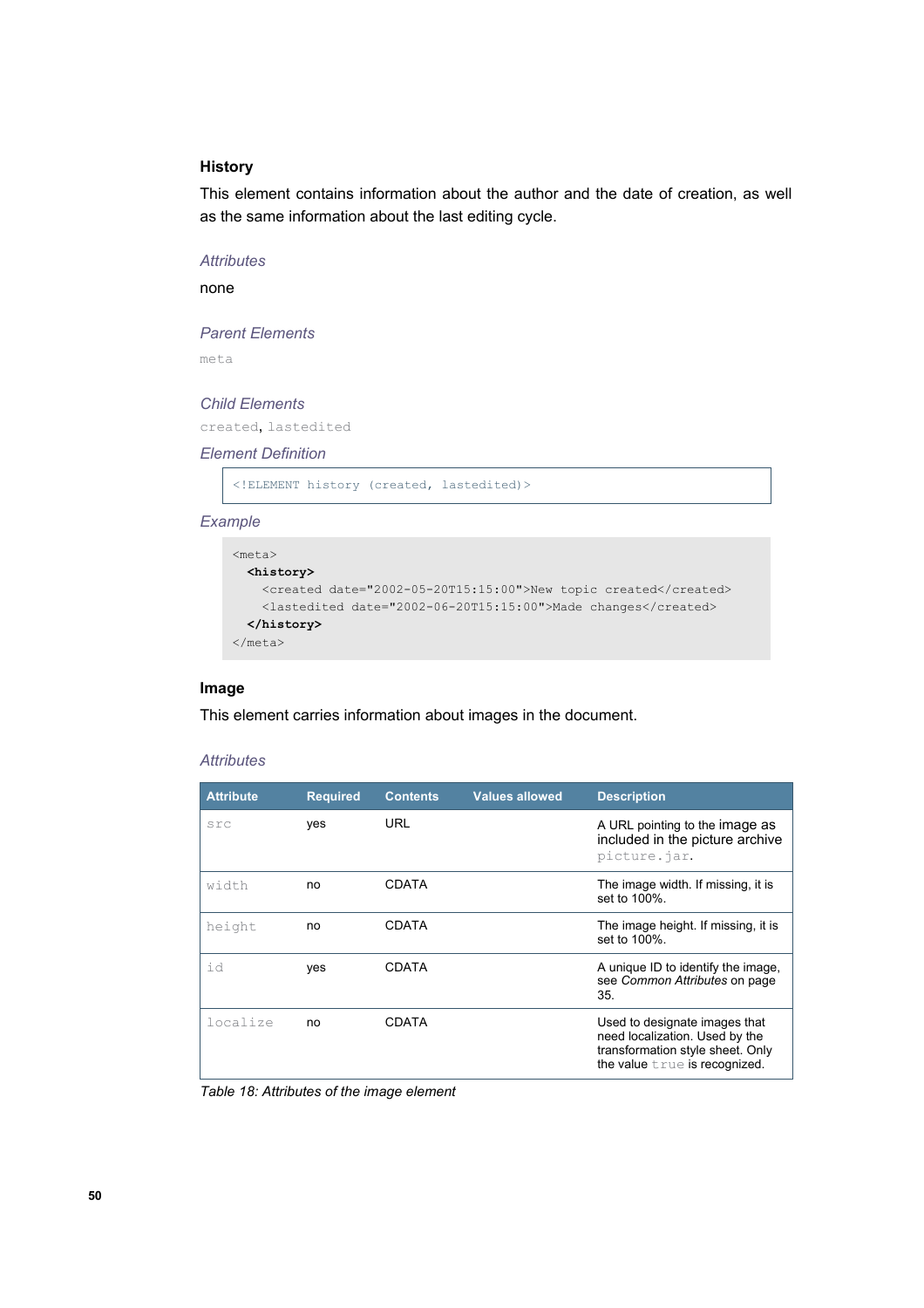### History

This element contains information about the author and the date of creation, as well as the same information about the last editing cycle.

#### *Attributes*

none

#### *Parent Elements*

`meta`

#### *Child Elements*

`created`, `lastedited`

#### *Element Definition*

```
<!ELEMENT history (created, lastedited)>
```

#### *Example*

```
<meta>
  <history>
    <created date="2002-05-20T15:15:00">New topic created</created>
    <lastedited date="2002-06-20T15:15:00">Made changes</created>
  </history>
</meta>
```

### Image

This element carries information about images in the document.

#### *Attributes*

| Attribute | Required | Contents | Values allowed | Description |
|---|---|---|---|---|
| `src` | yes | URL | | A URL pointing to the image as included in the picture archive `picture.jar`. |
| `width` | no | CDATA | | The image width. If missing, it is set to 100%. |
| `height` | no | CDATA | | The image height. If missing, it is set to 100%. |
| `id` | yes | CDATA | | A unique ID to identify the image, see *Common Attributes* on page 35. |
| `localize` | no | CDATA | | Used to designate images that need localization. Used by the transformation style sheet. Only the value `true` is recognized. |

*Table 18: Attributes of the image element*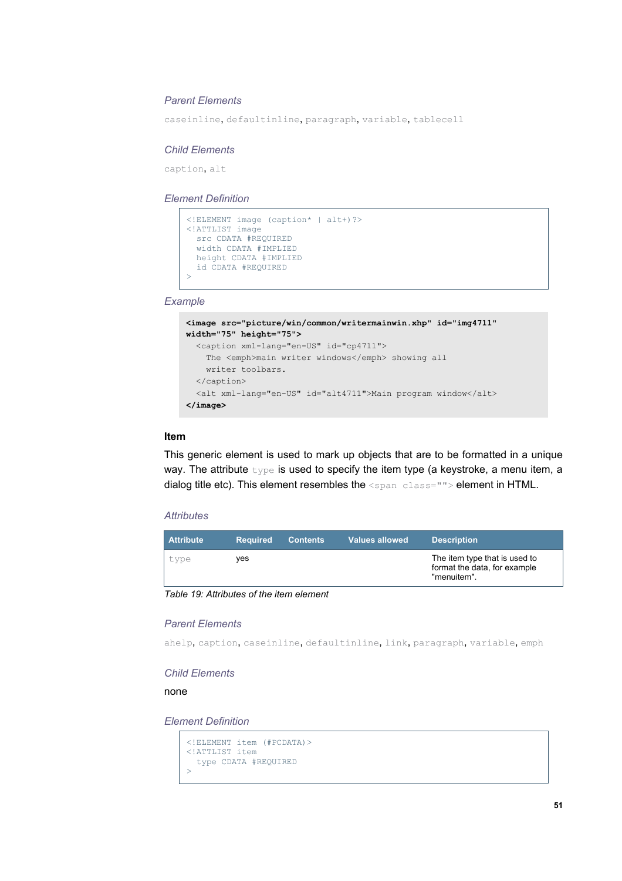### Parent Elements

`caseinline`, `defaultinline`, `paragraph`, `variable`, `tablecell`

### Child Elements

`caption`, `alt`

### Element Definition

```
<!ELEMENT image (caption* | alt+)?>
<!ATTLIST image
  src CDATA #REQUIRED
  width CDATA #IMPLIED
  height CDATA #IMPLIED
  id CDATA #REQUIRED
>
```

### Example

```
<image src="picture/win/common/writermainwin.xhp" id="img4711"
width="75" height="75">
  <caption xml-lang="en-US" id="cp4711">
    The <emph>main writer windows</emph> showing all
    writer toolbars.
  </caption>
  <alt xml-lang="en-US" id="alt4711">Main program window</alt>
</image>
```

## Item

This generic element is used to mark up objects that are to be formatted in a unique way. The attribute `type` is used to specify the item type (a keystroke, a menu item, a dialog title etc). This element resembles the `<span class="">` element in HTML.

### Attributes

| Attribute | Required | Contents | Values allowed | Description |
|---|---|---|---|---|
| type | yes | | | The item type that is used to format the data, for example "menuitem". |

*Table 19: Attributes of the item element*

### Parent Elements

`ahelp`, `caption`, `caseinline`, `defaultinline`, `link`, `paragraph`, `variable`, `emph`

### Child Elements

none

### Element Definition

```
<!ELEMENT item (#PCDATA)>
<!ATTLIST item
  type CDATA #REQUIRED
>
```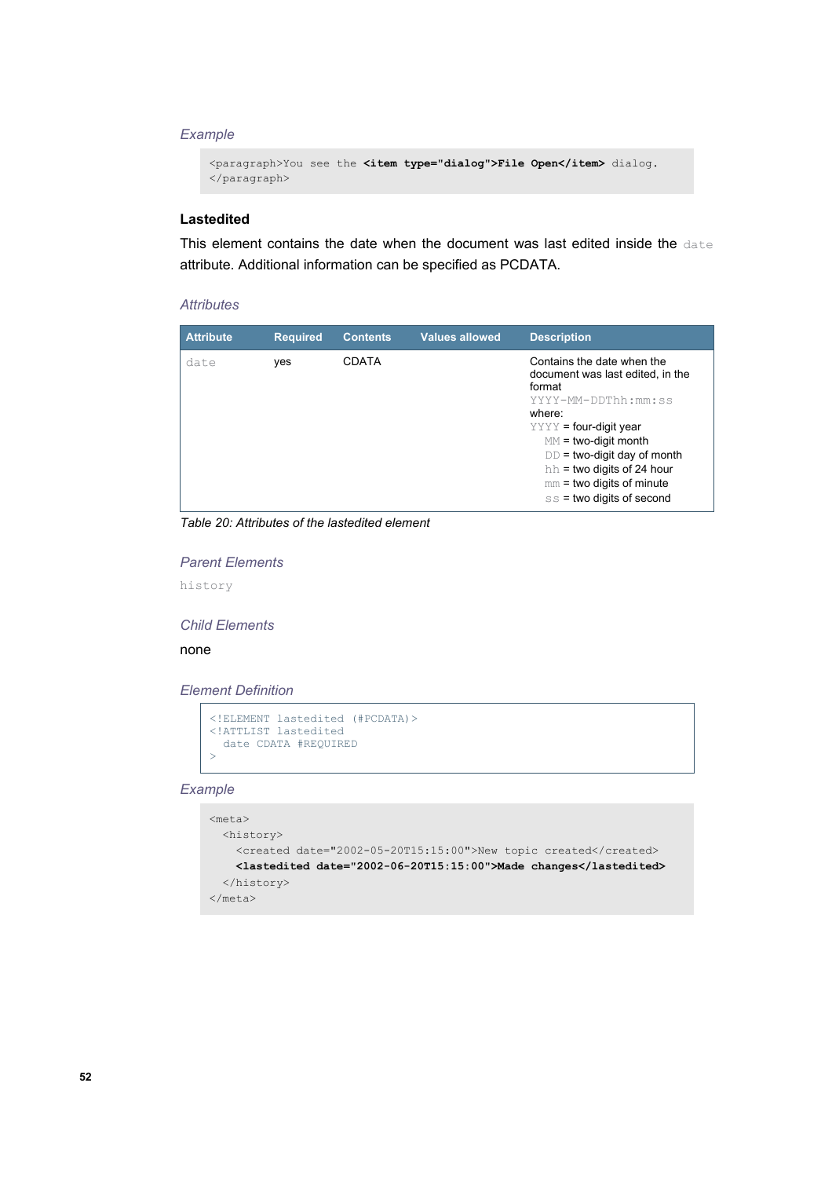*Example*

```
<paragraph>You see the <item type="dialog">File Open</item> dialog.
</paragraph>
```

### Lastedited

This element contains the date when the document was last edited inside the `date` attribute. Additional information can be specified as PCDATA.

*Attributes*

| Attribute | Required | Contents | Values allowed | Description |
|---|---|---|---|---|
| `date` | yes | CDATA | | Contains the date when the document was last edited, in the format `YYYY-MM-DDThh:mm:ss` where: `YYYY` = four-digit year `MM` = two-digit month `DD` = two-digit day of month `hh` = two digits of 24 hour `mm` = two digits of minute `ss` = two digits of second |

*Table 20: Attributes of the lastedited element*

*Parent Elements*

`history`

*Child Elements*

none

*Element Definition*

```
<!ELEMENT lastedited (#PCDATA)>
<!ATTLIST lastedited
  date CDATA #REQUIRED
>
```

*Example*

```
<meta>
  <history>
    <created date="2002-05-20T15:15:00">New topic created</created>
    <lastedited date="2002-06-20T15:15:00">Made changes</lastedited>
  </history>
</meta>
```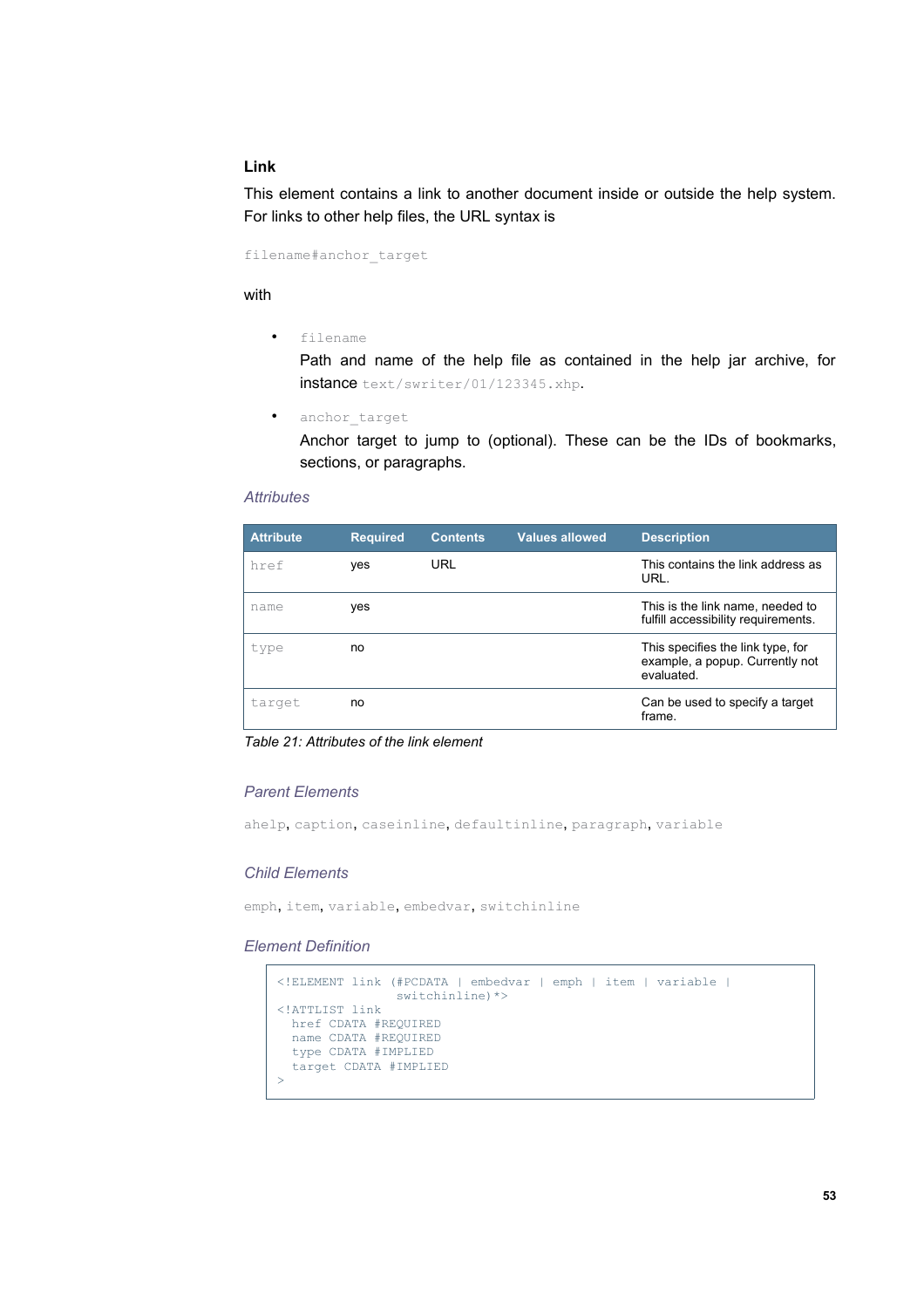### Link

This element contains a link to another document inside or outside the help system. For links to other help files, the URL syntax is

`filename#anchor_target`

with

- `filename`
  Path and name of the help file as contained in the help jar archive, for instance `text/swriter/01/123345.xhp`.
- `anchor_target`
  Anchor target to jump to (optional). These can be the IDs of bookmarks, sections, or paragraphs.

#### *Attributes*

| Attribute | Required | Contents | Values allowed | Description |
|---|---|---|---|---|
| `href` | yes | URL | | This contains the link address as URL. |
| `name` | yes | | | This is the link name, needed to fulfill accessibility requirements. |
| `type` | no | | | This specifies the link type, for example, a popup. Currently not evaluated. |
| `target` | no | | | Can be used to specify a target frame. |

*Table 21: Attributes of the link element*

#### *Parent Elements*

`ahelp`, `caption`, `caseinline`, `defaultinline`, `paragraph`, `variable`

#### *Child Elements*

`emph`, `item`, `variable`, `embedvar`, `switchinline`

#### *Element Definition*

```
<!ELEMENT link (#PCDATA | embedvar | emph | item | variable |
                switchinline)*>
<!ATTLIST link
  href CDATA #REQUIRED
  name CDATA #REQUIRED
  type CDATA #IMPLIED
  target CDATA #IMPLIED
>
```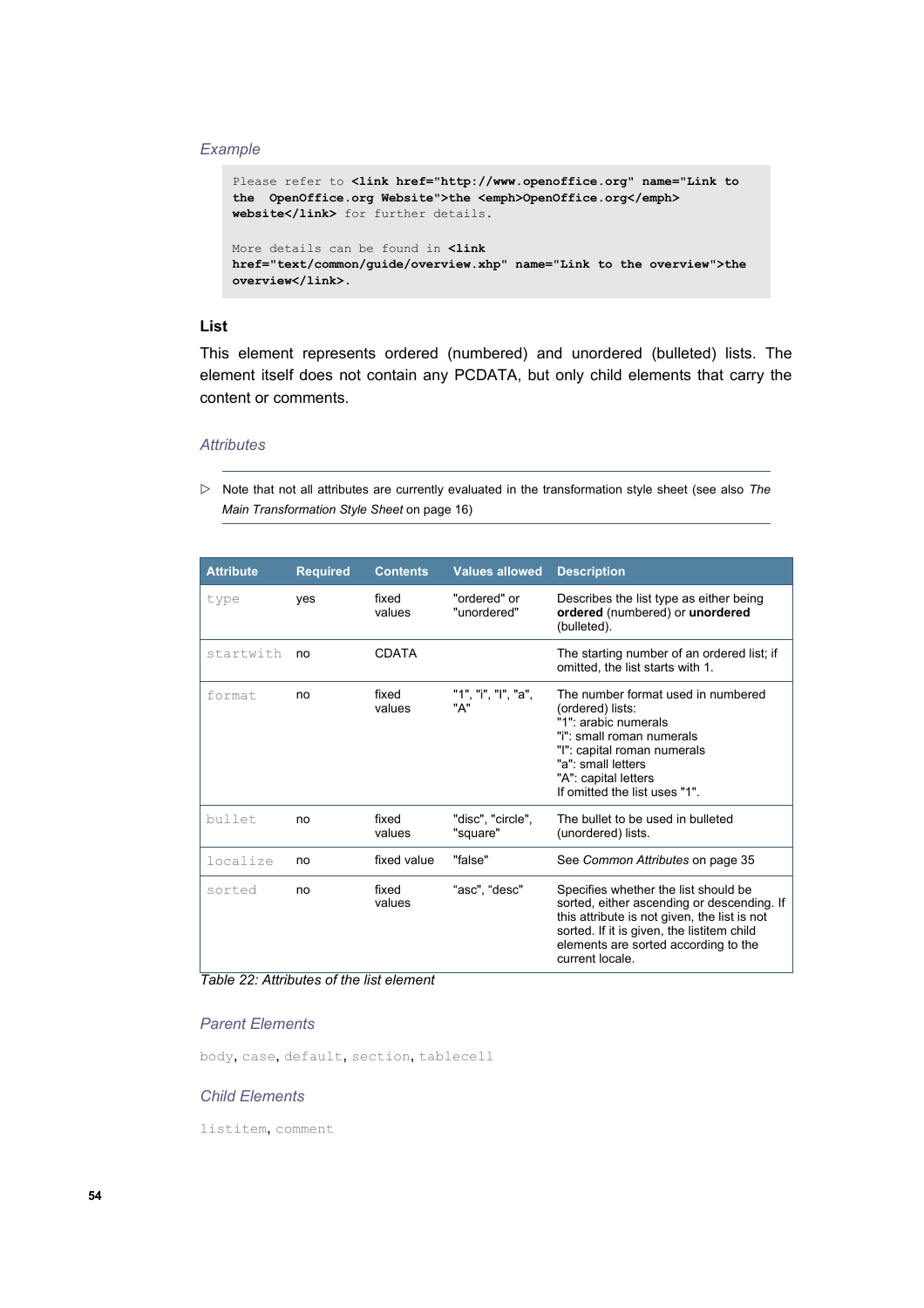*Example*

```
Please refer to <link href="http://www.openoffice.org" name="Link to
the  OpenOffice.org Website">the <emph>OpenOffice.org</emph>
website</link> for further details.

More details can be found in <link
href="text/common/guide/overview.xhp" name="Link to the overview">the
overview</link>.
```

### List

This element represents ordered (numbered) and unordered (bulleted) lists. The element itself does not contain any PCDATA, but only child elements that carry the content or comments.

*Attributes*

▷ Note that not all attributes are currently evaluated in the transformation style sheet (see also *The Main Transformation Style Sheet* on page 16)

| Attribute | Required | Contents | Values allowed | Description |
|---|---|---|---|---|
| `type` | yes | fixed values | "ordered" or "unordered" | Describes the list type as either being **ordered** (numbered) or **unordered** (bulleted). |
| `startwith` | no | CDATA | | The starting number of an ordered list; if omitted, the list starts with 1. |
| `format` | no | fixed values | "1", "i", "I", "a", "A" | The number format used in numbered (ordered) lists:<br>"1": arabic numerals<br>"i": small roman numerals<br>"I": capital roman numerals<br>"a": small letters<br>"A": capital letters<br>If omitted the list uses "1". |
| `bullet` | no | fixed values | "disc", "circle", "square" | The bullet to be used in bulleted (unordered) lists. |
| `localize` | no | fixed value | "false" | See *Common Attributes* on page 35 |
| `sorted` | no | fixed values | "asc", "desc" | Specifies whether the list should be sorted, either ascending or descending. If this attribute is not given, the list is not sorted. If it is given, the listitem child elements are sorted according to the current locale. |

*Table 22: Attributes of the list element*

*Parent Elements*

`body`, `case`, `default`, `section`, `tablecell`

*Child Elements*

`listitem`, `comment`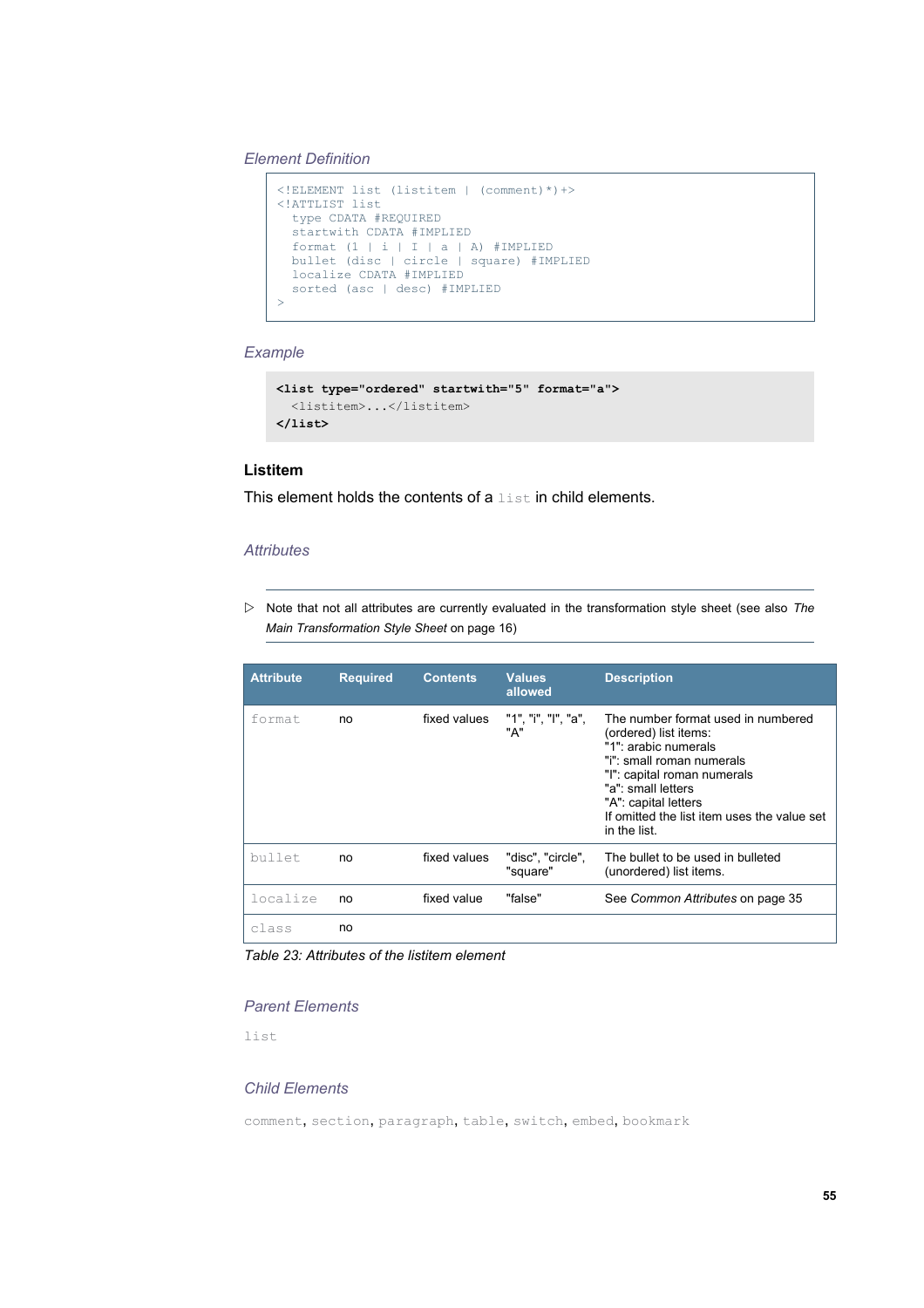*Element Definition*

```
<!ELEMENT list (listitem | (comment)*)+>
<!ATTLIST list
  type CDATA #REQUIRED
  startwith CDATA #IMPLIED
  format (1 | i | I | a | A) #IMPLIED
  bullet (disc | circle | square) #IMPLIED
  localize CDATA #IMPLIED
  sorted (asc | desc) #IMPLIED
>
```

*Example*

```
<list type="ordered" startwith="5" format="a">
  <listitem>...</listitem>
</list>
```

### Listitem

This element holds the contents of a `list` in child elements.

*Attributes*

▷ Note that not all attributes are currently evaluated in the transformation style sheet (see also *The Main Transformation Style Sheet* on page 16)

| Attribute | Required | Contents | Values allowed | Description |
|---|---|---|---|---|
| `format` | no | fixed values | "1", "i", "I", "a", "A" | The number format used in numbered (ordered) list items:<br>"1": arabic numerals<br>"i": small roman numerals<br>"I": capital roman numerals<br>"a": small letters<br>"A": capital letters<br>If omitted the list item uses the value set in the list. |
| `bullet` | no | fixed values | "disc", "circle", "square" | The bullet to be used in bulleted (unordered) list items. |
| `localize` | no | fixed value | "false" | See *Common Attributes* on page 35 |
| `class` | no | | | |

*Table 23: Attributes of the listitem element*

*Parent Elements*

`list`

*Child Elements*

`comment`, `section`, `paragraph`, `table`, `switch`, `embed`, `bookmark`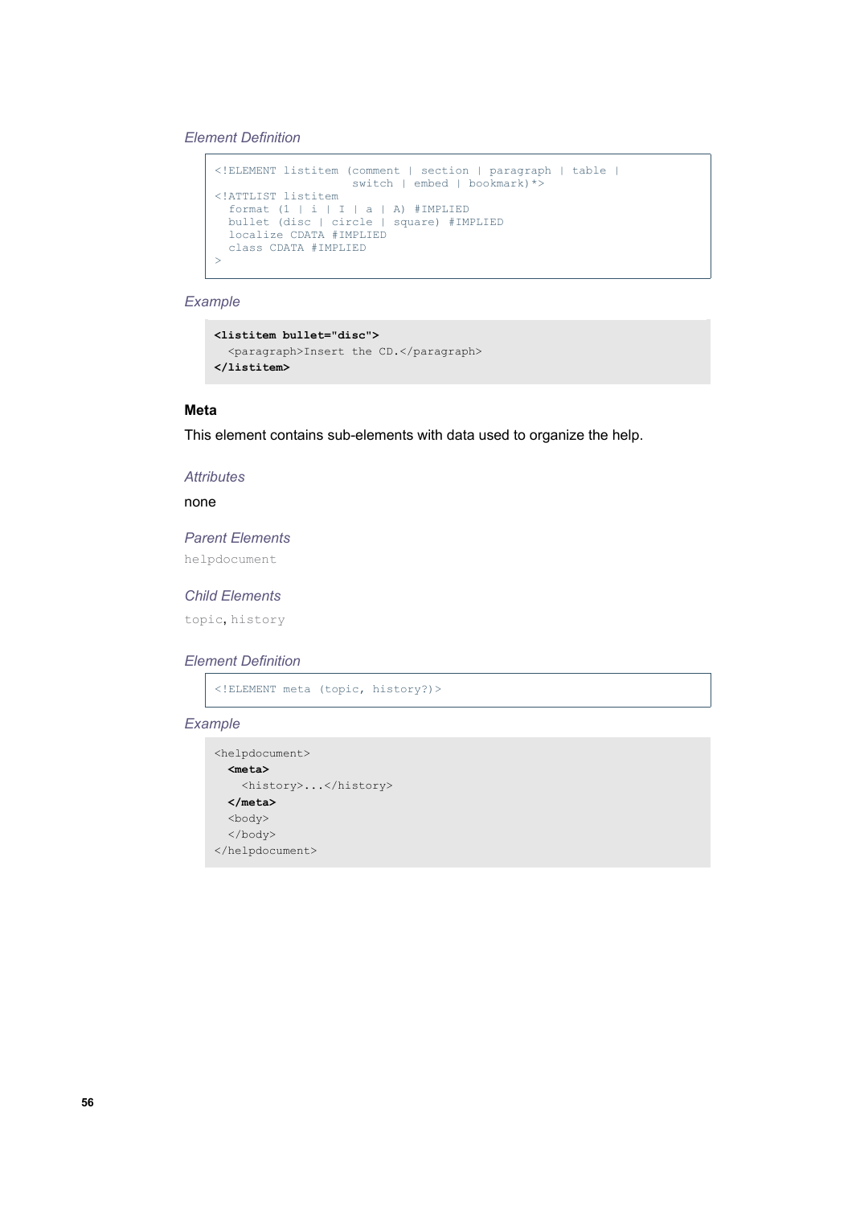*Element Definition*

```
<!ELEMENT listitem (comment | section | paragraph | table |
                    switch | embed | bookmark)*>
<!ATTLIST listitem
  format (1 | i | I | a | A) #IMPLIED
  bullet (disc | circle | square) #IMPLIED
  localize CDATA #IMPLIED
  class CDATA #IMPLIED
>
```

*Example*

```
<listitem bullet="disc">
  <paragraph>Insert the CD.</paragraph>
</listitem>
```

### Meta

This element contains sub-elements with data used to organize the help.

*Attributes*

none

*Parent Elements*

`helpdocument`

*Child Elements*

`topic`, `history`

*Element Definition*

```
<!ELEMENT meta (topic, history?)>
```

*Example*

```
<helpdocument>
  <meta>
    <history>...</history>
  </meta>
  <body>
  </body>
</helpdocument>
```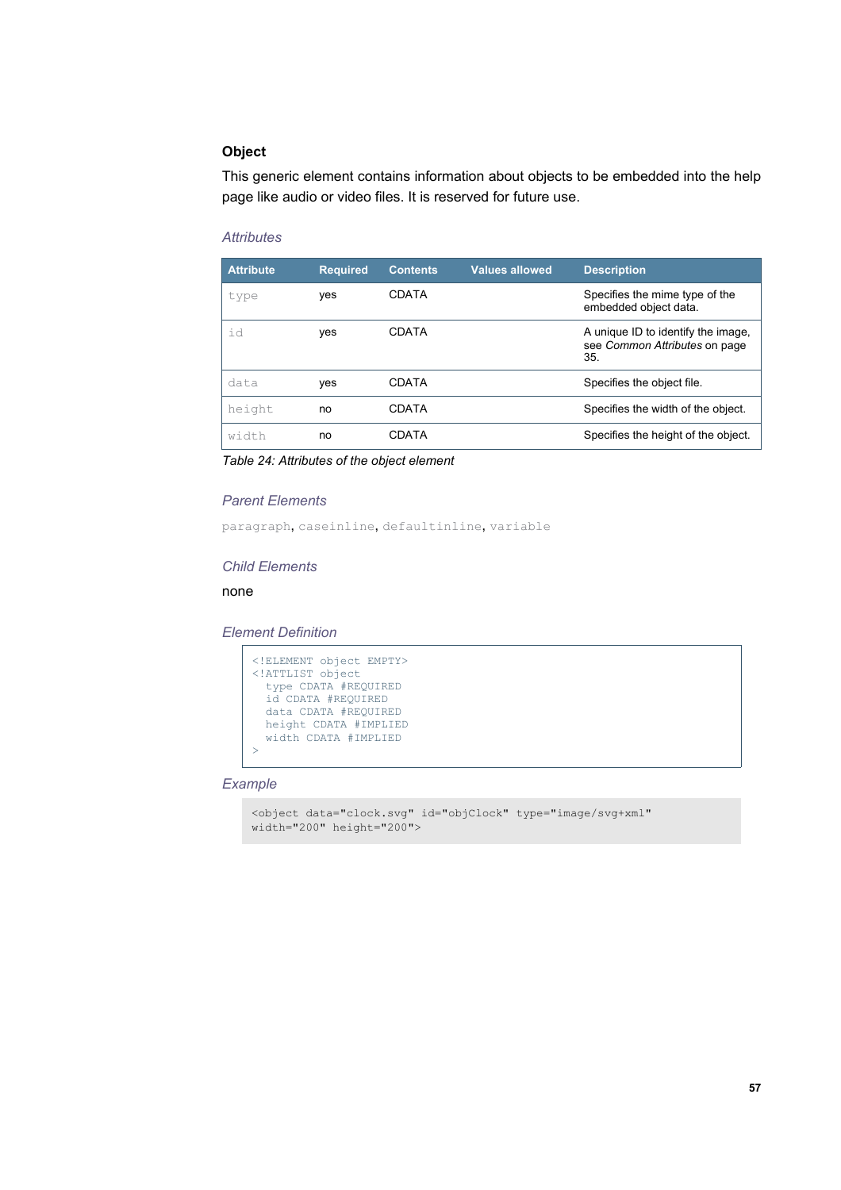### Object

This generic element contains information about objects to be embedded into the help page like audio or video files. It is reserved for future use.

#### *Attributes*

| Attribute | Required | Contents | Values allowed | Description |
|---|---|---|---|---|
| `type` | yes | CDATA | | Specifies the mime type of the embedded object data. |
| `id` | yes | CDATA | | A unique ID to identify the image, see *Common Attributes* on page 35. |
| `data` | yes | CDATA | | Specifies the object file. |
| `height` | no | CDATA | | Specifies the width of the object. |
| `width` | no | CDATA | | Specifies the height of the object. |

*Table 24: Attributes of the object element*

#### *Parent Elements*

`paragraph`, `caseinline`, `defaultinline`, `variable`

#### *Child Elements*

none

#### *Element Definition*

```
<!ELEMENT object EMPTY>
<!ATTLIST object
  type CDATA #REQUIRED
  id CDATA #REQUIRED
  data CDATA #REQUIRED
  height CDATA #IMPLIED
  width CDATA #IMPLIED
>
```

#### *Example*

```
<object data="clock.svg" id="objClock" type="image/svg+xml"
width="200" height="200">
```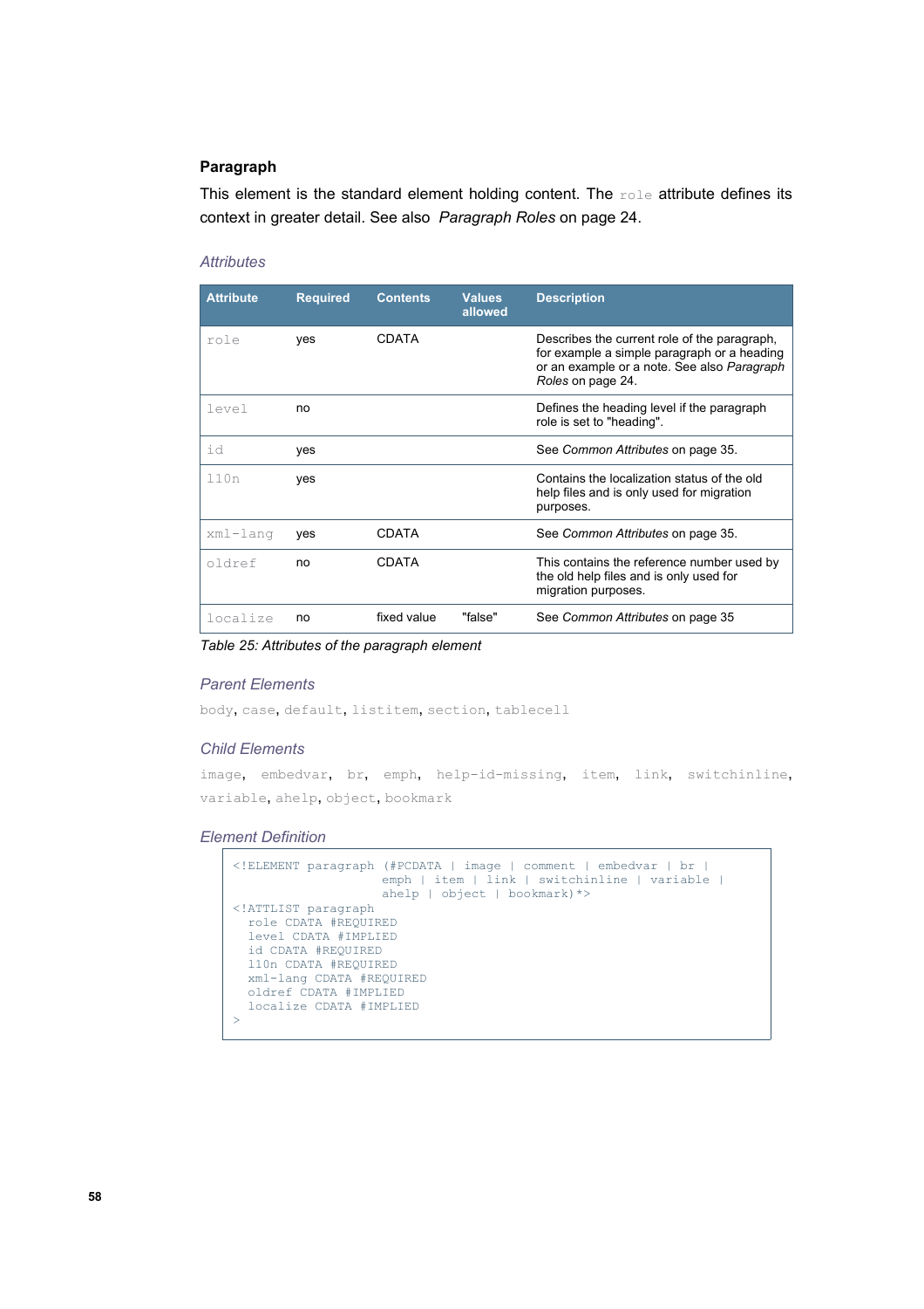## Paragraph

This element is the standard element holding content. The `role` attribute defines its context in greater detail. See also *Paragraph Roles* on page 24.

### *Attributes*

| Attribute | Required | Contents | Values allowed | Description |
|---|---|---|---|---|
| `role` | yes | CDATA | | Describes the current role of the paragraph, for example a simple paragraph or a heading or an example or a note. See also *Paragraph Roles* on page 24. |
| `level` | no | | | Defines the heading level if the paragraph role is set to "heading". |
| `id` | yes | | | See *Common Attributes* on page 35. |
| `l10n` | yes | | | Contains the localization status of the old help files and is only used for migration purposes. |
| `xml-lang` | yes | CDATA | | See *Common Attributes* on page 35. |
| `oldref` | no | CDATA | | This contains the reference number used by the old help files and is only used for migration purposes. |
| `localize` | no | fixed value | "false" | See *Common Attributes* on page 35 |

*Table 25: Attributes of the paragraph element*

### *Parent Elements*

`body`, `case`, `default`, `listitem`, `section`, `tablecell`

### *Child Elements*

`image`, `embedvar`, `br`, `emph`, `help-id-missing`, `item`, `link`, `switchinline`, `variable`, `ahelp`, `object`, `bookmark`

### *Element Definition*

```
<!ELEMENT paragraph (#PCDATA | image | comment | embedvar | br |
                    emph | item | link | switchinline | variable |
                    ahelp | object | bookmark)*>
<!ATTLIST paragraph
  role CDATA #REQUIRED
  level CDATA #IMPLIED
  id CDATA #REQUIRED
  l10n CDATA #REQUIRED
  xml-lang CDATA #REQUIRED
  oldref CDATA #IMPLIED
  localize CDATA #IMPLIED
>
```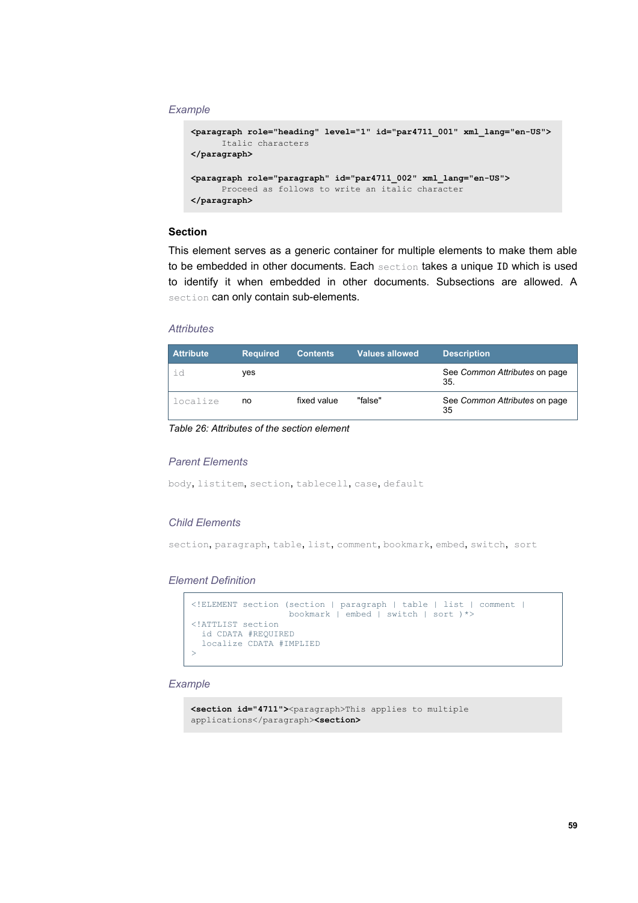*Example*

```
<paragraph role="heading" level="1" id="par4711_001" xml_lang="en-US">
      Italic characters
</paragraph>

<paragraph role="paragraph" id="par4711_002" xml_lang="en-US">
      Proceed as follows to write an italic character
</paragraph>
```

### Section

This element serves as a generic container for multiple elements to make them able to be embedded in other documents. Each `section` takes a unique ID which is used to identify it when embedded in other documents. Subsections are allowed. A `section` can only contain sub-elements.

*Attributes*

| Attribute | Required | Contents | Values allowed | Description |
|---|---|---|---|---|
| `id` | yes | | | See *Common Attributes* on page 35. |
| `localize` | no | fixed value | "false" | See *Common Attributes* on page 35 |

*Table 26: Attributes of the section element*

*Parent Elements*

`body`, `listitem`, `section`, `tablecell`, `case`, `default`

*Child Elements*

`section`, `paragraph`, `table`, `list`, `comment`, `bookmark`, `embed`, `switch`, `sort`

*Element Definition*

```
<!ELEMENT section (section | paragraph | table | list | comment |
                   bookmark | embed | switch | sort )*>
<!ATTLIST section
  id CDATA #REQUIRED
  localize CDATA #IMPLIED
>
```

*Example*

```
<section id="4711"><paragraph>This applies to multiple
applications</paragraph><section>
```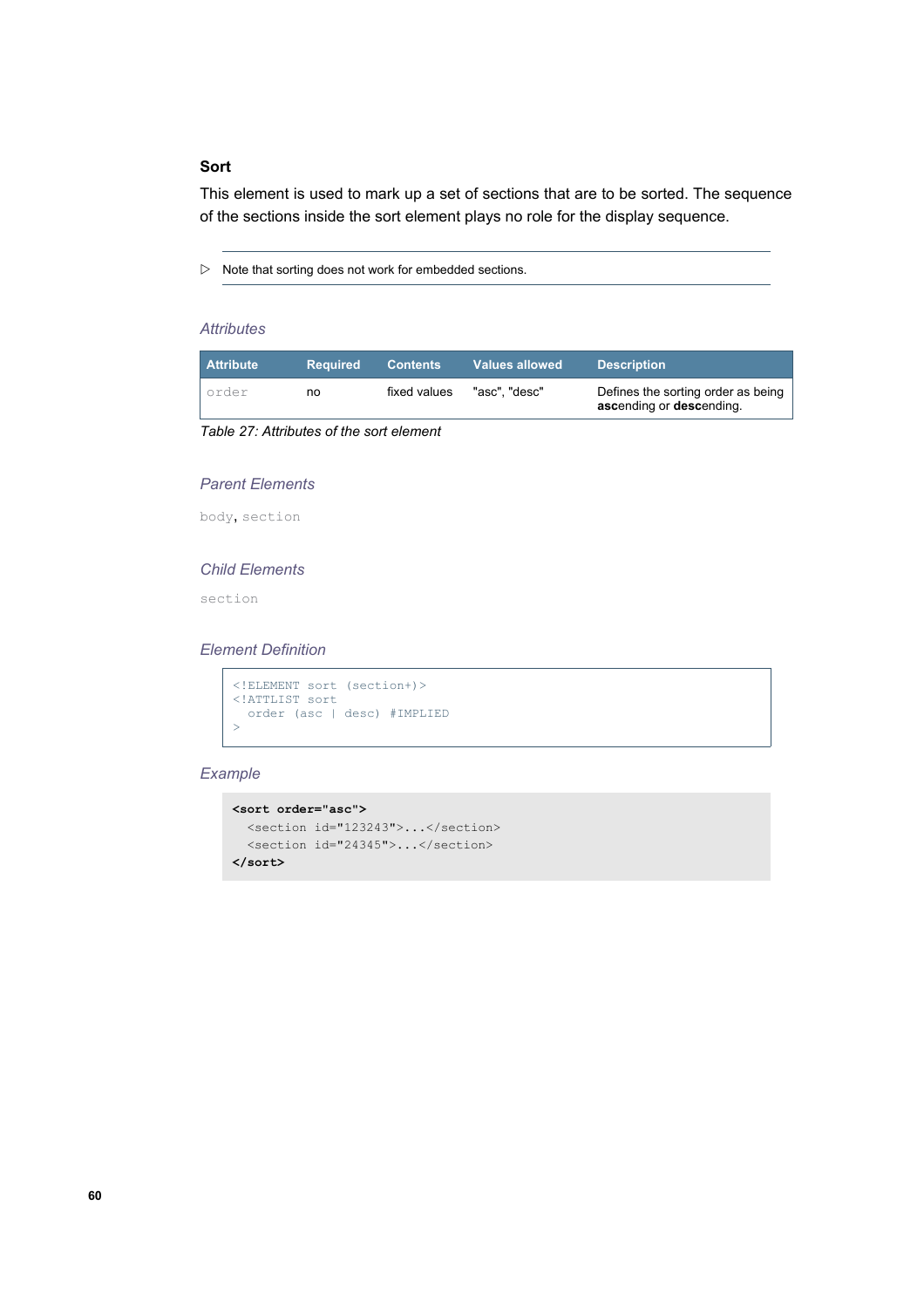## Sort

This element is used to mark up a set of sections that are to be sorted. The sequence of the sections inside the sort element plays no role for the display sequence.

▷ Note that sorting does not work for embedded sections.

### *Attributes*

| Attribute | Required | Contents | Values allowed | Description |
|---|---|---|---|---|
| `order` | no | fixed values | "asc", "desc" | Defines the sorting order as being **asc**ending or **desc**ending. |

*Table 27: Attributes of the sort element*

### *Parent Elements*

`body`, `section`

### *Child Elements*

`section`

### *Element Definition*

```
<!ELEMENT sort (section+)>
<!ATTLIST sort
  order (asc | desc) #IMPLIED
>
```

### *Example*

```
<sort order="asc">
  <section id="123243">...</section>
  <section id="24345">...</section>
</sort>
```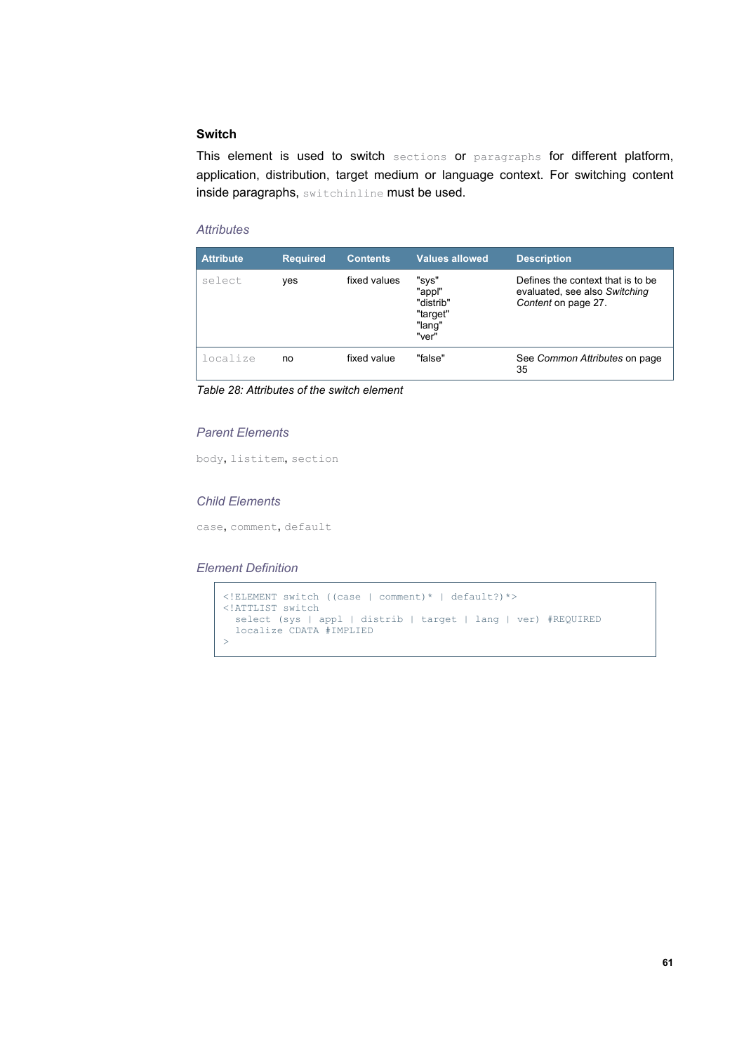## Switch

This element is used to switch `sections` or `paragraphs` for different platform, application, distribution, target medium or language context. For switching content inside paragraphs, `switchinline` must be used.

### *Attributes*

| Attribute | Required | Contents | Values allowed | Description |
|---|---|---|---|---|
| `select` | yes | fixed values | "sys"<br>"appl"<br>"distrib"<br>"target"<br>"lang"<br>"ver" | Defines the context that is to be evaluated, see also *Switching Content* on page 27. |
| `localize` | no | fixed value | "false" | See *Common Attributes* on page 35 |

*Table 28: Attributes of the switch element*

### *Parent Elements*

`body`, `listitem`, `section`

### *Child Elements*

`case`, `comment`, `default`

### *Element Definition*

```
<!ELEMENT switch ((case | comment)* | default?)*>
<!ATTLIST switch
  select (sys | appl | distrib | target | lang | ver) #REQUIRED
  localize CDATA #IMPLIED
>
```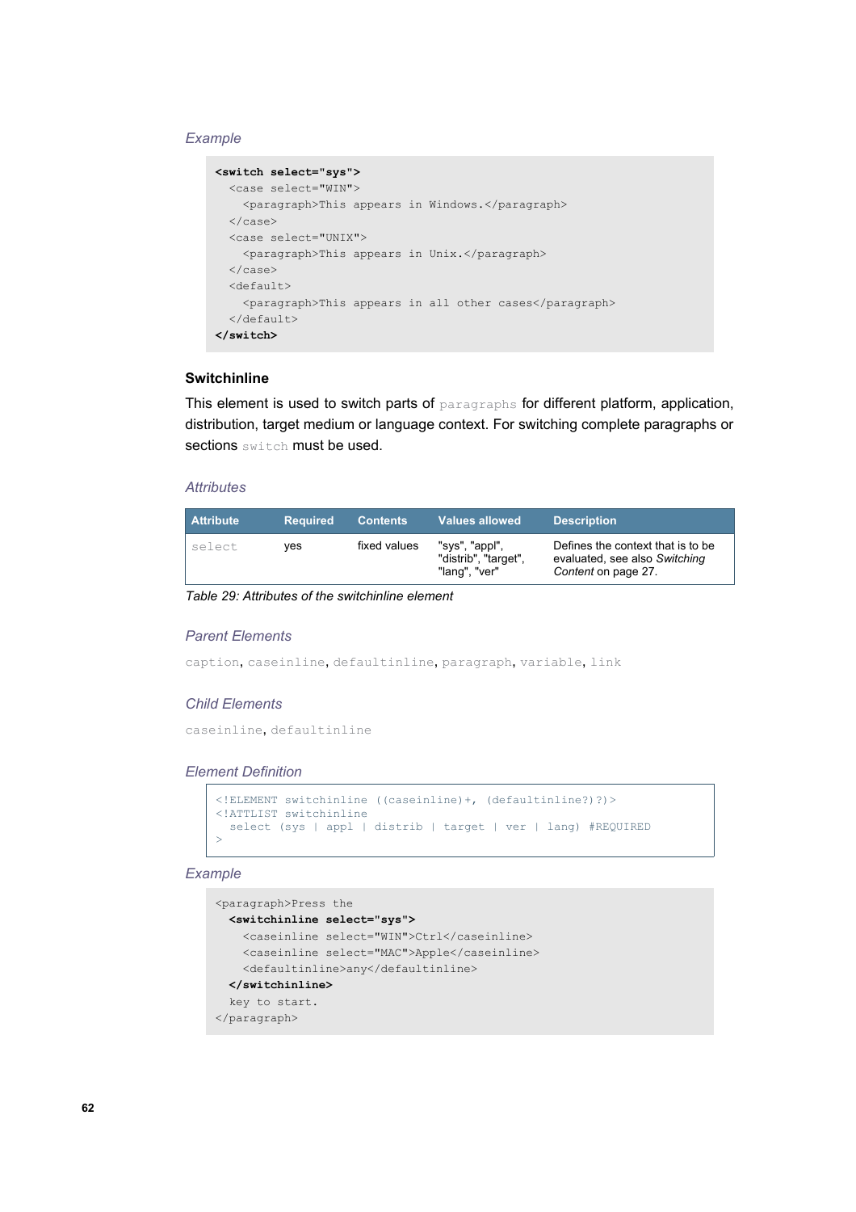### *Example*

```
<switch select="sys">
  <case select="WIN">
    <paragraph>This appears in Windows.</paragraph>
  </case>
  <case select="UNIX">
    <paragraph>This appears in Unix.</paragraph>
  </case>
  <default>
    <paragraph>This appears in all other cases</paragraph>
  </default>
</switch>
```

## Switchinline

This element is used to switch parts of `paragraphs` for different platform, application, distribution, target medium or language context. For switching complete paragraphs or sections `switch` must be used.

### *Attributes*

| Attribute | Required | Contents | Values allowed | Description |
|---|---|---|---|---|
| `select` | yes | fixed values | "sys", "appl", "distrib", "target", "lang", "ver" | Defines the context that is to be evaluated, see also *Switching Content* on page 27. |

*Table 29: Attributes of the switchinline element*

### *Parent Elements*

`caption`, `caseinline`, `defaultinline`, `paragraph`, `variable`, `link`

### *Child Elements*

`caseinline`, `defaultinline`

### *Element Definition*

```
<!ELEMENT switchinline ((caseinline)+, (defaultinline?)?)>
<!ATTLIST switchinline
  select (sys | appl | distrib | target | ver | lang) #REQUIRED
>
```

### *Example*

```
<paragraph>Press the
  <switchinline select="sys">
    <caseinline select="WIN">Ctrl</caseinline>
    <caseinline select="MAC">Apple</caseinline>
    <defaultinline>any</defaultinline>
  </switchinline>
  key to start.
</paragraph>
```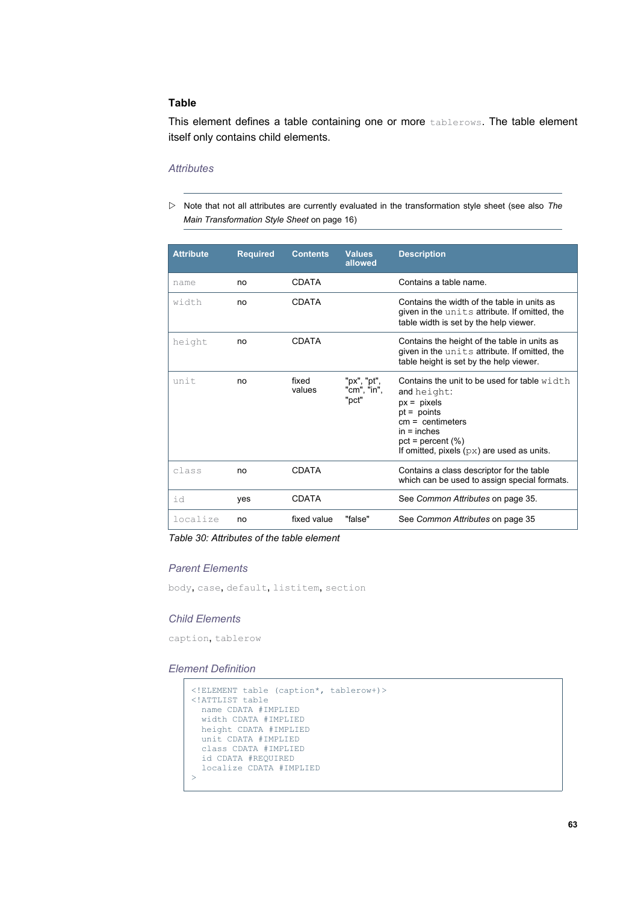### Table

This element defines a table containing one or more `tablerows`. The table element itself only contains child elements.

#### *Attributes*

▷ Note that not all attributes are currently evaluated in the transformation style sheet (see also *The Main Transformation Style Sheet* on page 16)

| Attribute | Required | Contents | Values allowed | Description |
|---|---|---|---|---|
| `name` | no | CDATA | | Contains a table name. |
| `width` | no | CDATA | | Contains the width of the table in units as given in the `units` attribute. If omitted, the table width is set by the help viewer. |
| `height` | no | CDATA | | Contains the height of the table in units as given in the `units` attribute. If omitted, the table height is set by the help viewer. |
| `unit` | no | fixed values | "px", "pt", "cm", "in", "pct" | Contains the unit to be used for table `width` and `height`:<br>px = pixels<br>pt = points<br>cm = centimeters<br>in = inches<br>pct = percent (%)<br>If omitted, pixels (`px`) are used as units. |
| `class` | no | CDATA | | Contains a class descriptor for the table which can be used to assign special formats. |
| `id` | yes | CDATA | | See *Common Attributes* on page 35. |
| `localize` | no | fixed value | "false" | See *Common Attributes* on page 35 |

*Table 30: Attributes of the table element*

#### *Parent Elements*

`body`, `case`, `default`, `listitem`, `section`

#### *Child Elements*

`caption`, `tablerow`

#### *Element Definition*

```
<!ELEMENT table (caption*, tablerow+)>
<!ATTLIST table
  name CDATA #IMPLIED
  width CDATA #IMPLIED
  height CDATA #IMPLIED
  unit CDATA #IMPLIED
  class CDATA #IMPLIED
  id CDATA #REQUIRED
  localize CDATA #IMPLIED
>
```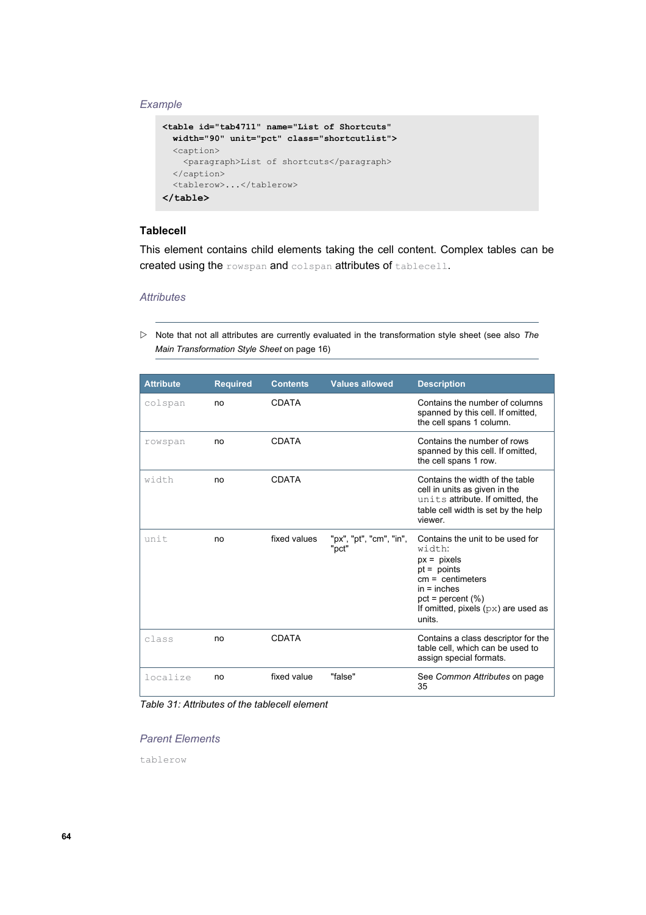*Example*

```
<table id="tab4711" name="List of Shortcuts"
  width="90" unit="pct" class="shortcutlist">
  <caption>
    <paragraph>List of shortcuts</paragraph>
  </caption>
  <tablerow>...</tablerow>
</table>
```

### Tablecell

This element contains child elements taking the cell content. Complex tables can be created using the `rowspan` and `colspan` attributes of `tablecell`.

*Attributes*

▷ Note that not all attributes are currently evaluated in the transformation style sheet (see also *The Main Transformation Style Sheet* on page 16)

| Attribute | Required | Contents | Values allowed | Description |
|---|---|---|---|---|
| `colspan` | no | CDATA | | Contains the number of columns spanned by this cell. If omitted, the cell spans 1 column. |
| `rowspan` | no | CDATA | | Contains the number of rows spanned by this cell. If omitted, the cell spans 1 row. |
| `width` | no | CDATA | | Contains the width of the table cell in units as given in the `units` attribute. If omitted, the table cell width is set by the help viewer. |
| `unit` | no | fixed values | "px", "pt", "cm", "in", "pct" | Contains the unit to be used for `width`:<br>px = pixels<br>pt = points<br>cm = centimeters<br>in = inches<br>pct = percent (%)<br>If omitted, pixels (`px`) are used as units. |
| `class` | no | CDATA | | Contains a class descriptor for the table cell, which can be used to assign special formats. |
| `localize` | no | fixed value | "false" | See *Common Attributes* on page 35 |

*Table 31: Attributes of the tablecell element*

*Parent Elements*

`tablerow`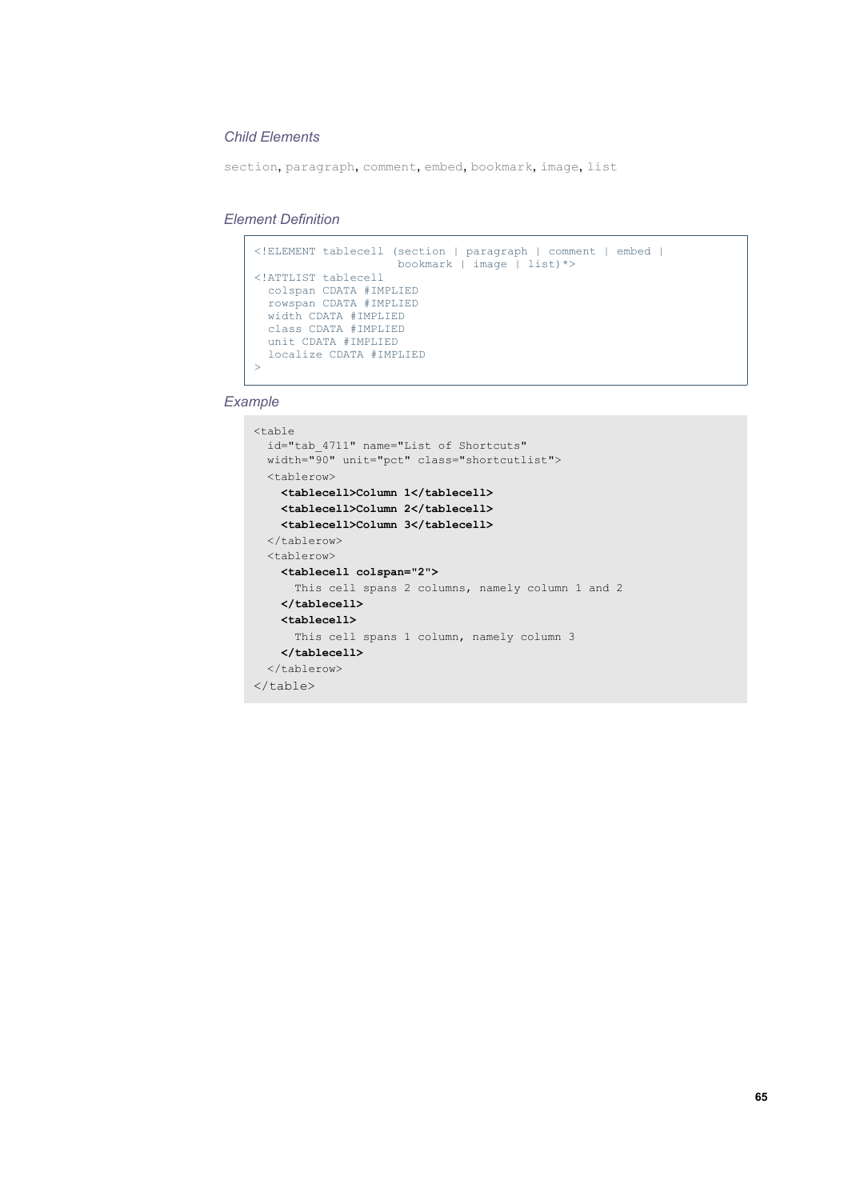*Child Elements*

`section`, `paragraph`, `comment`, `embed`, `bookmark`, `image`, `list`

*Element Definition*

```
<!ELEMENT tablecell (section | paragraph | comment | embed |
                     bookmark | image | list)*>
<!ATTLIST tablecell
  colspan CDATA #IMPLIED
  rowspan CDATA #IMPLIED
  width CDATA #IMPLIED
  class CDATA #IMPLIED
  unit CDATA #IMPLIED
  localize CDATA #IMPLIED
>
```

*Example*

```
<table
  id="tab_4711" name="List of Shortcuts"
  width="90" unit="pct" class="shortcutlist">
  <tablerow>
    <tablecell>Column 1</tablecell>
    <tablecell>Column 2</tablecell>
    <tablecell>Column 3</tablecell>
  </tablerow>
  <tablerow>
    <tablecell colspan="2">
      This cell spans 2 columns, namely column 1 and 2
    </tablecell>
    <tablecell>
      This cell spans 1 column, namely column 3
    </tablecell>
  </tablerow>
</table>
```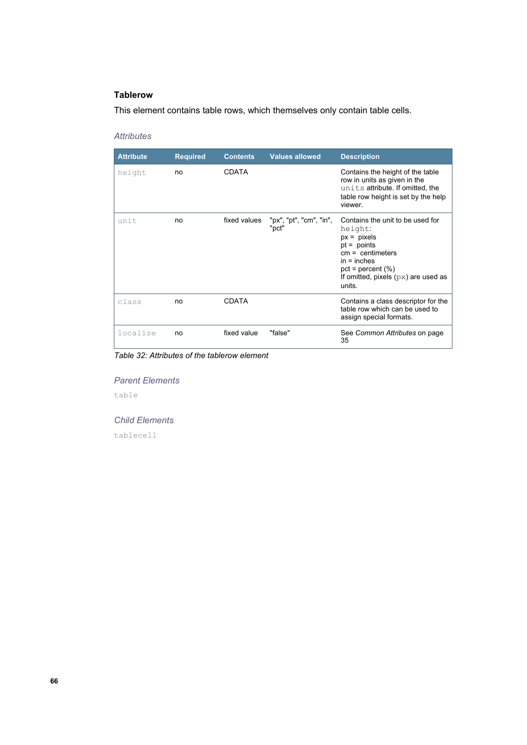### Tablerow

This element contains table rows, which themselves only contain table cells.

#### *Attributes*

| Attribute | Required | Contents | Values allowed | Description |
|---|---|---|---|---|
| `height` | no | CDATA | | Contains the height of the table row in units as given in the `units` attribute. If omitted, the table row height is set by the help viewer. |
| `unit` | no | fixed values | "px", "pt", "cm", "in", "pct" | Contains the unit to be used for `height`:<br>px = pixels<br>pt = points<br>cm = centimeters<br>in = inches<br>pct = percent (%)<br>If omitted, pixels (`px`) are used as units. |
| `class` | no | CDATA | | Contains a class descriptor for the table row which can be used to assign special formats. |
| `localize` | no | fixed value | "false" | See *Common Attributes* on page 35 |

*Table 32: Attributes of the tablerow element*

#### *Parent Elements*

`table`

#### *Child Elements*

`tablecell`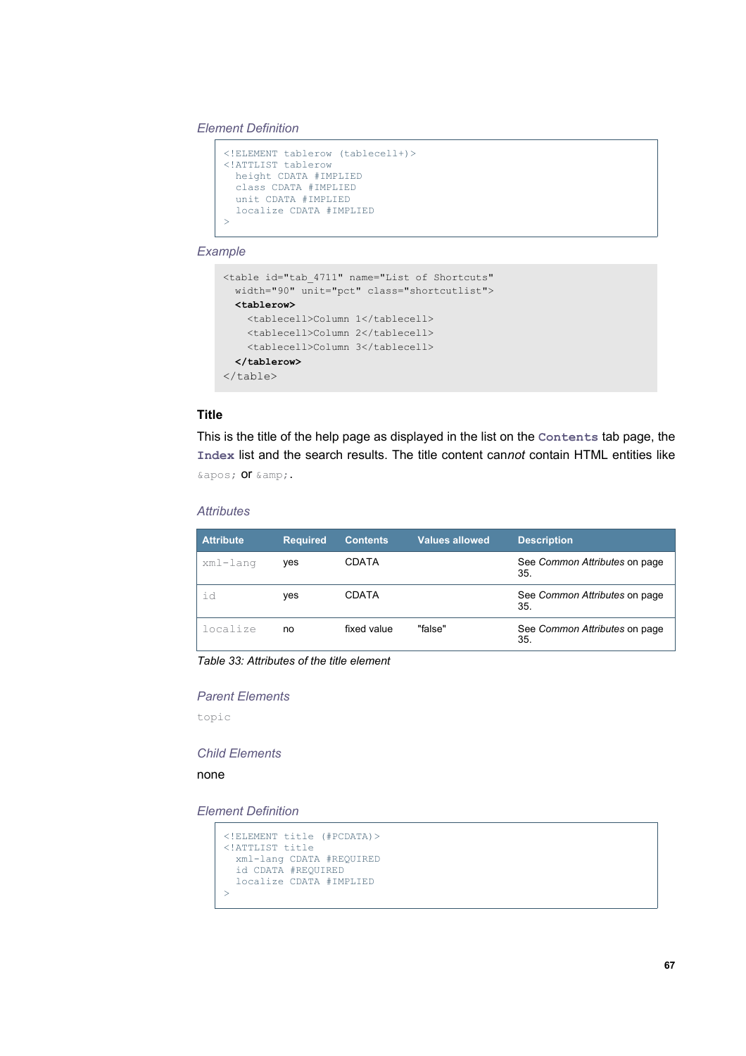*Element Definition*

```
<!ELEMENT tablerow (tablecell+)>
<!ATTLIST tablerow
  height CDATA #IMPLIED
  class CDATA #IMPLIED
  unit CDATA #IMPLIED
  localize CDATA #IMPLIED
>
```

*Example*

```
<table id="tab_4711" name="List of Shortcuts"
  width="90" unit="pct" class="shortcutlist">
  <tablerow>
    <tablecell>Column 1</tablecell>
    <tablecell>Column 2</tablecell>
    <tablecell>Column 3</tablecell>
  </tablerow>
</table>
```

### Title

This is the title of the help page as displayed in the list on the `Contents` tab page, the `Index` list and the search results. The title content can*not* contain HTML entities like `&apos;` or `&amp;`.

*Attributes*

| Attribute | Required | Contents | Values allowed | Description |
|---|---|---|---|---|
| `xml-lang` | yes | CDATA | | See *Common Attributes* on page 35. |
| `id` | yes | CDATA | | See *Common Attributes* on page 35. |
| `localize` | no | fixed value | "false" | See *Common Attributes* on page 35. |

*Table 33: Attributes of the title element*

*Parent Elements*

`topic`

*Child Elements*

none

*Element Definition*

```
<!ELEMENT title (#PCDATA)>
<!ATTLIST title
  xml-lang CDATA #REQUIRED
  id CDATA #REQUIRED
  localize CDATA #IMPLIED
>
```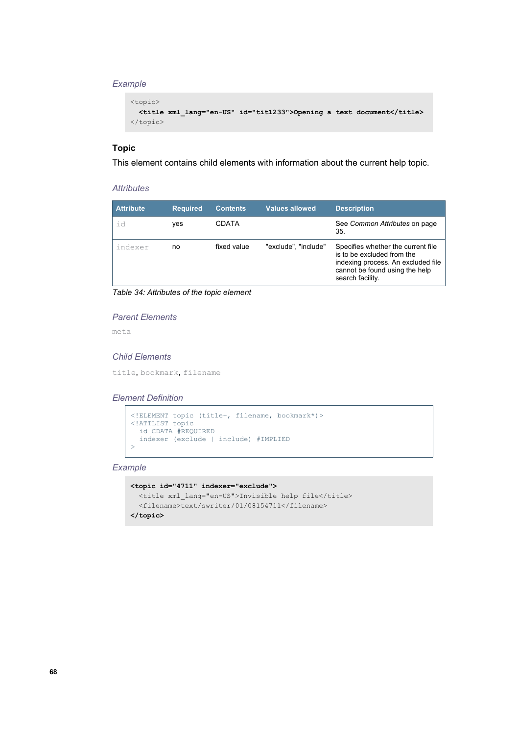### Example

```
<topic>
  <title xml_lang="en-US" id="tit1233">Opening a text document</title>
</topic>
```

## Topic

This element contains child elements with information about the current help topic.

### Attributes

| Attribute | Required | Contents | Values allowed | Description |
|---|---|---|---|---|
| `id` | yes | CDATA | | See *Common Attributes* on page 35. |
| `indexer` | no | fixed value | "exclude", "include" | Specifies whether the current file is to be excluded from the indexing process. An excluded file cannot be found using the help search facility. |

*Table 34: Attributes of the topic element*

### Parent Elements

`meta`

### Child Elements

`title`, `bookmark`, `filename`

### Element Definition

```
<!ELEMENT topic (title+, filename, bookmark*)>
<!ATTLIST topic
  id CDATA #REQUIRED
  indexer (exclude | include) #IMPLIED
>
```

### Example

```
<topic id="4711" indexer="exclude">
  <title xml_lang="en-US">Invisible help file</title>
  <filename>text/swriter/01/08154711</filename>
</topic>
```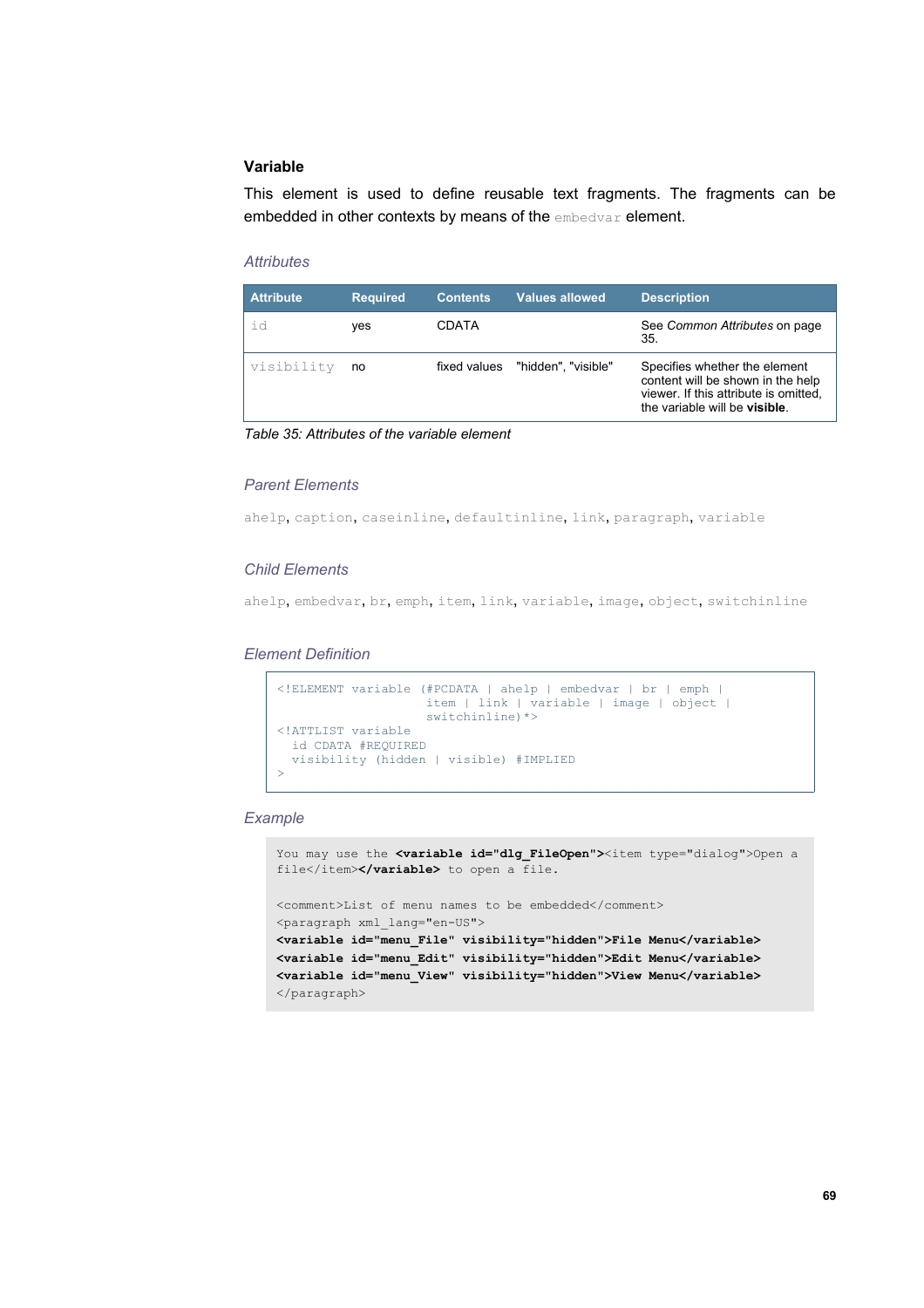### Variable

This element is used to define reusable text fragments. The fragments can be embedded in other contexts by means of the `embedvar` element.

#### *Attributes*

| Attribute | Required | Contents | Values allowed | Description |
|---|---|---|---|---|
| `id` | yes | CDATA | | See *Common Attributes* on page 35. |
| `visibility` | no | fixed values | "hidden", "visible" | Specifies whether the element content will be shown in the help viewer. If this attribute is omitted, the variable will be **visible**. |

*Table 35: Attributes of the variable element*

#### *Parent Elements*

`ahelp`, `caption`, `caseinline`, `defaultinline`, `link`, `paragraph`, `variable`

#### *Child Elements*

`ahelp`, `embedvar`, `br`, `emph`, `item`, `link`, `variable`, `image`, `object`, `switchinline`

#### *Element Definition*

```
<!ELEMENT variable (#PCDATA | ahelp | embedvar | br | emph |
                    item | link | variable | image | object |
                    switchinline)*>
<!ATTLIST variable
  id CDATA #REQUIRED
  visibility (hidden | visible) #IMPLIED
>
```

#### *Example*

```
You may use the <variable id="dlg_FileOpen"><item type="dialog">Open a
file</item></variable> to open a file.

<comment>List of menu names to be embedded</comment>
<paragraph xml_lang="en-US">
<variable id="menu_File" visibility="hidden">File Menu</variable>
<variable id="menu_Edit" visibility="hidden">Edit Menu</variable>
<variable id="menu_View" visibility="hidden">View Menu</variable>
</paragraph>
```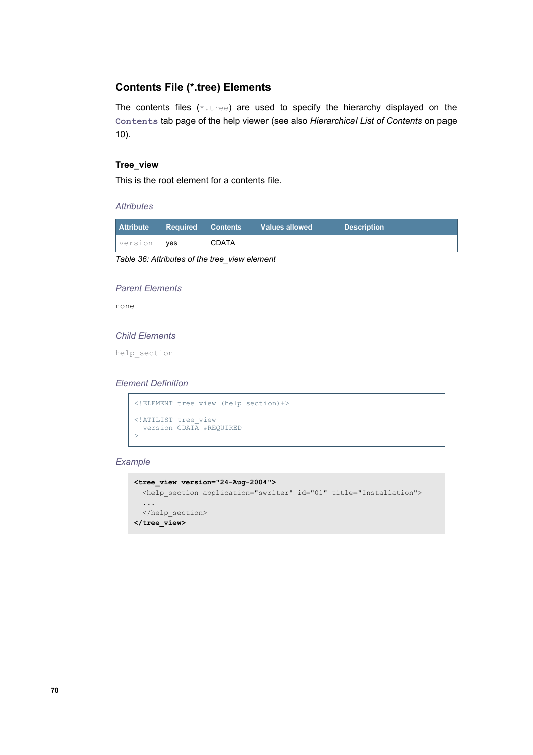## Contents File (*.tree) Elements

The contents files (`*.tree`) are used to specify the hierarchy displayed on the `Contents` tab page of the help viewer (see also *Hierarchical List of Contents* on page 10).

### Tree_view

This is the root element for a contents file.

#### *Attributes*

| Attribute | Required | Contents | Values allowed | Description |
|---|---|---|---|---|
| `version` | yes | CDATA | | |

*Table 36: Attributes of the tree_view element*

#### *Parent Elements*

`none`

#### *Child Elements*

`help_section`

#### *Element Definition*

```
<!ELEMENT tree_view (help_section)+>

<!ATTLIST tree_view
  version CDATA #REQUIRED
>
```

#### *Example*

```
<tree_view version="24-Aug-2004">
  <help_section application="swriter" id="01" title="Installation">
  ...
  </help_section>
</tree_view>
```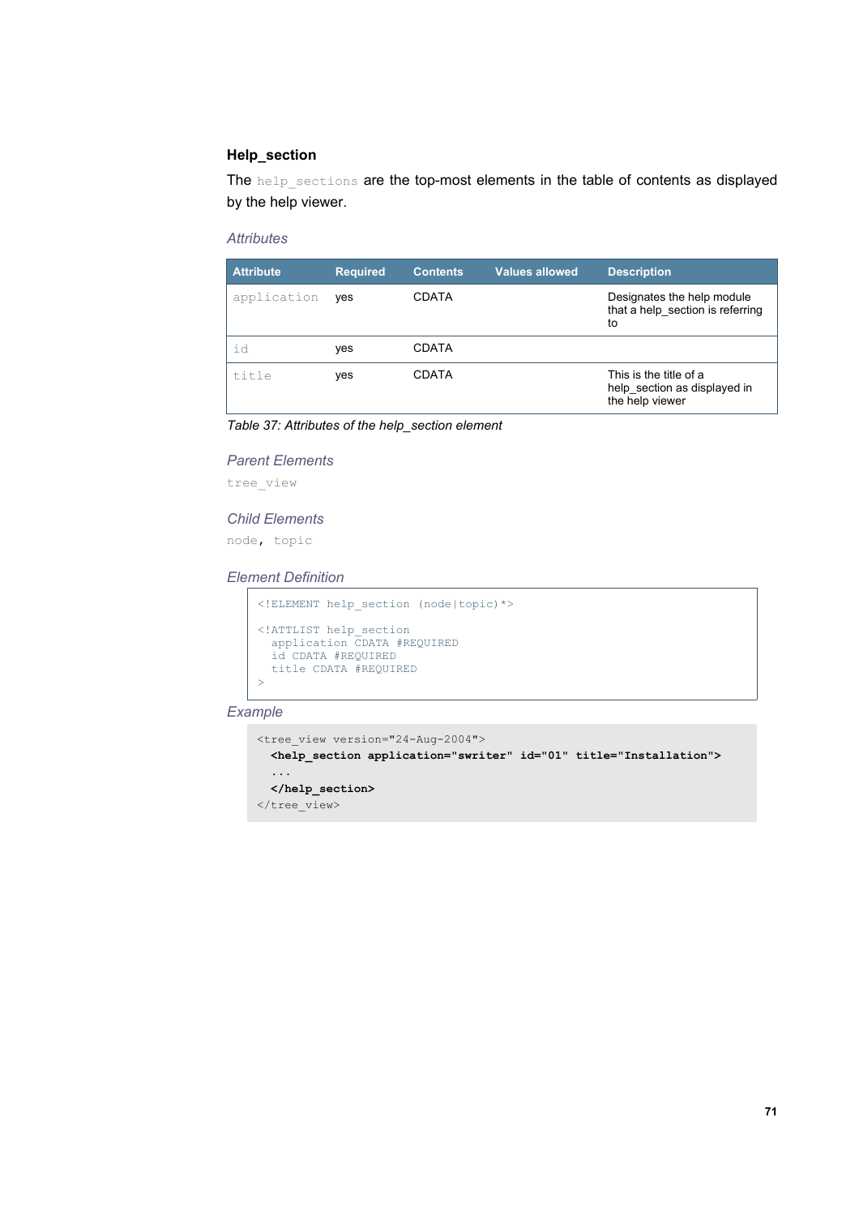### Help_section

The `help_sections` are the top-most elements in the table of contents as displayed by the help viewer.

#### *Attributes*

| Attribute | Required | Contents | Values allowed | Description |
| --- | --- | --- | --- | --- |
| `application` | yes | CDATA | | Designates the help module that a help_section is referring to |
| `id` | yes | CDATA | | |
| `title` | yes | CDATA | | This is the title of a help_section as displayed in the help viewer |

*Table 37: Attributes of the help_section element*

#### *Parent Elements*

`tree_view`

#### *Child Elements*

`node, topic`

#### *Element Definition*

```
<!ELEMENT help_section (node|topic)*>

<!ATTLIST help_section
  application CDATA #REQUIRED
  id CDATA #REQUIRED
  title CDATA #REQUIRED
>
```

#### *Example*

```
<tree_view version="24-Aug-2004">
  <help_section application="swriter" id="01" title="Installation">
  ...
  </help_section>
</tree_view>
```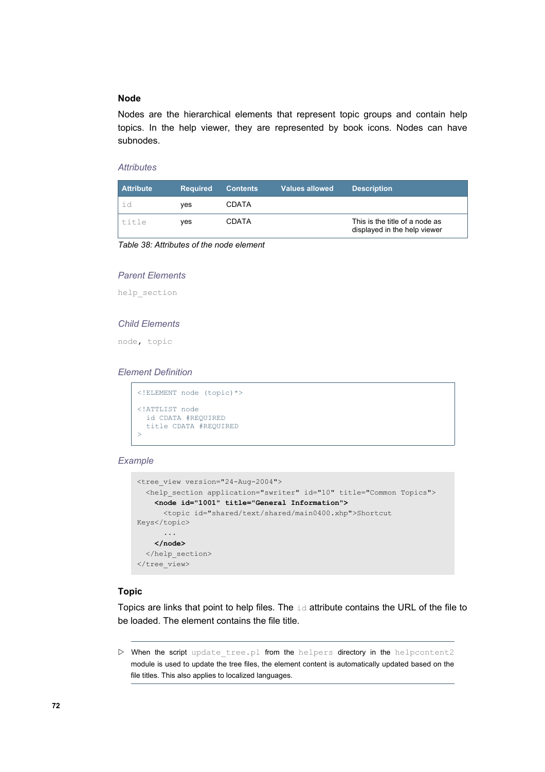### Node

Nodes are the hierarchical elements that represent topic groups and contain help topics. In the help viewer, they are represented by book icons. Nodes can have subnodes.

#### *Attributes*

| Attribute | Required | Contents | Values allowed | Description |
|---|---|---|---|---|
| `id` | yes | CDATA | | |
| `title` | yes | CDATA | | This is the title of a node as displayed in the help viewer |

*Table 38: Attributes of the node element*

#### *Parent Elements*

`help_section`

#### *Child Elements*

`node, topic`

#### *Element Definition*

```
<!ELEMENT node (topic)*>

<!ATTLIST node
  id CDATA #REQUIRED
  title CDATA #REQUIRED
>
```

#### *Example*

```
<tree_view version="24-Aug-2004">
  <help_section application="swriter" id="10" title="Common Topics">
    <node id="1001" title="General Information">
      <topic id="shared/text/shared/main0400.xhp">Shortcut
Keys</topic>
      ...
    </node>
  </help_section>
</tree_view>
```

### Topic

Topics are links that point to help files. The `id` attribute contains the URL of the file to be loaded. The element contains the file title.

▷ When the script `update_tree.pl` from the `helpers` directory in the `helpcontent2` module is used to update the tree files, the element content is automatically updated based on the file titles. This also applies to localized languages.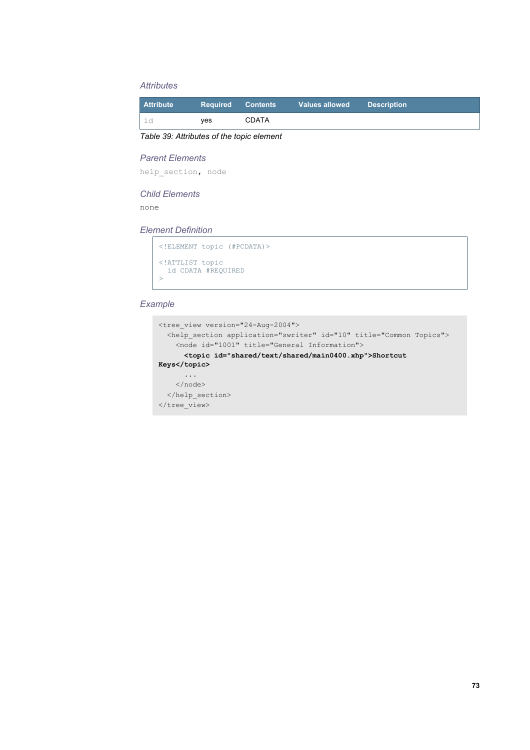#### Attributes

| Attribute | Required | Contents | Values allowed | Description |
|---|---|---|---|---|
| id | yes | CDATA | | |

*Table 39: Attributes of the topic element*

#### Parent Elements

help_section, node

#### Child Elements

none

#### Element Definition

```
<!ELEMENT topic (#PCDATA)>

<!ATTLIST topic
  id CDATA #REQUIRED
>
```

#### Example

```
<tree_view version="24-Aug-2004">
  <help_section application="swriter" id="10" title="Common Topics">
    <node id="1001" title="General Information">
      <topic id="shared/text/shared/main0400.xhp">Shortcut
Keys</topic>
      ...
    </node>
  </help_section>
</tree_view>
```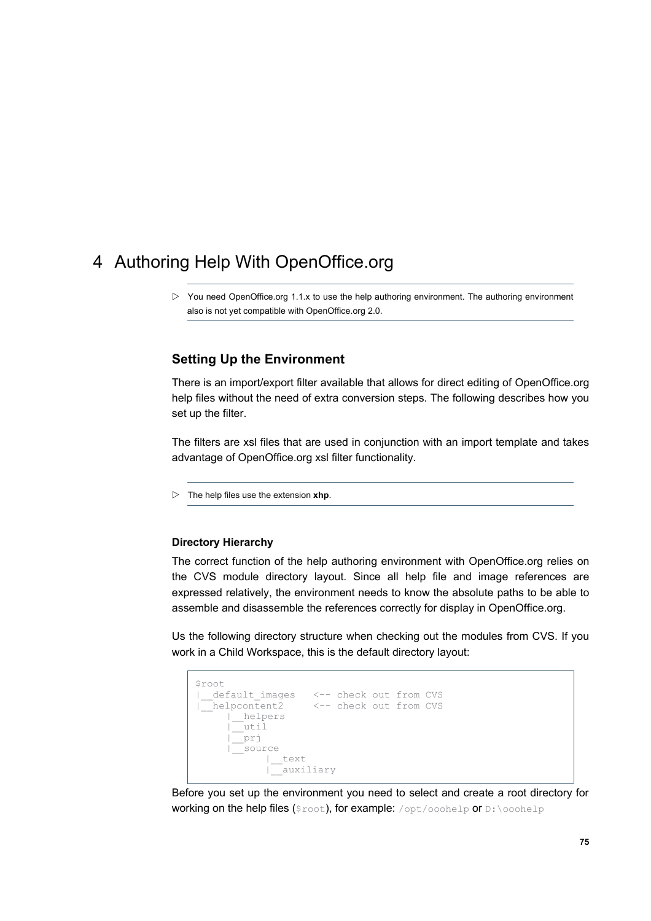# 4 Authoring Help With OpenOffice.org

> ▷ You need OpenOffice.org 1.1.x to use the help authoring environment. The authoring environment also is not yet compatible with OpenOffice.org 2.0.

## Setting Up the Environment

There is an import/export filter available that allows for direct editing of OpenOffice.org help files without the need of extra conversion steps. The following describes how you set up the filter.

The filters are xsl files that are used in conjunction with an import template and takes advantage of OpenOffice.org xsl filter functionality.

> ▷ The help files use the extension **xhp**.

### Directory Hierarchy

The correct function of the help authoring environment with OpenOffice.org relies on the CVS module directory layout. Since all help file and image references are expressed relatively, the environment needs to know the absolute paths to be able to assemble and disassemble the references correctly for display in OpenOffice.org.

Us the following directory structure when checking out the modules from CVS. If you work in a Child Workspace, this is the default directory layout:

```
$root
|__default_images   <-- check out from CVS
|__helpcontent2     <-- check out from CVS
     |__helpers
     |__util
     |__prj
     |__source
           |__text
           |__auxiliary
```

Before you set up the environment you need to select and create a root directory for working on the help files (`$root`), for example: `/opt/ooohelp` or `D:\ooohelp`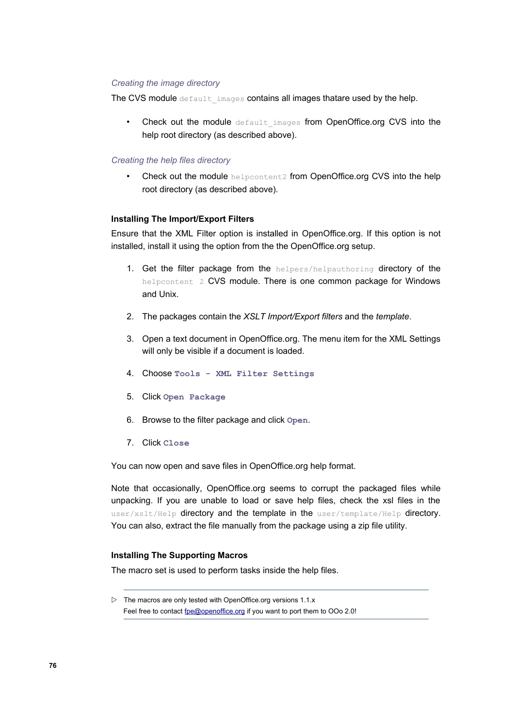*Creating the image directory*

The CVS module `default_images` contains all images thatare used by the help.

- Check out the module `default_images` from OpenOffice.org CVS into the help root directory (as described above).

*Creating the help files directory*

- Check out the module `helpcontent2` from OpenOffice.org CVS into the help root directory (as described above).

### Installing The Import/Export Filters

Ensure that the XML Filter option is installed in OpenOffice.org. If this option is not installed, install it using the option from the the OpenOffice.org setup.

1. Get the filter package from the `helpers/helpauthoring` directory of the `helpcontent 2` CVS module. There is one common package for Windows and Unix.
2. The packages contain the *XSLT Import/Export filters* and the *template*.
3. Open a text document in OpenOffice.org. The menu item for the XML Settings will only be visible if a document is loaded.
4. Choose **`Tools - XML Filter Settings`**
5. Click **`Open Package`**
6. Browse to the filter package and click **`Open`**.
7. Click **`Close`**

You can now open and save files in OpenOffice.org help format.

Note that occasionally, OpenOffice.org seems to corrupt the packaged files while unpacking. If you are unable to load or save help files, check the xsl files in the `user/xslt/Help` directory and the template in the `user/template/Help` directory. You can also, extract the file manually from the package using a zip file utility.

### Installing The Supporting Macros

The macro set is used to perform tasks inside the help files.

---

▷ The macros are only tested with OpenOffice.org versions 1.1.x
Feel free to contact fpe@openoffice.org if you want to port them to OOo 2.0!

---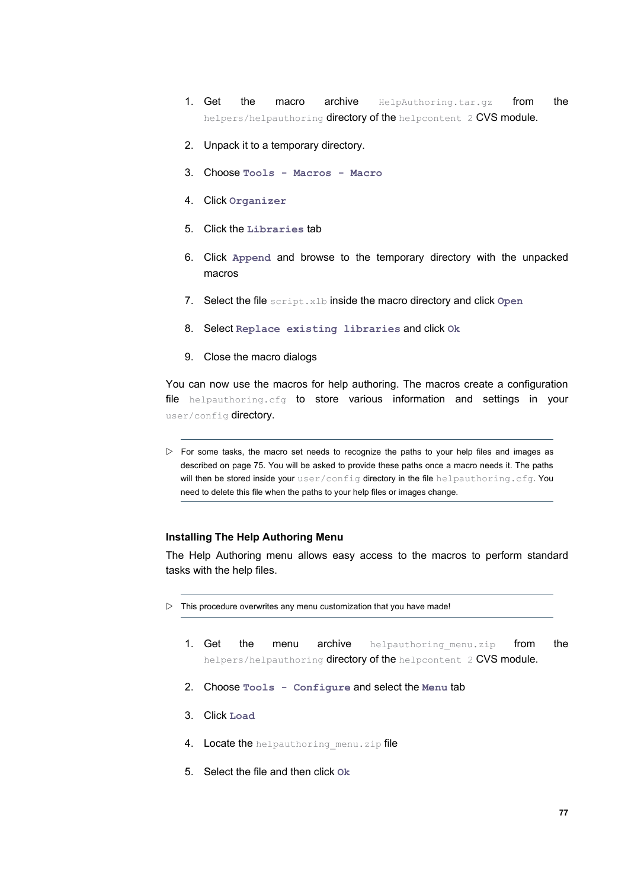1. Get the macro archive `HelpAuthoring.tar.gz` from the `helpers/helpauthoring` directory of the `helpcontent 2` CVS module.
2. Unpack it to a temporary directory.
3. Choose **Tools - Macros - Macro**
4. Click **Organizer**
5. Click the **Libraries** tab
6. Click **Append** and browse to the temporary directory with the unpacked macros
7. Select the file `script.xlb` inside the macro directory and click **Open**
8. Select **Replace existing libraries** and click **Ok**
9. Close the macro dialogs

You can now use the macros for help authoring. The macros create a configuration file `helpauthoring.cfg` to store various information and settings in your `user/config` directory.

> ▷ For some tasks, the macro set needs to recognize the paths to your help files and images as described on page 75. You will be asked to provide these paths once a macro needs it. The paths will then be stored inside your `user/config` directory in the file `helpauthoring.cfg`. You need to delete this file when the paths to your help files or images change.

### Installing The Help Authoring Menu

The Help Authoring menu allows easy access to the macros to perform standard tasks with the help files.

> ▷ This procedure overwrites any menu customization that you have made!

1. Get the menu archive `helpauthoring_menu.zip` from the `helpers/helpauthoring` directory of the `helpcontent 2` CVS module.
2. Choose **Tools - Configure** and select the **Menu** tab
3. Click **Load**
4. Locate the `helpauthoring_menu.zip` file
5. Select the file and then click **Ok**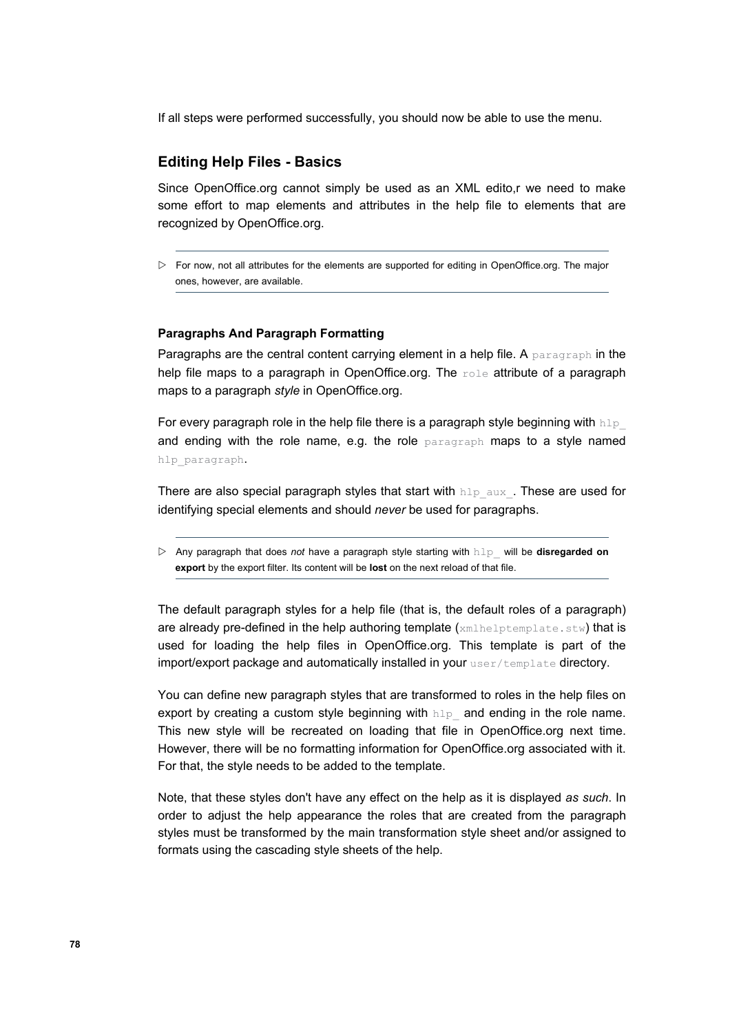If all steps were performed successfully, you should now be able to use the menu.

## Editing Help Files - Basics

Since OpenOffice.org cannot simply be used as an XML edito,r we need to make some effort to map elements and attributes in the help file to elements that are recognized by OpenOffice.org.

> ▷ For now, not all attributes for the elements are supported for editing in OpenOffice.org. The major ones, however, are available.

### Paragraphs And Paragraph Formatting

Paragraphs are the central content carrying element in a help file. A `paragraph` in the help file maps to a paragraph in OpenOffice.org. The `role` attribute of a paragraph maps to a paragraph *style* in OpenOffice.org.

For every paragraph role in the help file there is a paragraph style beginning with `hlp_` and ending with the role name, e.g. the role `paragraph` maps to a style named `hlp_paragraph`.

There are also special paragraph styles that start with `hlp_aux_`. These are used for identifying special elements and should *never* be used for paragraphs.

> ▷ Any paragraph that does *not* have a paragraph style starting with `hlp_` will be **disregarded on export** by the export filter. Its content will be **lost** on the next reload of that file.

The default paragraph styles for a help file (that is, the default roles of a paragraph) are already pre-defined in the help authoring template (`xmlhelptemplate.stw`) that is used for loading the help files in OpenOffice.org. This template is part of the import/export package and automatically installed in your `user/template` directory.

You can define new paragraph styles that are transformed to roles in the help files on export by creating a custom style beginning with `hlp_` and ending in the role name. This new style will be recreated on loading that file in OpenOffice.org next time. However, there will be no formatting information for OpenOffice.org associated with it. For that, the style needs to be added to the template.

Note, that these styles don't have any effect on the help as it is displayed *as such*. In order to adjust the help appearance the roles that are created from the paragraph styles must be transformed by the main transformation style sheet and/or assigned to formats using the cascading style sheets of the help.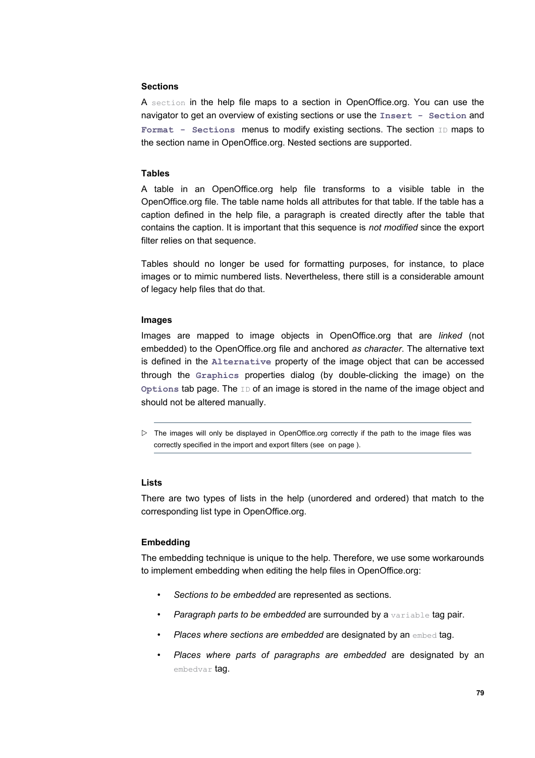### Sections

A `section` in the help file maps to a section in OpenOffice.org. You can use the navigator to get an overview of existing sections or use the **Insert - Section** and **Format - Sections** menus to modify existing sections. The section `ID` maps to the section name in OpenOffice.org. Nested sections are supported.

### Tables

A table in an OpenOffice.org help file transforms to a visible table in the OpenOffice.org file. The table name holds all attributes for that table. If the table has a caption defined in the help file, a paragraph is created directly after the table that contains the caption. It is important that this sequence is *not modified* since the export filter relies on that sequence.

Tables should no longer be used for formatting purposes, for instance, to place images or to mimic numbered lists. Nevertheless, there still is a considerable amount of legacy help files that do that.

### Images

Images are mapped to image objects in OpenOffice.org that are *linked* (not embedded) to the OpenOffice.org file and anchored *as character*. The alternative text is defined in the **Alternative** property of the image object that can be accessed through the **Graphics** properties dialog (by double-clicking the image) on the **Options** tab page. The `ID` of an image is stored in the name of the image object and should not be altered manually.

> ▷ The images will only be displayed in OpenOffice.org correctly if the path to the image files was correctly specified in the import and export filters (see  on page ).

### Lists

There are two types of lists in the help (unordered and ordered) that match to the corresponding list type in OpenOffice.org.

### Embedding

The embedding technique is unique to the help. Therefore, we use some workarounds to implement embedding when editing the help files in OpenOffice.org:

- *Sections to be embedded* are represented as sections.
- *Paragraph parts to be embedded* are surrounded by a `variable` tag pair.
- *Places where sections are embedded* are designated by an `embed` tag.
- *Places where parts of paragraphs are embedded* are designated by an `embedvar` tag.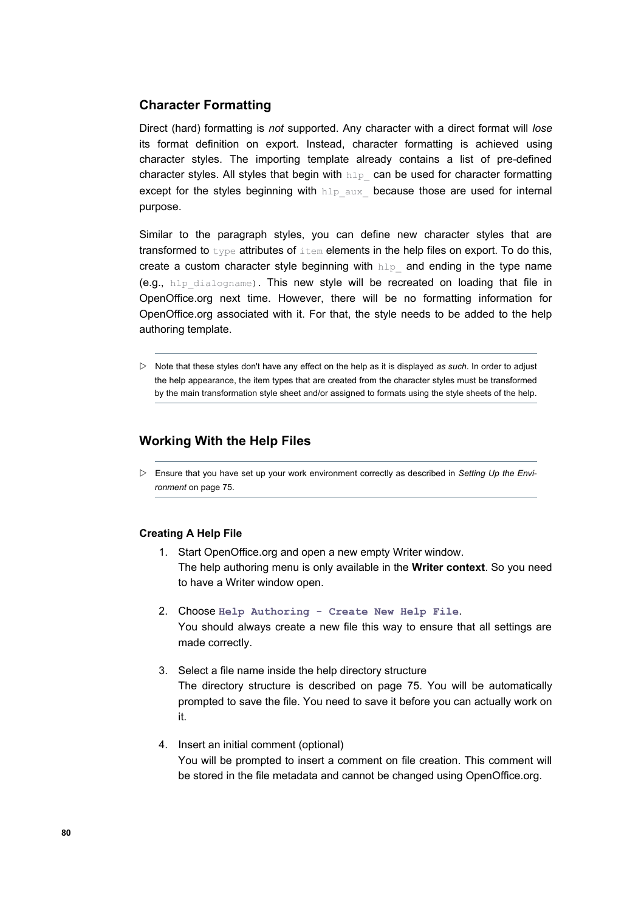## Character Formatting

Direct (hard) formatting is *not* supported. Any character with a direct format will *lose* its format definition on export. Instead, character formatting is achieved using character styles. The importing template already contains a list of pre-defined character styles. All styles that begin with `hlp_` can be used for character formatting except for the styles beginning with `hlp_aux_` because those are used for internal purpose.

Similar to the paragraph styles, you can define new character styles that are transformed to `type` attributes of `item` elements in the help files on export. To do this, create a custom character style beginning with `hlp_` and ending in the type name (e.g., `hlp_dialogname`). This new style will be recreated on loading that file in OpenOffice.org next time. However, there will be no formatting information for OpenOffice.org associated with it. For that, the style needs to be added to the help authoring template.

> ▷ Note that these styles don't have any effect on the help as it is displayed *as such*. In order to adjust the help appearance, the item types that are created from the character styles must be transformed by the main transformation style sheet and/or assigned to formats using the style sheets of the help.

## Working With the Help Files

> ▷ Ensure that you have set up your work environment correctly as described in *Setting Up the Environment* on page 75.

### Creating A Help File

1. Start OpenOffice.org and open a new empty Writer window.
   The help authoring menu is only available in the **Writer context**. So you need to have a Writer window open.
2. Choose **`Help Authoring - Create New Help File`**.
   You should always create a new file this way to ensure that all settings are made correctly.
3. Select a file name inside the help directory structure
   The directory structure is described on page 75. You will be automatically prompted to save the file. You need to save it before you can actually work on it.
4. Insert an initial comment (optional)
   You will be prompted to insert a comment on file creation. This comment will be stored in the file metadata and cannot be changed using OpenOffice.org.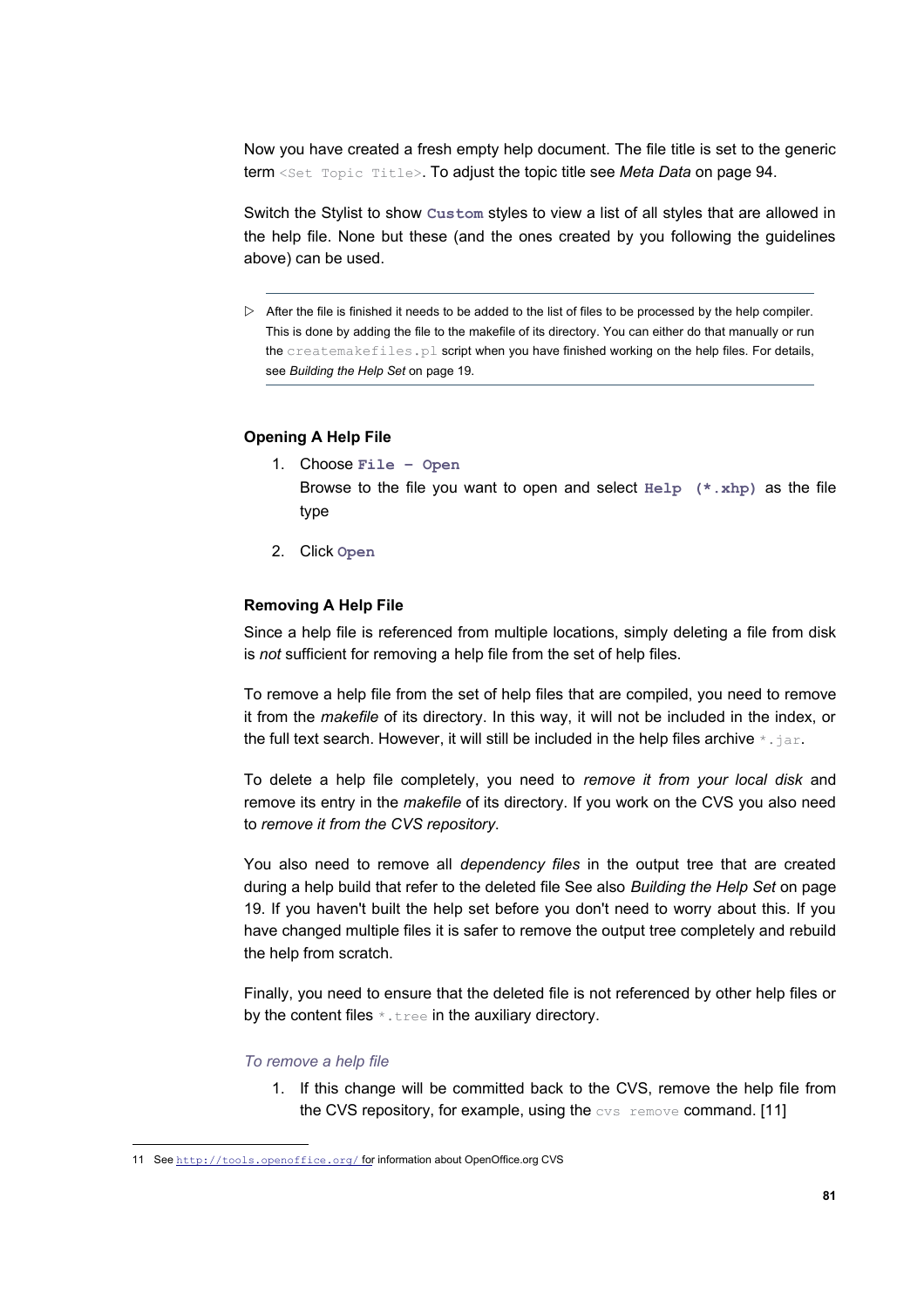Now you have created a fresh empty help document. The file title is set to the generic term `<Set Topic Title>`. To adjust the topic title see *Meta Data* on page 94.

Switch the Stylist to show **`Custom`** styles to view a list of all styles that are allowed in the help file. None but these (and the ones created by you following the guidelines above) can be used.

---

▷ After the file is finished it needs to be added to the list of files to be processed by the help compiler. This is done by adding the file to the makefile of its directory. You can either do that manually or run the `createmakefiles.pl` script when you have finished working on the help files. For details, see *Building the Help Set* on page 19.

---

#### Opening A Help File

1. Choose **`File - Open`**
   Browse to the file you want to open and select **`Help (*.xhp)`** as the file type
2. Click **`Open`**

#### Removing A Help File

Since a help file is referenced from multiple locations, simply deleting a file from disk is *not* sufficient for removing a help file from the set of help files.

To remove a help file from the set of help files that are compiled, you need to remove it from the *makefile* of its directory. In this way, it will not be included in the index, or the full text search. However, it will still be included in the help files archive `*.jar`.

To delete a help file completely, you need to *remove it from your local disk* and remove its entry in the *makefile* of its directory. If you work on the CVS you also need to *remove it from the CVS repository*.

You also need to remove all *dependency files* in the output tree that are created during a help build that refer to the deleted file See also *Building the Help Set* on page 19. If you haven't built the help set before you don't need to worry about this. If you have changed multiple files it is safer to remove the output tree completely and rebuild the help from scratch.

Finally, you need to ensure that the deleted file is not referenced by other help files or by the content files `*.tree` in the auxiliary directory.

*To remove a help file*

1. If this change will be committed back to the CVS, remove the help file from the CVS repository, for example, using the `cvs remove` command. [11]

---

11 See http://tools.openoffice.org/ for information about OpenOffice.org CVS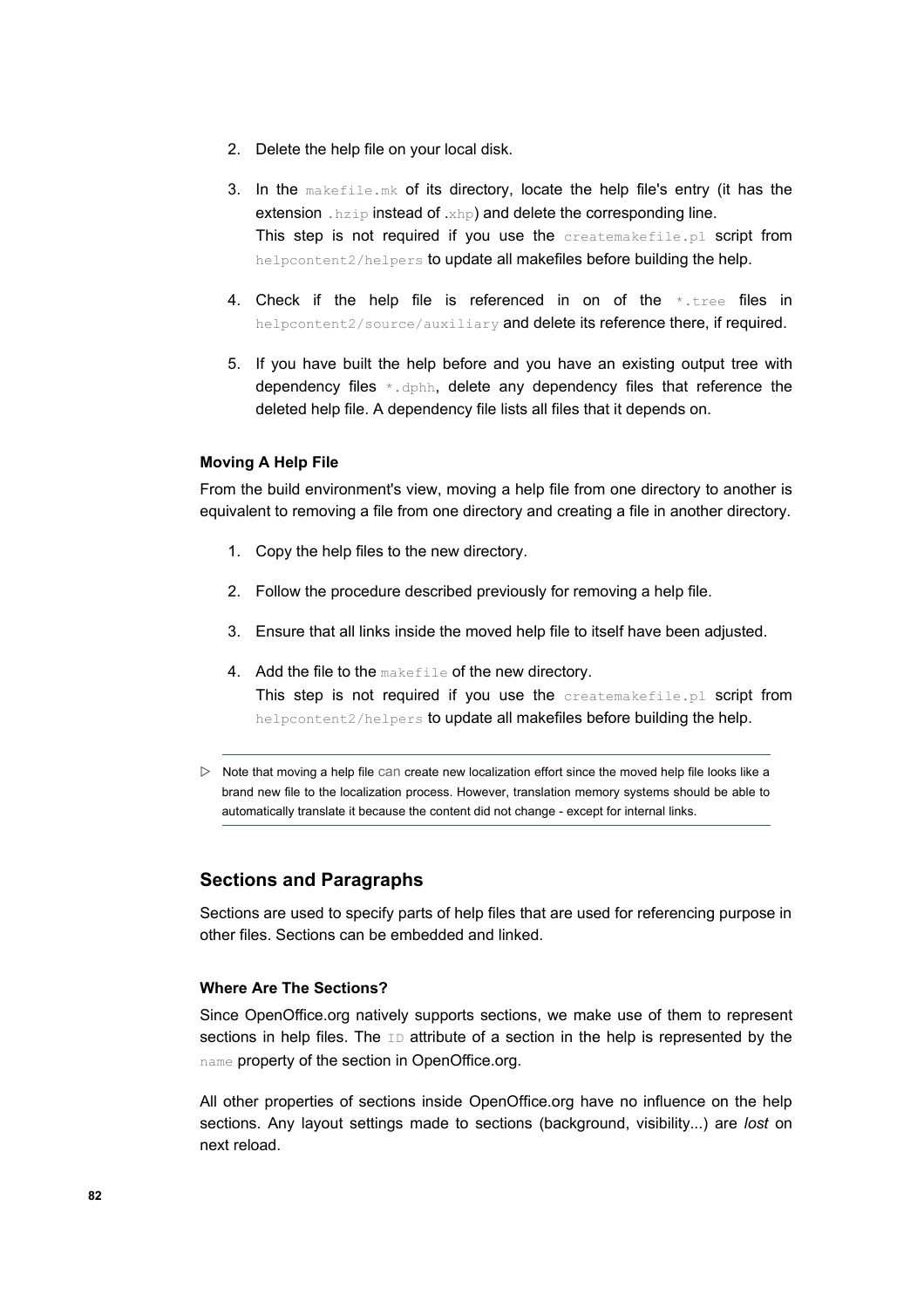2. Delete the help file on your local disk.

3. In the `makefile.mk` of its directory, locate the help file's entry (it has the extension `.hzip` instead of `.xhp`) and delete the corresponding line.
   This step is not required if you use the `createmakefile.pl` script from `helpcontent2/helpers` to update all makefiles before building the help.

4. Check if the help file is referenced in on of the `*.tree` files in `helpcontent2/source/auxiliary` and delete its reference there, if required.

5. If you have built the help before and you have an existing output tree with dependency files `*.dphh`, delete any dependency files that reference the deleted help file. A dependency file lists all files that it depends on.

#### Moving A Help File

From the build environment's view, moving a help file from one directory to another is equivalent to removing a file from one directory and creating a file in another directory.

1. Copy the help files to the new directory.

2. Follow the procedure described previously for removing a help file.

3. Ensure that all links inside the moved help file to itself have been adjusted.

4. Add the file to the `makefile` of the new directory.
   This step is not required if you use the `createmakefile.pl` script from `helpcontent2/helpers` to update all makefiles before building the help.

> ▷ Note that moving a help file can create new localization effort since the moved help file looks like a brand new file to the localization process. However, translation memory systems should be able to automatically translate it because the content did not change - except for internal links.

### Sections and Paragraphs

Sections are used to specify parts of help files that are used for referencing purpose in other files. Sections can be embedded and linked.

#### Where Are The Sections?

Since OpenOffice.org natively supports sections, we make use of them to represent sections in help files. The `ID` attribute of a section in the help is represented by the `name` property of the section in OpenOffice.org.

All other properties of sections inside OpenOffice.org have no influence on the help sections. Any layout settings made to sections (background, visibility...) are *lost* on next reload.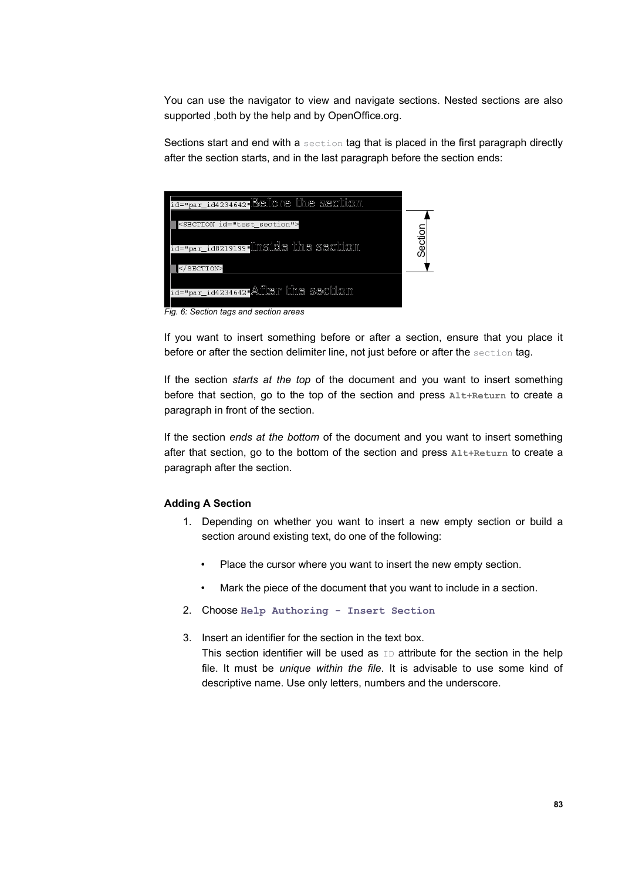You can use the navigator to view and navigate sections. Nested sections are also supported ,both by the help and by OpenOffice.org.

Sections start and end with a `section` tag that is placed in the first paragraph directly after the section starts, and in the last paragraph before the section ends:

id="par_id4234642"Before the section
<SECTION id="test_section">
id="par_id8219199"Inside the section
</SECTION>
id="par_id4234642"After the section
Section

*Fig. 6: Section tags and section areas*

If you want to insert something before or after a section, ensure that you place it before or after the section delimiter line, not just before or after the `section` tag.

If the section *starts at the top* of the document and you want to insert something before that section, go to the top of the section and press **`Alt+Return`** to create a paragraph in front of the section.

If the section *ends at the bottom* of the document and you want to insert something after that section, go to the bottom of the section and press **`Alt+Return`** to create a paragraph after the section.

#### Adding A Section

1. Depending on whether you want to insert a new empty section or build a section around existing text, do one of the following:
   - Place the cursor where you want to insert the new empty section.
   - Mark the piece of the document that you want to include in a section.
2. Choose **`Help Authoring - Insert Section`**
3. Insert an identifier for the section in the text box.
   This section identifier will be used as `ID` attribute for the section in the help file. It must be *unique within the file*. It is advisable to use some kind of descriptive name. Use only letters, numbers and the underscore.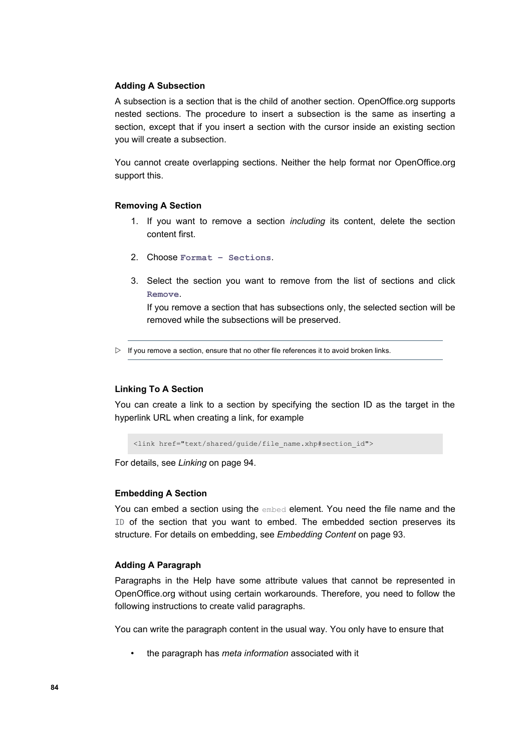### Adding A Subsection

A subsection is a section that is the child of another section. OpenOffice.org supports nested sections. The procedure to insert a subsection is the same as inserting a section, except that if you insert a section with the cursor inside an existing section you will create a subsection.

You cannot create overlapping sections. Neither the help format nor OpenOffice.org support this.

### Removing A Section

1. If you want to remove a section *including* its content, delete the section content first.
2. Choose **`Format - Sections`**.
3. Select the section you want to remove from the list of sections and click **`Remove`**.
   If you remove a section that has subsections only, the selected section will be removed while the subsections will be preserved.

▷ If you remove a section, ensure that no other file references it to avoid broken links.

### Linking To A Section

You can create a link to a section by specifying the section ID as the target in the hyperlink URL when creating a link, for example

```
<link href="text/shared/guide/file_name.xhp#section_id">
```

For details, see *Linking* on page 94.

### Embedding A Section

You can embed a section using the `embed` element. You need the file name and the `ID` of the section that you want to embed. The embedded section preserves its structure. For details on embedding, see *Embedding Content* on page 93.

### Adding A Paragraph

Paragraphs in the Help have some attribute values that cannot be represented in OpenOffice.org without using certain workarounds. Therefore, you need to follow the following instructions to create valid paragraphs.

You can write the paragraph content in the usual way. You only have to ensure that

- the paragraph has *meta information* associated with it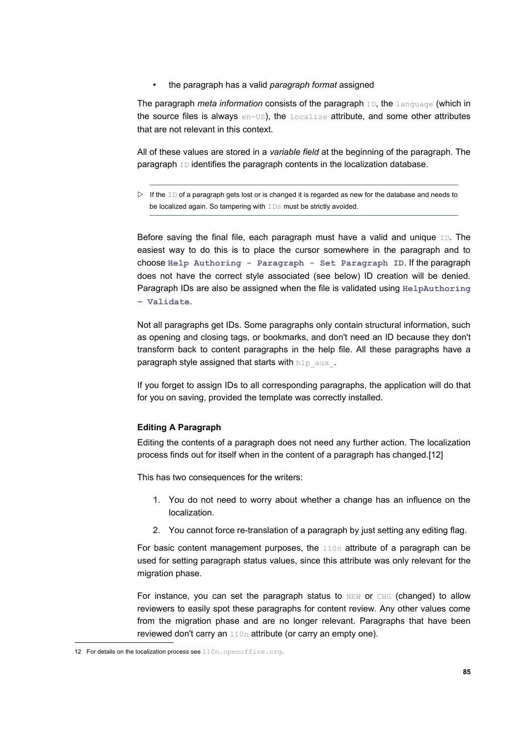- the paragraph has a valid *paragraph format* assigned

The paragraph *meta information* consists of the paragraph `ID`, the `language` (which in the source files is always `en-US`), the `localize` attribute, and some other attributes that are not relevant in this context.

All of these values are stored in a *variable field* at the beginning of the paragraph. The paragraph `ID` identifies the paragraph contents in the localization database.

---

▷ If the `ID` of a paragraph gets lost or is changed it is regarded as new for the database and needs to be localized again. So tampering with `IDs` must be strictly avoided.

---

Before saving the final file, each paragraph must have a valid and unique `ID`. The easiest way to do this is to place the cursor somewhere in the paragraph and to choose **`Help Authoring - Paragraph - Set Paragraph ID`**. If the paragraph does not have the correct style associated (see below) ID creation will be denied. Paragraph IDs are also be assigned when the file is validated using **`HelpAuthoring – Validate`**.

Not all paragraphs get IDs. Some paragraphs only contain structural information, such as opening and closing tags, or bookmarks, and don't need an ID because they don't transform back to content paragraphs in the help file. All these paragraphs have a paragraph style assigned that starts with `hlp_aux_`.

If you forget to assign IDs to all corresponding paragraphs, the application will do that for you on saving, provided the template was correctly installed.

#### Editing A Paragraph

Editing the contents of a paragraph does not need any further action. The localization process finds out for itself when in the content of a paragraph has changed.[12]

This has two consequences for the writers:

1. You do not need to worry about whether a change has an influence on the localization.
2. You cannot force re-translation of a paragraph by just setting any editing flag.

For basic content management purposes, the `l10n` attribute of a paragraph can be used for setting paragraph status values, since this attribute was only relevant for the migration phase.

For instance, you can set the paragraph status to `NEW` or `CHG` (changed) to allow reviewers to easily spot these paragraphs for content review. Any other values come from the migration phase and are no longer relevant. Paragraphs that have been reviewed don't carry an `l10n` attribute (or carry an empty one).

---

12 For details on the localization process see `l10n.openoffice.org`.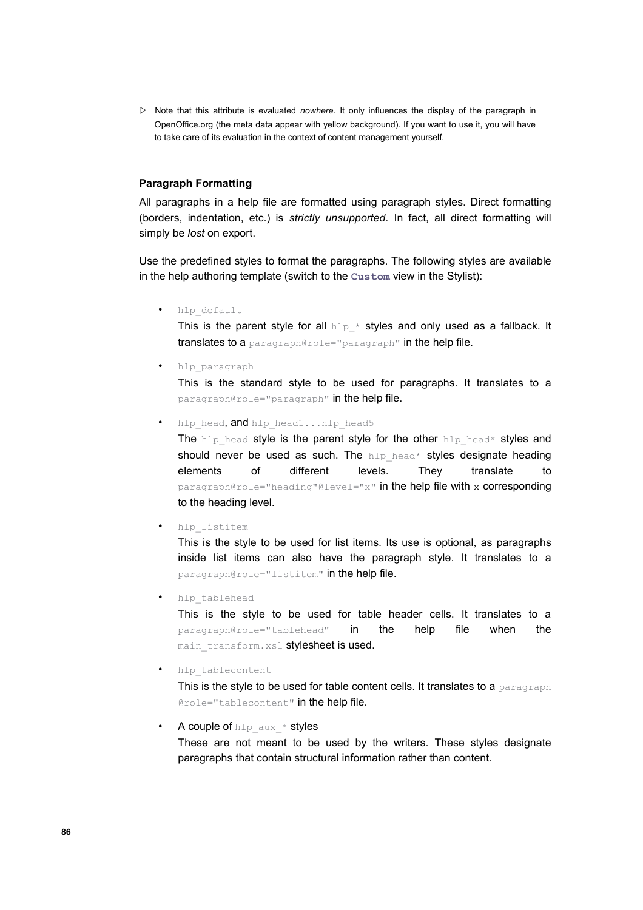▷ Note that this attribute is evaluated *nowhere*. It only influences the display of the paragraph in OpenOffice.org (the meta data appear with yellow background). If you want to use it, you will have to take care of its evaluation in the context of content management yourself.

### Paragraph Formatting

All paragraphs in a help file are formatted using paragraph styles. Direct formatting (borders, indentation, etc.) is *strictly unsupported*. In fact, all direct formatting will simply be *lost* on export.

Use the predefined styles to format the paragraphs. The following styles are available in the help authoring template (switch to the **`Custom`** view in the Stylist):

- `hlp_default`
  This is the parent style for all `hlp_*` styles and only used as a fallback. It translates to a `paragraph@role="paragraph"` in the help file.

- `hlp_paragraph`
  This is the standard style to be used for paragraphs. It translates to a `paragraph@role="paragraph"` in the help file.

- `hlp_head`, and `hlp_head1...hlp_head5`
  The `hlp_head` style is the parent style for the other `hlp_head*` styles and should never be used as such. The `hlp_head*` styles designate heading elements of different levels. They translate to `paragraph@role="heading"@level="x"` in the help file with `x` corresponding to the heading level.

- `hlp_listitem`
  This is the style to be used for list items. Its use is optional, as paragraphs inside list items can also have the paragraph style. It translates to a `paragraph@role="listitem"` in the help file.

- `hlp_tablehead`
  This is the style to be used for table header cells. It translates to a `paragraph@role="tablehead"` in the help file when the `main_transform.xsl` stylesheet is used.

- `hlp_tablecontent`
  This is the style to be used for table content cells. It translates to a `paragraph @role="tablecontent"` in the help file.

- A couple of `hlp_aux_*` styles
  These are not meant to be used by the writers. These styles designate paragraphs that contain structural information rather than content.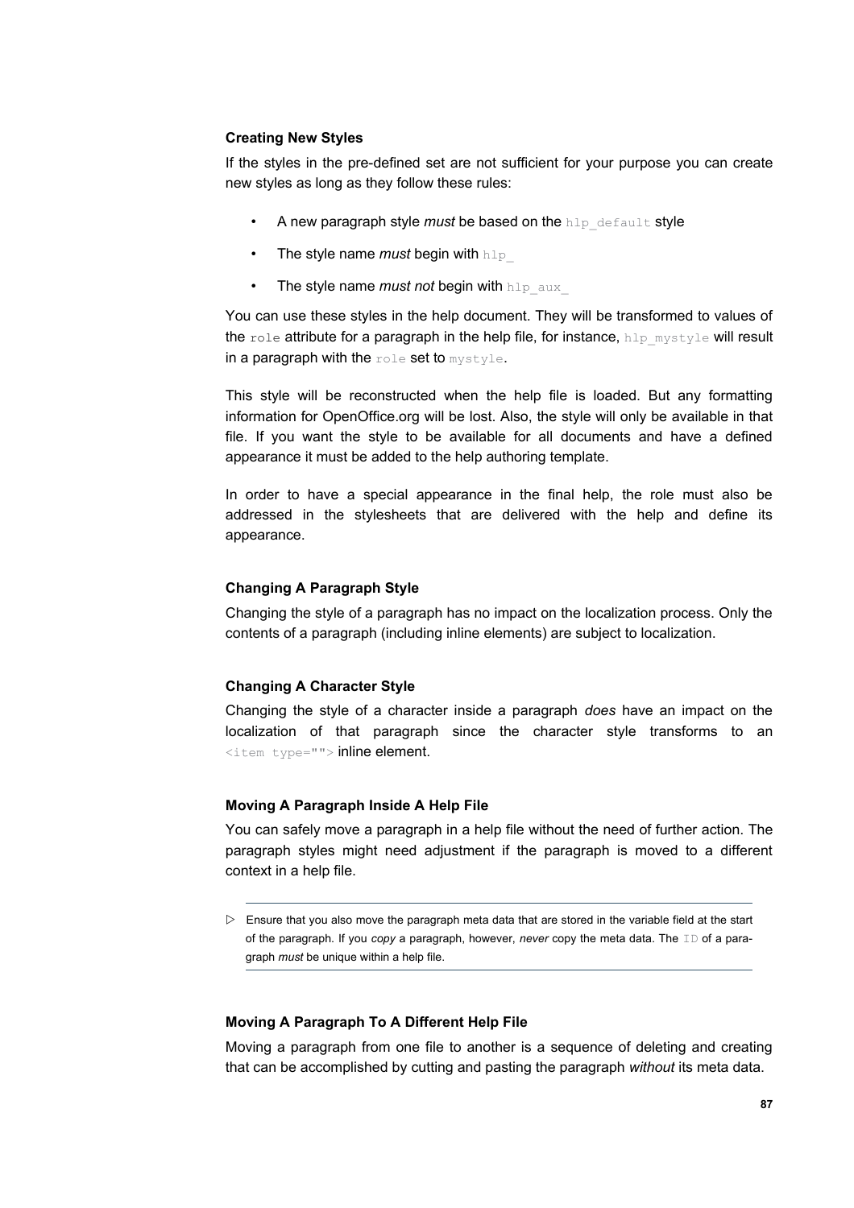#### Creating New Styles

If the styles in the pre-defined set are not sufficient for your purpose you can create new styles as long as they follow these rules:

- A new paragraph style *must* be based on the `hlp_default` style
- The style name *must* begin with `hlp_`
- The style name *must not* begin with `hlp_aux_`

You can use these styles in the help document. They will be transformed to values of the `role` attribute for a paragraph in the help file, for instance, `hlp_mystyle` will result in a paragraph with the `role` set to `mystyle`.

This style will be reconstructed when the help file is loaded. But any formatting information for OpenOffice.org will be lost. Also, the style will only be available in that file. If you want the style to be available for all documents and have a defined appearance it must be added to the help authoring template.

In order to have a special appearance in the final help, the role must also be addressed in the stylesheets that are delivered with the help and define its appearance.

#### Changing A Paragraph Style

Changing the style of a paragraph has no impact on the localization process. Only the contents of a paragraph (including inline elements) are subject to localization.

#### Changing A Character Style

Changing the style of a character inside a paragraph *does* have an impact on the localization of that paragraph since the character style transforms to an `<item type="">` inline element.

#### Moving A Paragraph Inside A Help File

You can safely move a paragraph in a help file without the need of further action. The paragraph styles might need adjustment if the paragraph is moved to a different context in a help file.

---

▷ Ensure that you also move the paragraph meta data that are stored in the variable field at the start of the paragraph. If you *copy* a paragraph, however, *never* copy the meta data. The `ID` of a paragraph *must* be unique within a help file.

---

#### Moving A Paragraph To A Different Help File

Moving a paragraph from one file to another is a sequence of deleting and creating that can be accomplished by cutting and pasting the paragraph *without* its meta data.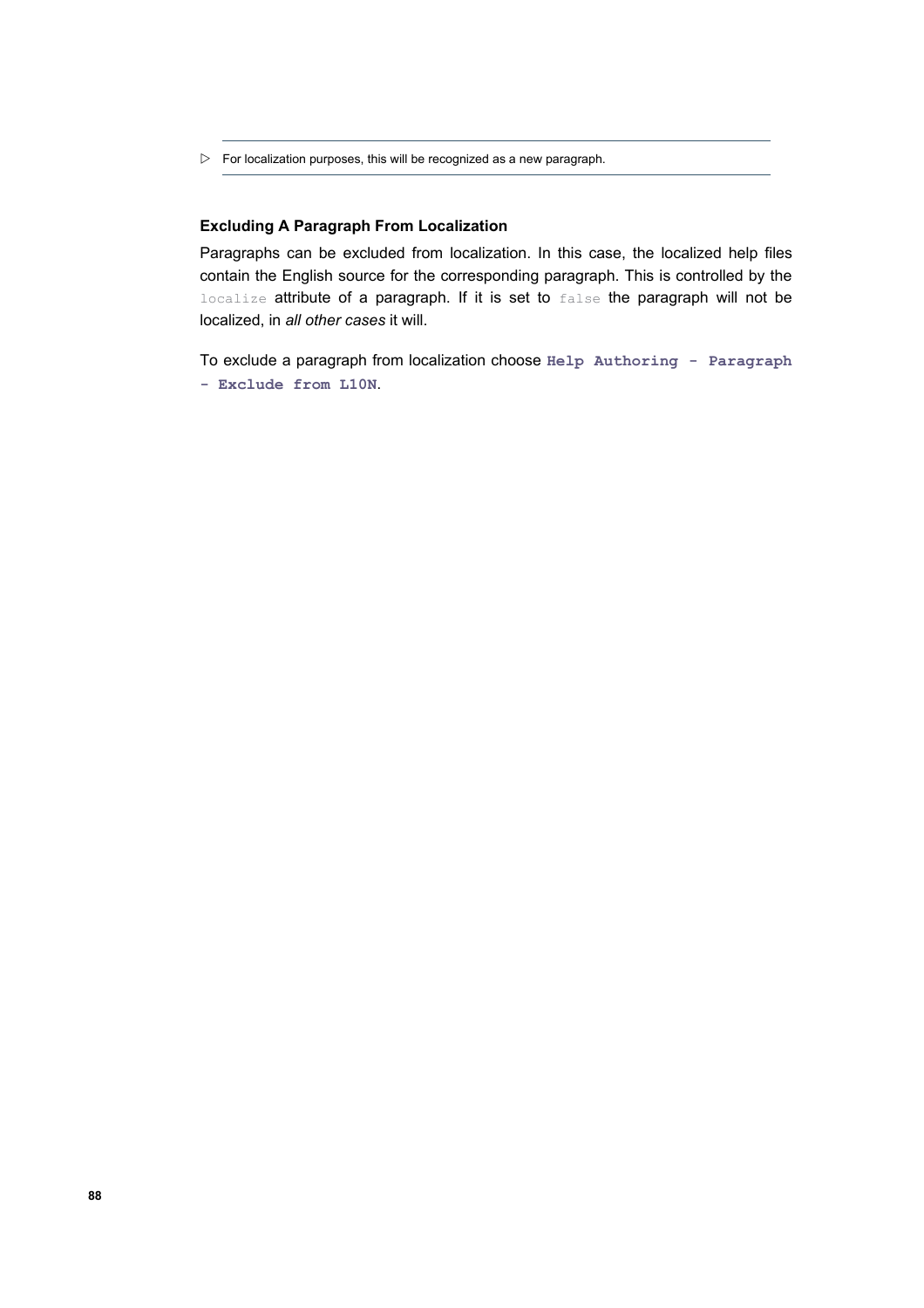▷ For localization purposes, this will be recognized as a new paragraph.

### Excluding A Paragraph From Localization

Paragraphs can be excluded from localization. In this case, the localized help files contain the English source for the corresponding paragraph. This is controlled by the `localize` attribute of a paragraph. If it is set to `false` the paragraph will not be localized, in *all other cases* it will.

To exclude a paragraph from localization choose **`Help Authoring - Paragraph - Exclude from L10N`**.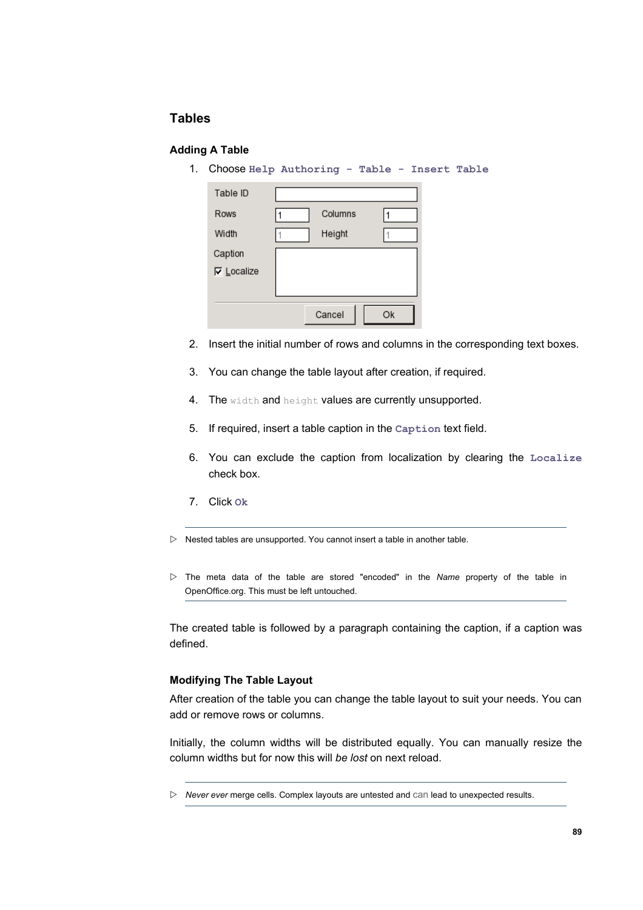## Tables

### Adding A Table

1. Choose `Help Authoring - Table - Insert Table`

| | | | |
|---|---|---|---|
| Table ID | | | |
| Rows | 1 | Columns | 1 |
| Width | 1 | Height | 1 |
| Caption | | | |
| ☑ Localize | | | |
| | Cancel | Ok | |

2. Insert the initial number of rows and columns in the corresponding text boxes.

3. You can change the table layout after creation, if required.

4. The `width` and `height` values are currently unsupported.

5. If required, insert a table caption in the `Caption` text field.

6. You can exclude the caption from localization by clearing the `Localize` check box.

7. Click `Ok`

---

▷ Nested tables are unsupported. You cannot insert a table in another table.

▷ The meta data of the table are stored "encoded" in the *Name* property of the table in OpenOffice.org. This must be left untouched.

---

The created table is followed by a paragraph containing the caption, if a caption was defined.

### Modifying The Table Layout

After creation of the table you can change the table layout to suit your needs. You can add or remove rows or columns.

Initially, the column widths will be distributed equally. You can manually resize the column widths but for now this will *be lost* on next reload.

---

▷ *Never ever* merge cells. Complex layouts are untested and can lead to unexpected results.

---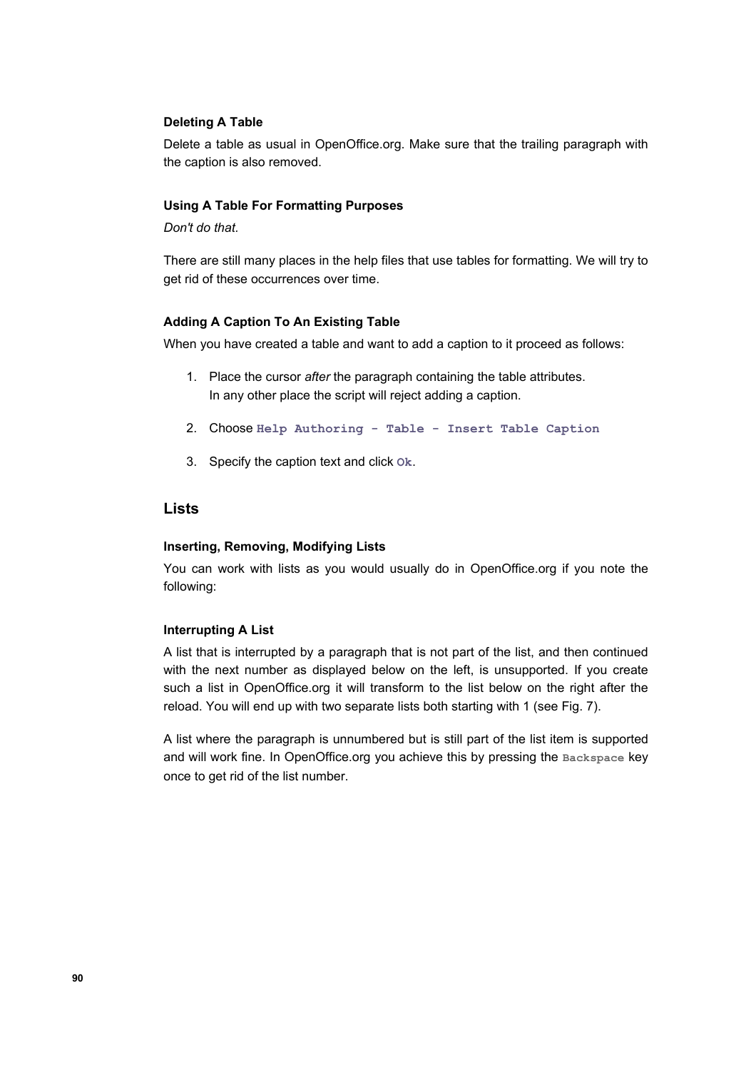#### Deleting A Table

Delete a table as usual in OpenOffice.org. Make sure that the trailing paragraph with the caption is also removed.

#### Using A Table For Formatting Purposes

*Don't do that.*

There are still many places in the help files that use tables for formatting. We will try to get rid of these occurrences over time.

#### Adding A Caption To An Existing Table

When you have created a table and want to add a caption to it proceed as follows:

1. Place the cursor *after* the paragraph containing the table attributes.
   In any other place the script will reject adding a caption.
2. Choose `Help Authoring - Table - Insert Table Caption`
3. Specify the caption text and click `Ok`.

### Lists

#### Inserting, Removing, Modifying Lists

You can work with lists as you would usually do in OpenOffice.org if you note the following:

#### Interrupting A List

A list that is interrupted by a paragraph that is not part of the list, and then continued with the next number as displayed below on the left, is unsupported. If you create such a list in OpenOffice.org it will transform to the list below on the right after the reload. You will end up with two separate lists both starting with 1 (see Fig. 7).

A list where the paragraph is unnumbered but is still part of the list item is supported and will work fine. In OpenOffice.org you achieve this by pressing the `Backspace` key once to get rid of the list number.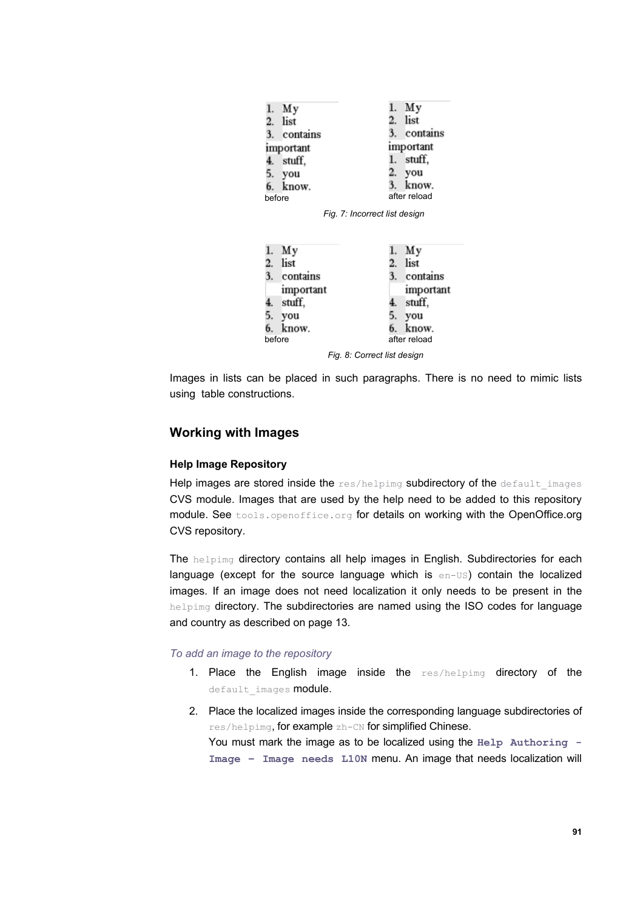1. My
2. list
3. contains
important
4. stuff,
5. you
6. know.

before

1. My
2. list
3. contains
important
1. stuff,
2. you
3. know.

after reload

*Fig. 7: Incorrect list design*

1. My
2. list
3. contains
   important
4. stuff,
5. you
6. know.

before

1. My
2. list
3. contains
   important
4. stuff,
5. you
6. know.

after reload

*Fig. 8: Correct list design*

Images in lists can be placed in such paragraphs. There is no need to mimic lists using table constructions.

## Working with Images

### Help Image Repository

Help images are stored inside the `res/helpimg` subdirectory of the `default_images` CVS module. Images that are used by the help need to be added to this repository module. See `tools.openoffice.org` for details on working with the OpenOffice.org CVS repository.

The `helpimg` directory contains all help images in English. Subdirectories for each language (except for the source language which is `en-US`) contain the localized images. If an image does not need localization it only needs to be present in the `helpimg` directory. The subdirectories are named using the ISO codes for language and country as described on page 13.

*To add an image to the repository*

1. Place the English image inside the `res/helpimg` directory of the `default_images` module.
2. Place the localized images inside the corresponding language subdirectories of `res/helpimg`, for example `zh-CN` for simplified Chinese.
   You must mark the image as to be localized using the **`Help Authoring - Image - Image needs L10N`** menu. An image that needs localization will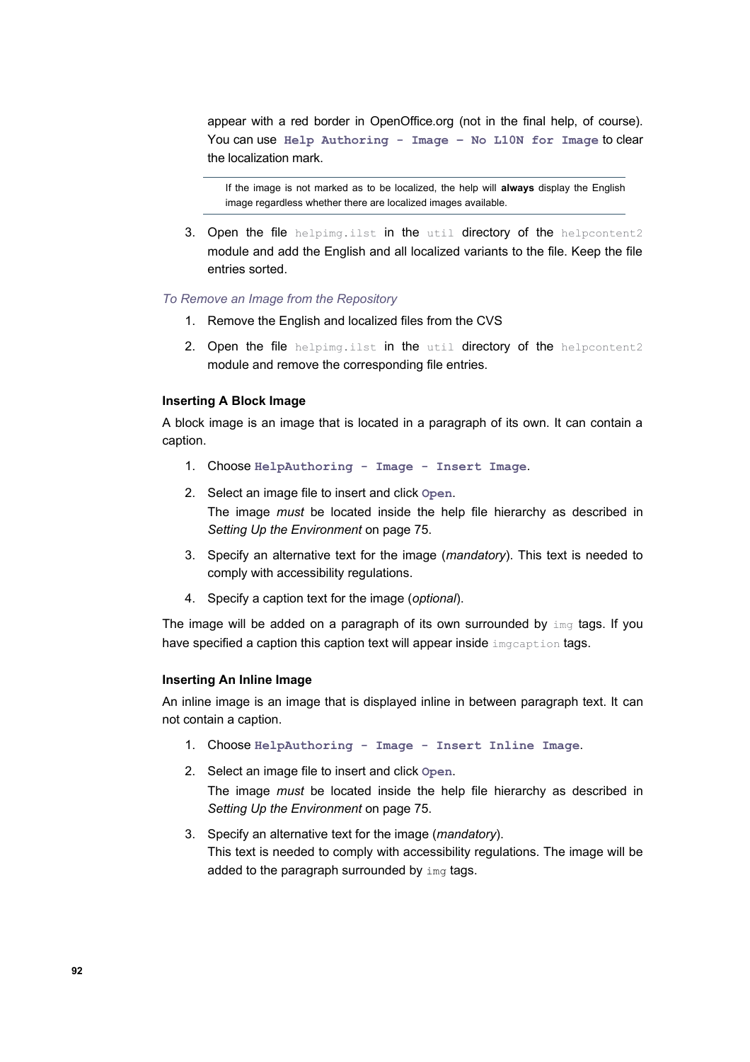appear with a red border in OpenOffice.org (not in the final help, of course). You can use **`Help Authoring - Image – No L10N for Image`** to clear the localization mark.

> If the image is not marked as to be localized, the help will **always** display the English image regardless whether there are localized images available.

3. Open the file `helpimg.ilst` in the `util` directory of the `helpcontent2` module and add the English and all localized variants to the file. Keep the file entries sorted.

*To Remove an Image from the Repository*

1. Remove the English and localized files from the CVS
2. Open the file `helpimg.ilst` in the `util` directory of the `helpcontent2` module and remove the corresponding file entries.

#### Inserting A Block Image

A block image is an image that is located in a paragraph of its own. It can contain a caption.

1. Choose **`HelpAuthoring - Image - Insert Image`**.
2. Select an image file to insert and click **`Open`**.
   The image *must* be located inside the help file hierarchy as described in *Setting Up the Environment* on page 75.
3. Specify an alternative text for the image (*mandatory*). This text is needed to comply with accessibility regulations.
4. Specify a caption text for the image (*optional*).

The image will be added on a paragraph of its own surrounded by `img` tags. If you have specified a caption this caption text will appear inside `imgcaption` tags.

#### Inserting An Inline Image

An inline image is an image that is displayed inline in between paragraph text. It can not contain a caption.

1. Choose **`HelpAuthoring - Image - Insert Inline Image`**.
2. Select an image file to insert and click **`Open`**.
   The image *must* be located inside the help file hierarchy as described in *Setting Up the Environment* on page 75.
3. Specify an alternative text for the image (*mandatory*).
   This text is needed to comply with accessibility regulations. The image will be added to the paragraph surrounded by `img` tags.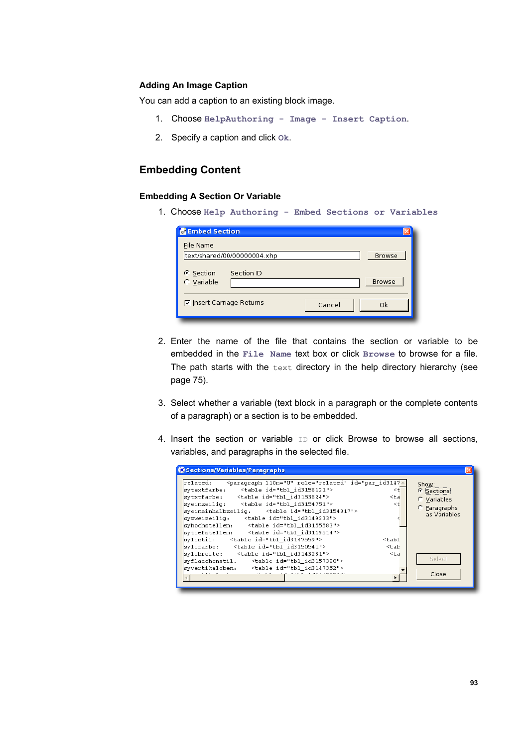### Adding An Image Caption

You can add a caption to an existing block image.

1. Choose `HelpAuthoring - Image - Insert Caption`.
2. Specify a caption and click `Ok`.

## Embedding Content

### Embedding A Section Or Variable

1. Choose `Help Authoring - Embed Sections or Variables`

2. Enter the name of the file that contains the section or variable to be embedded in the `File Name` text box or click `Browse` to browse for a file. The path starts with the `text` directory in the help directory hierarchy (see page 75).

3. Select whether a variable (text block in a paragraph or the complete contents of a paragraph) or a section is to be embedded.

4. Insert the section or variable `ID` or click Browse to browse all sections, variables, and paragraphs in the selected file.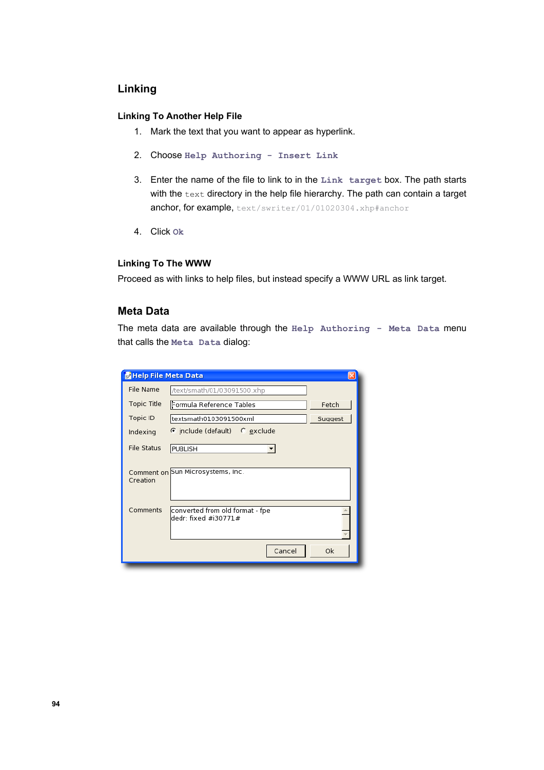## Linking

### Linking To Another Help File

1. Mark the text that you want to appear as hyperlink.
2. Choose `Help Authoring - Insert Link`
3. Enter the name of the file to link to in the `Link target` box. The path starts with the `text` directory in the help file hierarchy. The path can contain a target anchor, for example, `text/swriter/01/01020304.xhp#anchor`
4. Click `Ok`

### Linking To The WWW

Proceed as with links to help files, but instead specify a WWW URL as link target.

## Meta Data

The meta data are available through the `Help Authoring - Meta Data` menu that calls the `Meta Data` dialog:

Help File Meta Data

File Name /text/smath/01/03091500.xhp

Topic Title Formula Reference Tables Fetch

Topic ID textsmath0103091500xml Suggest

Indexing include (default) exclude

File Status PUBLISH

Comment on Creation Sun Microsystems, Inc.

Comments converted from old format - fpe
dedr: fixed #i30771#

Cancel Ok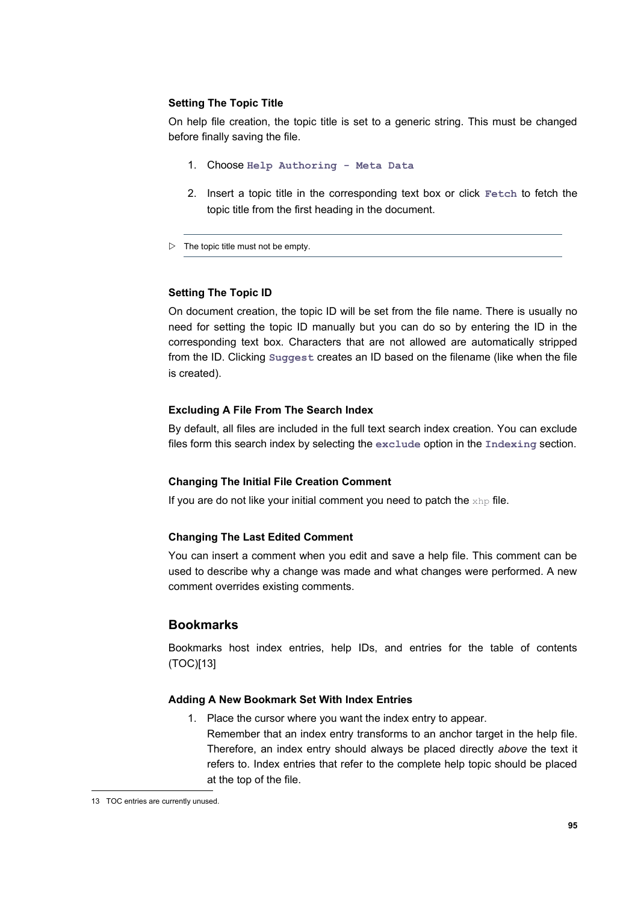#### Setting The Topic Title

On help file creation, the topic title is set to a generic string. This must be changed before finally saving the file.

1. Choose **`Help Authoring - Meta Data`**
2. Insert a topic title in the corresponding text box or click **`Fetch`** to fetch the topic title from the first heading in the document.

> ▷ The topic title must not be empty.

#### Setting The Topic ID

On document creation, the topic ID will be set from the file name. There is usually no need for setting the topic ID manually but you can do so by entering the ID in the corresponding text box. Characters that are not allowed are automatically stripped from the ID. Clicking **`Suggest`** creates an ID based on the filename (like when the file is created).

#### Excluding A File From The Search Index

By default, all files are included in the full text search index creation. You can exclude files form this search index by selecting the **`exclude`** option in the **`Indexing`** section.

#### Changing The Initial File Creation Comment

If you are do not like your initial comment you need to patch the `xhp` file.

#### Changing The Last Edited Comment

You can insert a comment when you edit and save a help file. This comment can be used to describe why a change was made and what changes were performed. A new comment overrides existing comments.

### Bookmarks

Bookmarks host index entries, help IDs, and entries for the table of contents (TOC)[13]

#### Adding A New Bookmark Set With Index Entries

1. Place the cursor where you want the index entry to appear.
   Remember that an index entry transforms to an anchor target in the help file. Therefore, an index entry should always be placed directly *above* the text it refers to. Index entries that refer to the complete help topic should be placed at the top of the file.

13 TOC entries are currently unused.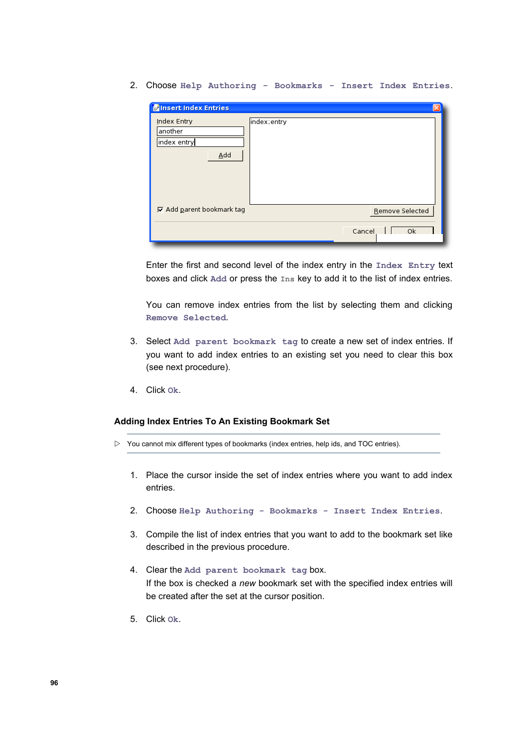2. Choose `Help Authoring - Bookmarks - Insert Index Entries`.

   Enter the first and second level of the index entry in the `Index Entry` text boxes and click `Add` or press the `Ins` key to add it to the list of index entries.

   You can remove index entries from the list by selecting them and clicking `Remove Selected`.

3. Select `Add parent bookmark tag` to create a new set of index entries. If you want to add index entries to an existing set you need to clear this box (see next procedure).

4. Click `Ok`.

### Adding Index Entries To An Existing Bookmark Set

▷ You cannot mix different types of bookmarks (index entries, help ids, and TOC entries).

1. Place the cursor inside the set of index entries where you want to add index entries.

2. Choose `Help Authoring - Bookmarks - Insert Index Entries`.

3. Compile the list of index entries that you want to add to the bookmark set like described in the previous procedure.

4. Clear the `Add parent bookmark tag` box.
   If the box is checked a *new* bookmark set with the specified index entries will be created after the set at the cursor position.

5. Click `Ok`.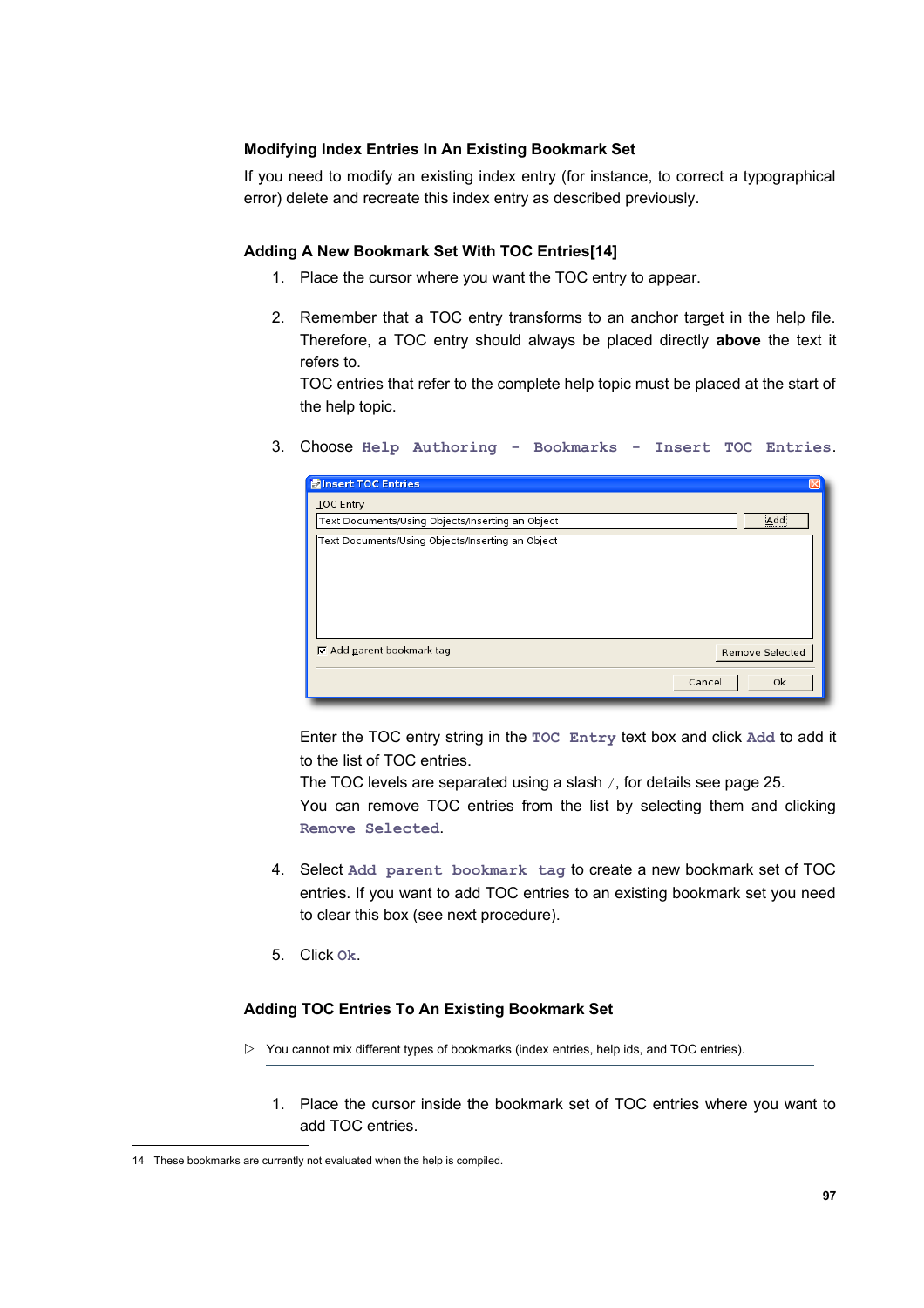### Modifying Index Entries In An Existing Bookmark Set

If you need to modify an existing index entry (for instance, to correct a typographical error) delete and recreate this index entry as described previously.

### Adding A New Bookmark Set With TOC Entries[14]

1. Place the cursor where you want the TOC entry to appear.

2. Remember that a TOC entry transforms to an anchor target in the help file. Therefore, a TOC entry should always be placed directly **above** the text it refers to.
   TOC entries that refer to the complete help topic must be placed at the start of the help topic.

3. Choose `Help Authoring - Bookmarks - Insert TOC Entries`.

   Enter the TOC entry string in the `TOC Entry` text box and click `Add` to add it to the list of TOC entries.
   The TOC levels are separated using a slash `/`, for details see page 25.
   You can remove TOC entries from the list by selecting them and clicking `Remove Selected`.

4. Select `Add parent bookmark tag` to create a new bookmark set of TOC entries. If you want to add TOC entries to an existing bookmark set you need to clear this box (see next procedure).

5. Click `Ok`.

### Adding TOC Entries To An Existing Bookmark Set

▷ You cannot mix different types of bookmarks (index entries, help ids, and TOC entries).

1. Place the cursor inside the bookmark set of TOC entries where you want to add TOC entries.

---

14 These bookmarks are currently not evaluated when the help is compiled.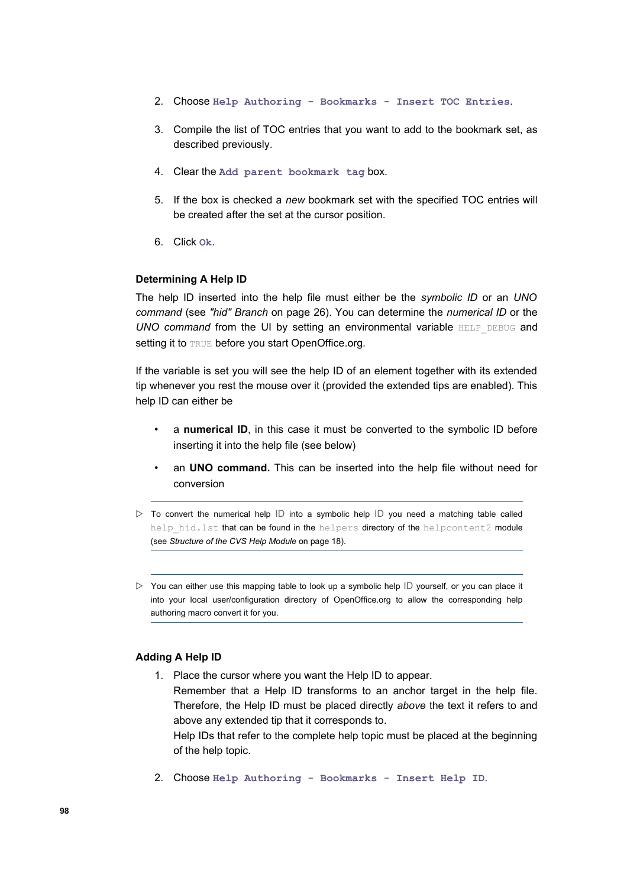2. Choose `Help Authoring - Bookmarks - Insert TOC Entries`.

3. Compile the list of TOC entries that you want to add to the bookmark set, as described previously.

4. Clear the `Add parent bookmark tag` box.

5. If the box is checked a *new* bookmark set with the specified TOC entries will be created after the set at the cursor position.

6. Click `Ok`.

#### Determining A Help ID

The help ID inserted into the help file must either be the *symbolic ID* or an *UNO command* (see *"hid" Branch* on page 26). You can determine the *numerical ID* or the *UNO command* from the UI by setting an environmental variable `HELP_DEBUG` and setting it to `TRUE` before you start OpenOffice.org.

If the variable is set you will see the help ID of an element together with its extended tip whenever you rest the mouse over it (provided the extended tips are enabled). This help ID can either be

- a **numerical ID**, in this case it must be converted to the symbolic ID before inserting it into the help file (see below)
- an **UNO command.** This can be inserted into the help file without need for conversion

▷ To convert the numerical help ID into a symbolic help ID you need a matching table called `help_hid.lst` that can be found in the `helpers` directory of the `helpcontent2` module (see *Structure of the CVS Help Module* on page 18).

▷ You can either use this mapping table to look up a symbolic help ID yourself, or you can place it into your local user/configuration directory of OpenOffice.org to allow the corresponding help authoring macro convert it for you.

#### Adding A Help ID

1. Place the cursor where you want the Help ID to appear.
   Remember that a Help ID transforms to an anchor target in the help file. Therefore, the Help ID must be placed directly *above* the text it refers to and above any extended tip that it corresponds to.
   Help IDs that refer to the complete help topic must be placed at the beginning of the help topic.

2. Choose `Help Authoring - Bookmarks - Insert Help ID`.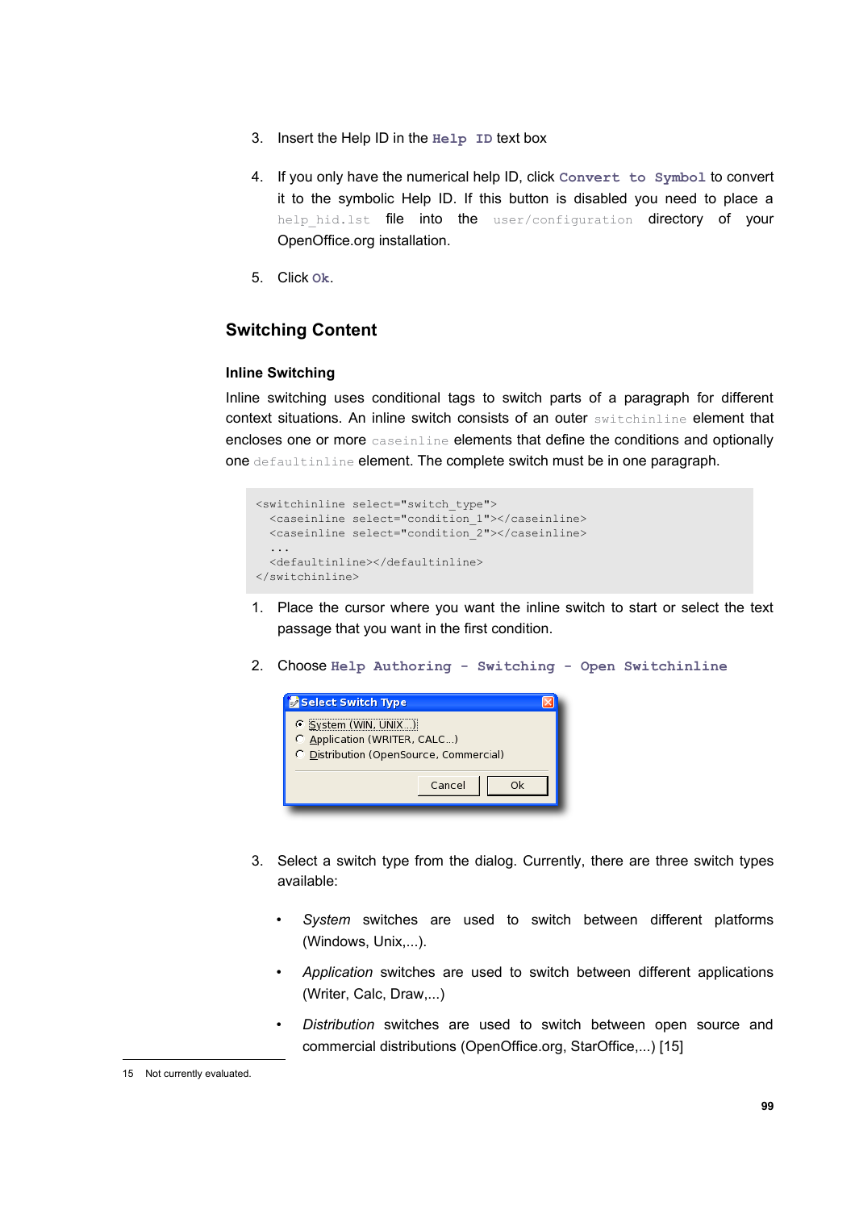3. Insert the Help ID in the `Help ID` text box

4. If you only have the numerical help ID, click `Convert to Symbol` to convert it to the symbolic Help ID. If this button is disabled you need to place a `help_hid.lst` file into the `user/configuration` directory of your OpenOffice.org installation.

5. Click `Ok`.

## Switching Content

### Inline Switching

Inline switching uses conditional tags to switch parts of a paragraph for different context situations. An inline switch consists of an outer `switchinline` element that encloses one or more `caseinline` elements that define the conditions and optionally one `defaultinline` element. The complete switch must be in one paragraph.

```
<switchinline select="switch_type">
  <caseinline select="condition_1"></caseinline>
  <caseinline select="condition_2"></caseinline>
  ...
  <defaultinline></defaultinline>
</switchinline>
```

1. Place the cursor where you want the inline switch to start or select the text passage that you want in the first condition.

2. Choose `Help Authoring - Switching - Open Switchinline`

Select Switch Type

- System (WIN, UNIX...)
- Application (WRITER, CALC...)
- Distribution (OpenSource, Commercial)

Cancel Ok

3. Select a switch type from the dialog. Currently, there are three switch types available:

   - *System* switches are used to switch between different platforms (Windows, Unix,...).
   - *Application* switches are used to switch between different applications (Writer, Calc, Draw,...)
   - *Distribution* switches are used to switch between open source and commercial distributions (OpenOffice.org, StarOffice,...) [15]

15 Not currently evaluated.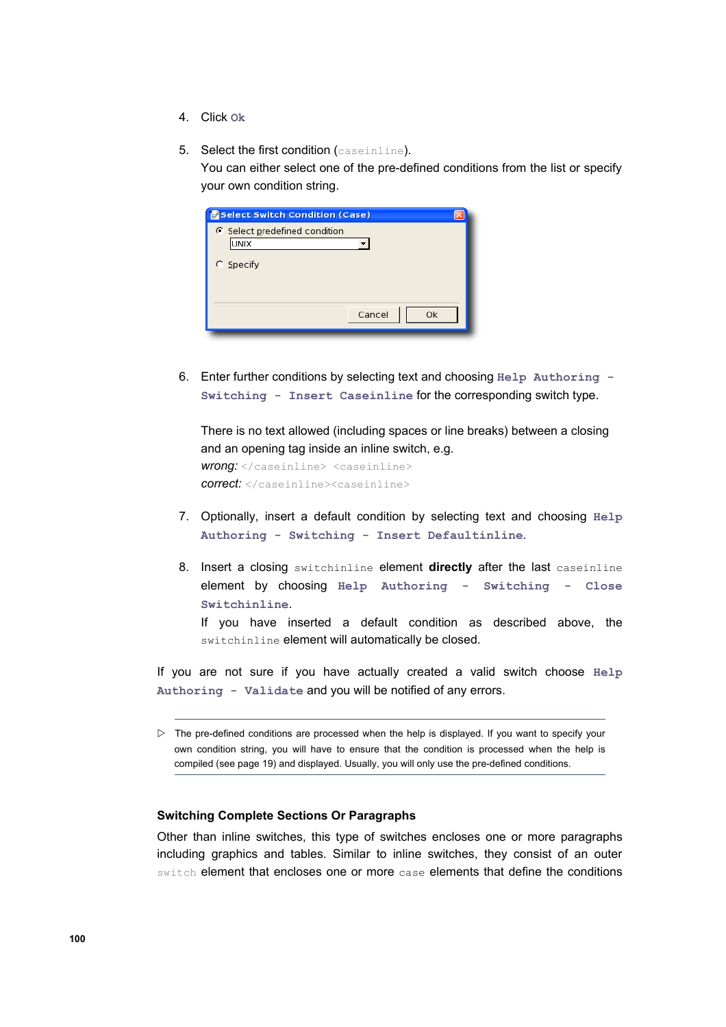4. Click `Ok`

5. Select the first condition (`caseinline`).
   You can either select one of the pre-defined conditions from the list or specify your own condition string.

6. Enter further conditions by selecting text and choosing `Help Authoring - Switching - Insert Caseinline` for the corresponding switch type.

   There is no text allowed (including spaces or line breaks) between a closing and an opening tag inside an inline switch, e.g.
   *wrong:* `</caseinline> <caseinline>`
   *correct:* `</caseinline><caseinline>`

7. Optionally, insert a default condition by selecting text and choosing `Help Authoring - Switching - Insert Defaultinline`.

8. Insert a closing `switchinline` element **directly** after the last `caseinline` element by choosing `Help Authoring - Switching - Close Switchinline`.
   If you have inserted a default condition as described above, the `switchinline` element will automatically be closed.

If you are not sure if you have actually created a valid switch choose `Help Authoring - Validate` and you will be notified of any errors.

▷ The pre-defined conditions are processed when the help is displayed. If you want to specify your own condition string, you will have to ensure that the condition is processed when the help is compiled (see page 19) and displayed. Usually, you will only use the pre-defined conditions.

#### Switching Complete Sections Or Paragraphs

Other than inline switches, this type of switches encloses one or more paragraphs including graphics and tables. Similar to inline switches, they consist of an outer `switch` element that encloses one or more `case` elements that define the conditions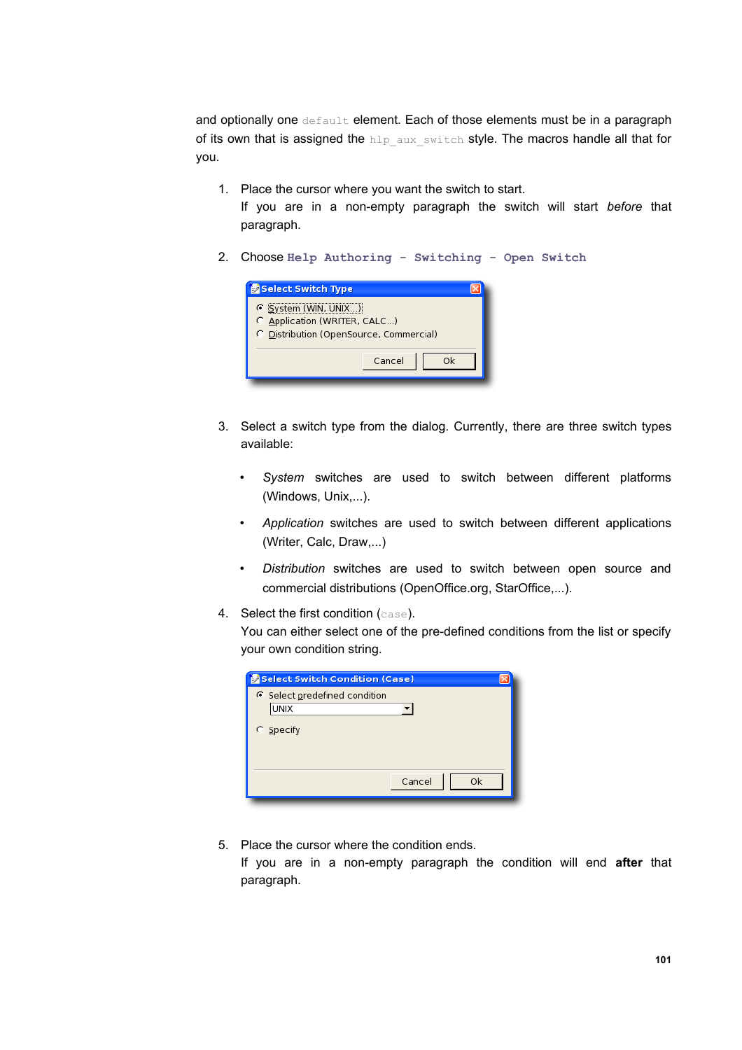and optionally one `default` element. Each of those elements must be in a paragraph of its own that is assigned the `hlp_aux_switch` style. The macros handle all that for you.

1. Place the cursor where you want the switch to start.
   If you are in a non-empty paragraph the switch will start *before* that paragraph.

2. Choose **`Help Authoring - Switching - Open Switch`**

3. Select a switch type from the dialog. Currently, there are three switch types available:

   - *System* switches are used to switch between different platforms (Windows, Unix,...).
   - *Application* switches are used to switch between different applications (Writer, Calc, Draw,...)
   - *Distribution* switches are used to switch between open source and commercial distributions (OpenOffice.org, StarOffice,...).

4. Select the first condition (`case`).
   You can either select one of the pre-defined conditions from the list or specify your own condition string.

5. Place the cursor where the condition ends.
   If you are in a non-empty paragraph the condition will end **after** that paragraph.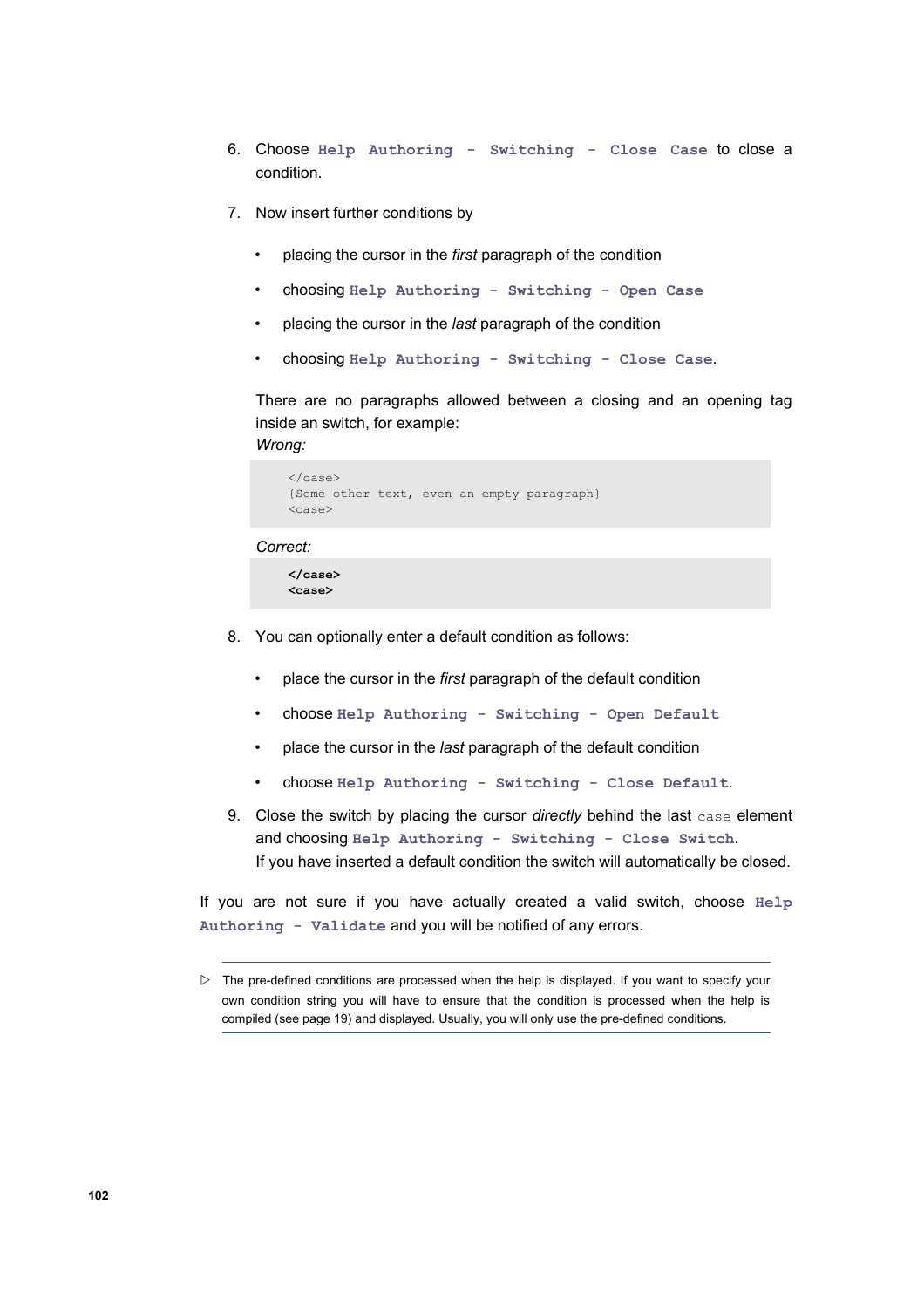6. Choose `Help Authoring - Switching - Close Case` to close a condition.

7. Now insert further conditions by

   - placing the cursor in the *first* paragraph of the condition
   - choosing `Help Authoring - Switching - Open Case`
   - placing the cursor in the *last* paragraph of the condition
   - choosing `Help Authoring - Switching - Close Case`.

   There are no paragraphs allowed between a closing and an opening tag inside an switch, for example:
   *Wrong:*

   ```
   </case>
   {Some other text, even an empty paragraph}
   <case>
   ```

   *Correct:*

   ```
   </case>
   <case>
   ```

8. You can optionally enter a default condition as follows:

   - place the cursor in the *first* paragraph of the default condition
   - choose `Help Authoring - Switching - Open Default`
   - place the cursor in the *last* paragraph of the default condition
   - choose `Help Authoring - Switching - Close Default`.

9. Close the switch by placing the cursor *directly* behind the last `case` element and choosing `Help Authoring - Switching - Close Switch`.
   If you have inserted a default condition the switch will automatically be closed.

If you are not sure if you have actually created a valid switch, choose `Help Authoring - Validate` and you will be notified of any errors.

---

▷ The pre-defined conditions are processed when the help is displayed. If you want to specify your own condition string you will have to ensure that the condition is processed when the help is compiled (see page 19) and displayed. Usually, you will only use the pre-defined conditions.

---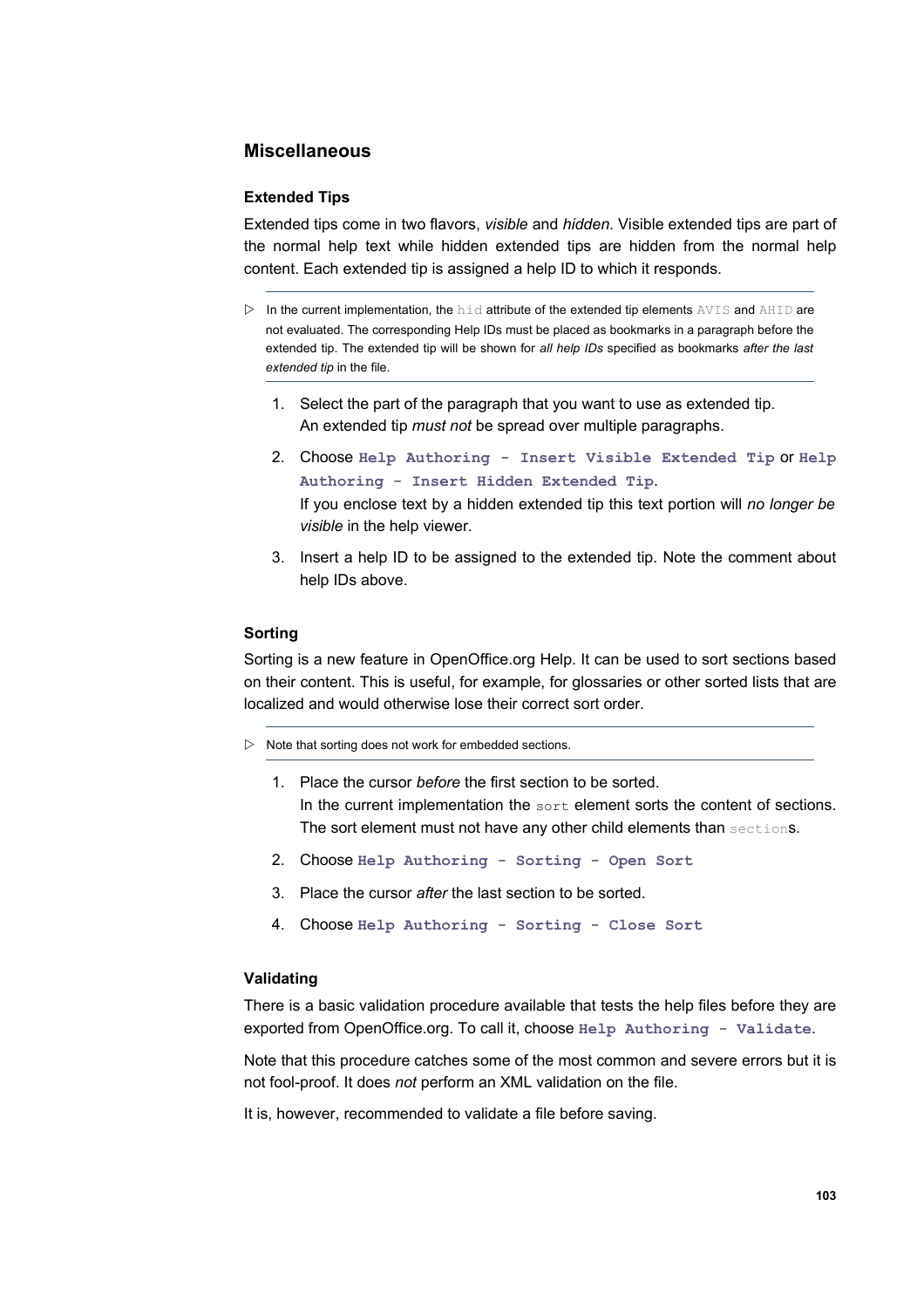## Miscellaneous

### Extended Tips

Extended tips come in two flavors, *visible* and *hidden*. Visible extended tips are part of the normal help text while hidden extended tips are hidden from the normal help content. Each extended tip is assigned a help ID to which it responds.

> ▷ In the current implementation, the `hid` attribute of the extended tip elements `AVIS` and `AHID` are not evaluated. The corresponding Help IDs must be placed as bookmarks in a paragraph before the extended tip. The extended tip will be shown for *all help IDs* specified as bookmarks *after the last extended tip* in the file.

1. Select the part of the paragraph that you want to use as extended tip.
   An extended tip *must not* be spread over multiple paragraphs.
2. Choose **`Help Authoring - Insert Visible Extended Tip`** or **`Help Authoring - Insert Hidden Extended Tip`**.
   If you enclose text by a hidden extended tip this text portion will *no longer be visible* in the help viewer.
3. Insert a help ID to be assigned to the extended tip. Note the comment about help IDs above.

### Sorting

Sorting is a new feature in OpenOffice.org Help. It can be used to sort sections based on their content. This is useful, for example, for glossaries or other sorted lists that are localized and would otherwise lose their correct sort order.

> ▷ Note that sorting does not work for embedded sections.

1. Place the cursor *before* the first section to be sorted.
   In the current implementation the `sort` element sorts the content of sections. The sort element must not have any other child elements than `section`s.
2. Choose **`Help Authoring - Sorting - Open Sort`**
3. Place the cursor *after* the last section to be sorted.
4. Choose **`Help Authoring - Sorting - Close Sort`**

### Validating

There is a basic validation procedure available that tests the help files before they are exported from OpenOffice.org. To call it, choose **`Help Authoring - Validate`**.

Note that this procedure catches some of the most common and severe errors but it is not fool-proof. It does *not* perform an XML validation on the file.

It is, however, recommended to validate a file before saving.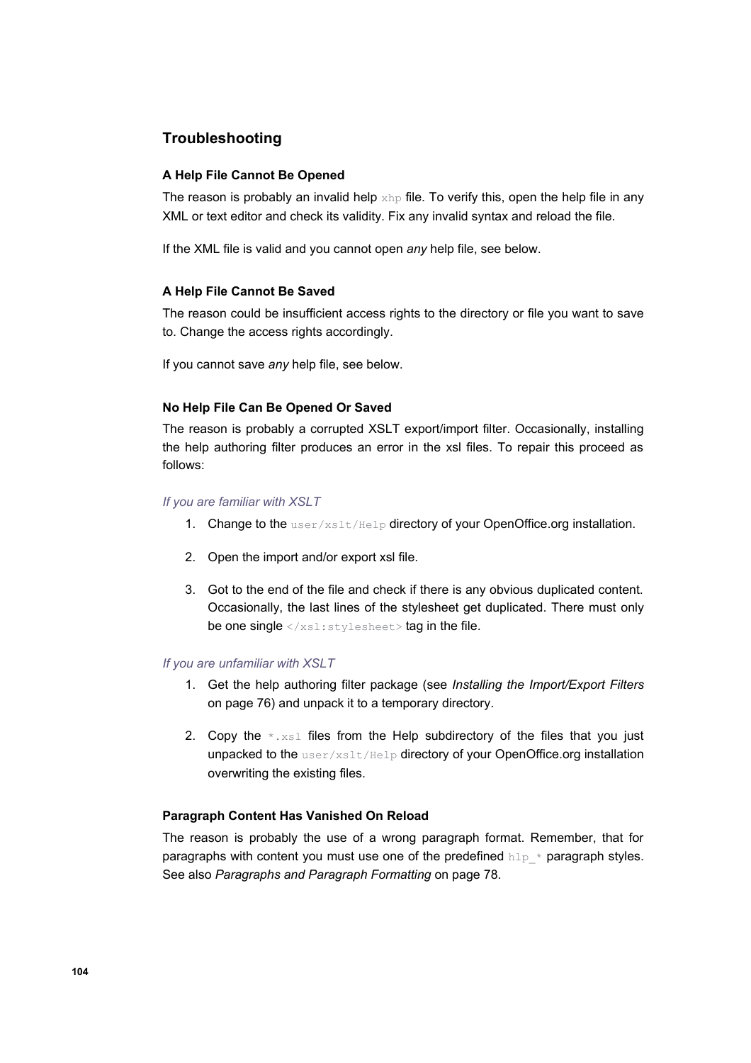## Troubleshooting

#### A Help File Cannot Be Opened

The reason is probably an invalid help `xhp` file. To verify this, open the help file in any XML or text editor and check its validity. Fix any invalid syntax and reload the file.

If the XML file is valid and you cannot open *any* help file, see below.

#### A Help File Cannot Be Saved

The reason could be insufficient access rights to the directory or file you want to save to. Change the access rights accordingly.

If you cannot save *any* help file, see below.

#### No Help File Can Be Opened Or Saved

The reason is probably a corrupted XSLT export/import filter. Occasionally, installing the help authoring filter produces an error in the xsl files. To repair this proceed as follows:

*If you are familiar with XSLT*

1. Change to the `user/xslt/Help` directory of your OpenOffice.org installation.

2. Open the import and/or export xsl file.

3. Got to the end of the file and check if there is any obvious duplicated content. Occasionally, the last lines of the stylesheet get duplicated. There must only be one single `</xsl:stylesheet>` tag in the file.

*If you are unfamiliar with XSLT*

1. Get the help authoring filter package (see *Installing the Import/Export Filters* on page 76) and unpack it to a temporary directory.

2. Copy the `*.xsl` files from the Help subdirectory of the files that you just unpacked to the `user/xslt/Help` directory of your OpenOffice.org installation overwriting the existing files.

#### Paragraph Content Has Vanished On Reload

The reason is probably the use of a wrong paragraph format. Remember, that for paragraphs with content you must use one of the predefined `hlp_*` paragraph styles. See also *Paragraphs and Paragraph Formatting* on page 78.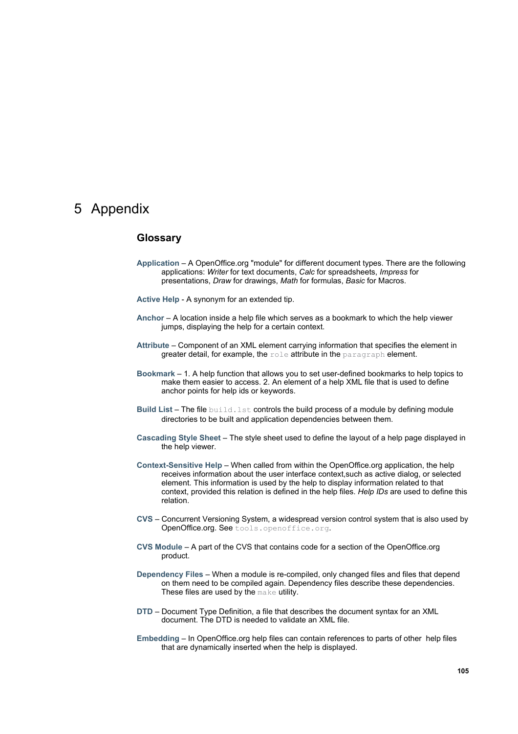# 5 Appendix

## Glossary

**Application** – A OpenOffice.org "module" for different document types. There are the following applications: *Writer* for text documents, *Calc* for spreadsheets, *Impress* for presentations, *Draw* for drawings, *Math* for formulas, *Basic* for Macros.

**Active Help** - A synonym for an extended tip.

**Anchor** – A location inside a help file which serves as a bookmark to which the help viewer jumps, displaying the help for a certain context.

**Attribute** – Component of an XML element carrying information that specifies the element in greater detail, for example, the `role` attribute in the `paragraph` element.

**Bookmark** – 1. A help function that allows you to set user-defined bookmarks to help topics to make them easier to access. 2. An element of a help XML file that is used to define anchor points for help ids or keywords.

**Build List** – The file `build.lst` controls the build process of a module by defining module directories to be built and application dependencies between them.

**Cascading Style Sheet** – The style sheet used to define the layout of a help page displayed in the help viewer.

**Context-Sensitive Help** – When called from within the OpenOffice.org application, the help receives information about the user interface context,such as active dialog, or selected element. This information is used by the help to display information related to that context, provided this relation is defined in the help files. *Help IDs* are used to define this relation.

**CVS** – Concurrent Versioning System, a widespread version control system that is also used by OpenOffice.org. See `tools.openoffice.org`.

**CVS Module** – A part of the CVS that contains code for a section of the OpenOffice.org product.

**Dependency Files** – When a module is re-compiled, only changed files and files that depend on them need to be compiled again. Dependency files describe these dependencies. These files are used by the `make` utility.

**DTD** – Document Type Definition, a file that describes the document syntax for an XML document. The DTD is needed to validate an XML file.

**Embedding** – In OpenOffice.org help files can contain references to parts of other help files that are dynamically inserted when the help is displayed.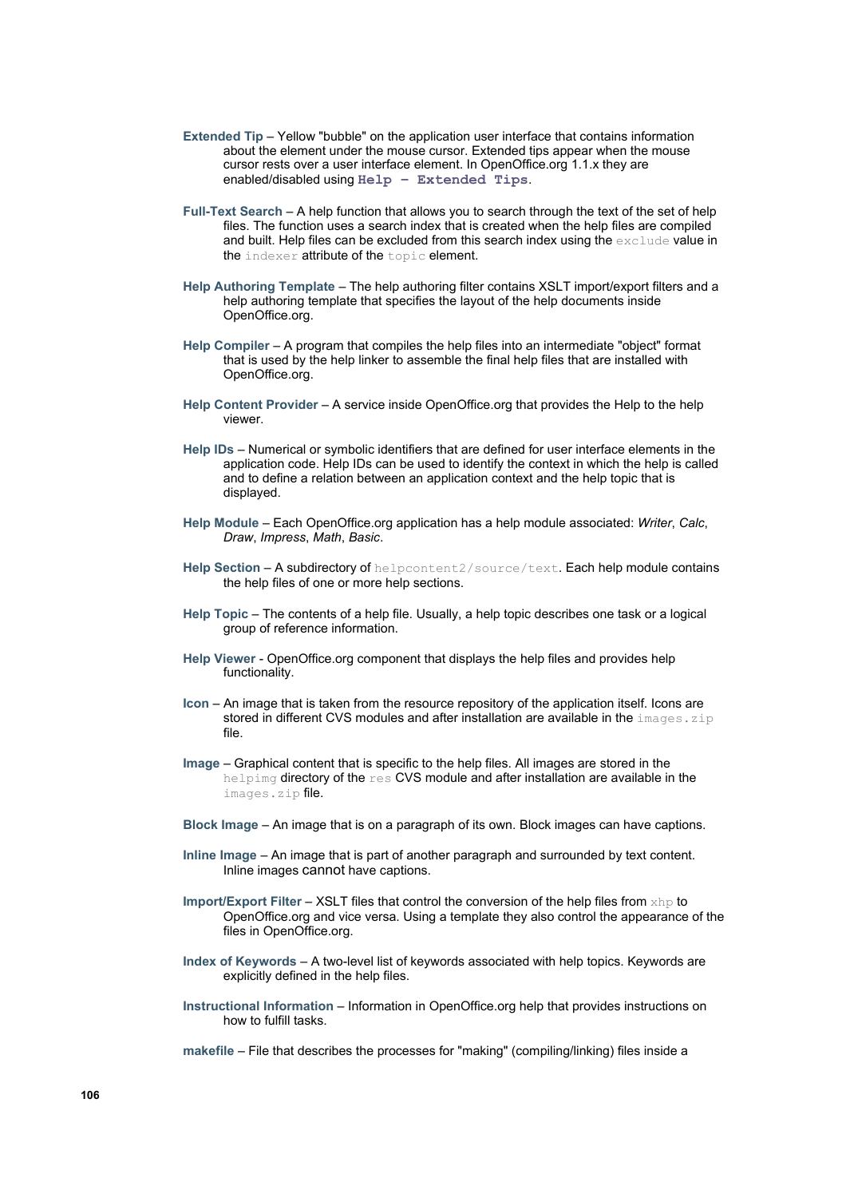**Extended Tip** – Yellow "bubble" on the application user interface that contains information about the element under the mouse cursor. Extended tips appear when the mouse cursor rests over a user interface element. In OpenOffice.org 1.1.x they are enabled/disabled using **`Help – Extended Tips`**.

**Full-Text Search** – A help function that allows you to search through the text of the set of help files. The function uses a search index that is created when the help files are compiled and built. Help files can be excluded from this search index using the `exclude` value in the `indexer` attribute of the `topic` element.

**Help Authoring Template** – The help authoring filter contains XSLT import/export filters and a help authoring template that specifies the layout of the help documents inside OpenOffice.org.

**Help Compiler** – A program that compiles the help files into an intermediate "object" format that is used by the help linker to assemble the final help files that are installed with OpenOffice.org.

**Help Content Provider** – A service inside OpenOffice.org that provides the Help to the help viewer.

**Help IDs** – Numerical or symbolic identifiers that are defined for user interface elements in the application code. Help IDs can be used to identify the context in which the help is called and to define a relation between an application context and the help topic that is displayed.

**Help Module** – Each OpenOffice.org application has a help module associated: *Writer*, *Calc*, *Draw*, *Impress*, *Math*, *Basic*.

**Help Section** – A subdirectory of `helpcontent2/source/text`. Each help module contains the help files of one or more help sections.

**Help Topic** – The contents of a help file. Usually, a help topic describes one task or a logical group of reference information.

**Help Viewer** - OpenOffice.org component that displays the help files and provides help functionality.

**Icon** – An image that is taken from the resource repository of the application itself. Icons are stored in different CVS modules and after installation are available in the `images.zip` file.

**Image** – Graphical content that is specific to the help files. All images are stored in the `helpimg` directory of the `res` CVS module and after installation are available in the `images.zip` file.

**Block Image** – An image that is on a paragraph of its own. Block images can have captions.

**Inline Image** – An image that is part of another paragraph and surrounded by text content. Inline images cannot have captions.

**Import/Export Filter** – XSLT files that control the conversion of the help files from `xhp` to OpenOffice.org and vice versa. Using a template they also control the appearance of the files in OpenOffice.org.

**Index of Keywords** – A two-level list of keywords associated with help topics. Keywords are explicitly defined in the help files.

**Instructional Information** – Information in OpenOffice.org help that provides instructions on how to fulfill tasks.

**makefile** – File that describes the processes for "making" (compiling/linking) files inside a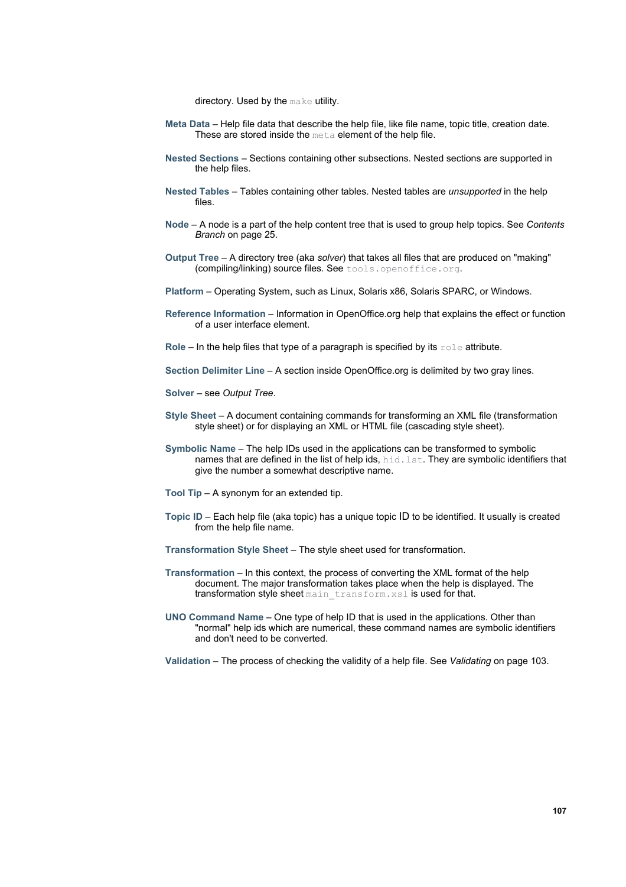directory. Used by the `make` utility.

**Meta Data** – Help file data that describe the help file, like file name, topic title, creation date. These are stored inside the `meta` element of the help file.

**Nested Sections** – Sections containing other subsections. Nested sections are supported in the help files.

**Nested Tables** – Tables containing other tables. Nested tables are *unsupported* in the help files.

**Node** – A node is a part of the help content tree that is used to group help topics. See *Contents Branch* on page 25.

**Output Tree** – A directory tree (aka *solver*) that takes all files that are produced on "making" (compiling/linking) source files. See `tools.openoffice.org`.

**Platform** – Operating System, such as Linux, Solaris x86, Solaris SPARC, or Windows.

**Reference Information** – Information in OpenOffice.org help that explains the effect or function of a user interface element.

**Role** – In the help files that type of a paragraph is specified by its `role` attribute.

**Section Delimiter Line** – A section inside OpenOffice.org is delimited by two gray lines.

**Solver** – see *Output Tree*.

**Style Sheet** – A document containing commands for transforming an XML file (transformation style sheet) or for displaying an XML or HTML file (cascading style sheet).

**Symbolic Name** – The help IDs used in the applications can be transformed to symbolic names that are defined in the list of help ids, `hid.lst`. They are symbolic identifiers that give the number a somewhat descriptive name.

**Tool Tip** – A synonym for an extended tip.

**Topic ID** – Each help file (aka topic) has a unique topic ID to be identified. It usually is created from the help file name.

**Transformation Style Sheet** – The style sheet used for transformation.

**Transformation** – In this context, the process of converting the XML format of the help document. The major transformation takes place when the help is displayed. The transformation style sheet `main_transform.xsl` is used for that.

**UNO Command Name** – One type of help ID that is used in the applications. Other than "normal" help ids which are numerical, these command names are symbolic identifiers and don't need to be converted.

**Validation** – The process of checking the validity of a help file. See *Validating* on page 103.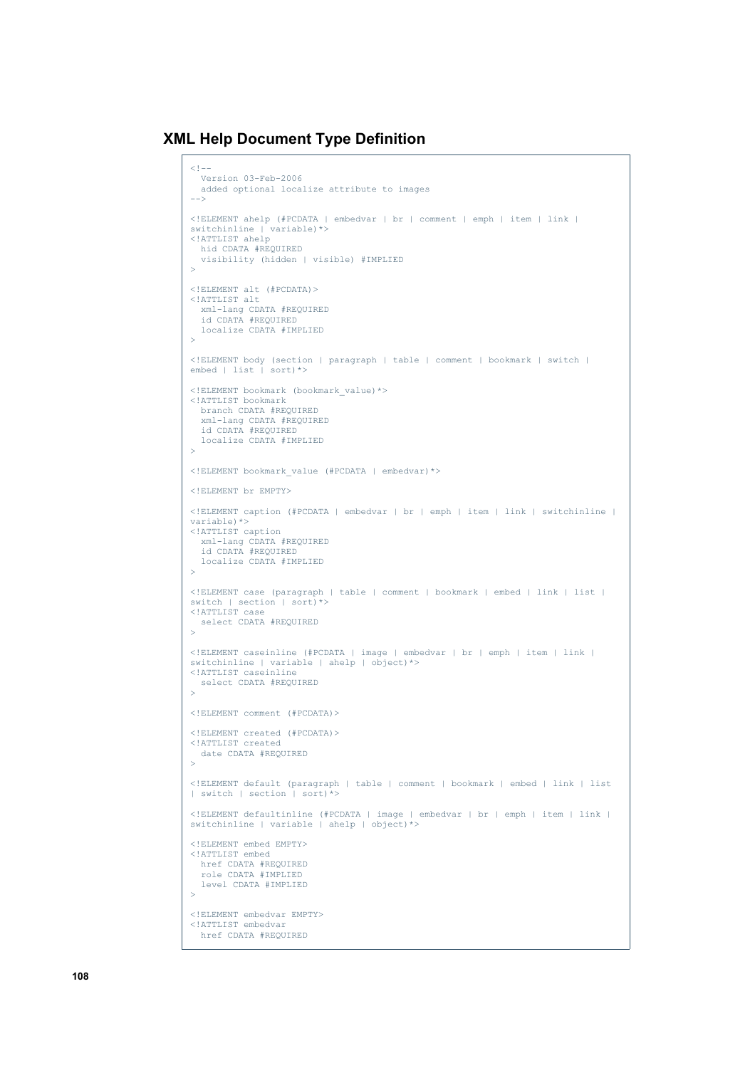## XML Help Document Type Definition

```
<!--
  Version 03-Feb-2006
  added optional localize attribute to images
-->

<!ELEMENT ahelp (#PCDATA | embedvar | br | comment | emph | item | link |
switchinline | variable)*>
<!ATTLIST ahelp
  hid CDATA #REQUIRED
  visibility (hidden | visible) #IMPLIED
>

<!ELEMENT alt (#PCDATA)>
<!ATTLIST alt
  xml-lang CDATA #REQUIRED
  id CDATA #REQUIRED
  localize CDATA #IMPLIED
>

<!ELEMENT body (section | paragraph | table | comment | bookmark | switch |
embed | list | sort)*>

<!ELEMENT bookmark (bookmark_value)*>
<!ATTLIST bookmark
  branch CDATA #REQUIRED
  xml-lang CDATA #REQUIRED
  id CDATA #REQUIRED
  localize CDATA #IMPLIED
>

<!ELEMENT bookmark_value (#PCDATA | embedvar)*>

<!ELEMENT br EMPTY>

<!ELEMENT caption (#PCDATA | embedvar | br | emph | item | link | switchinline |
variable)*>
<!ATTLIST caption
  xml-lang CDATA #REQUIRED
  id CDATA #REQUIRED
  localize CDATA #IMPLIED
>

<!ELEMENT case (paragraph | table | comment | bookmark | embed | link | list |
switch | section | sort)*>
<!ATTLIST case
  select CDATA #REQUIRED
>

<!ELEMENT caseinline (#PCDATA | image | embedvar | br | emph | item | link |
switchinline | variable | ahelp | object)*>
<!ATTLIST caseinline
  select CDATA #REQUIRED
>

<!ELEMENT comment (#PCDATA)>

<!ELEMENT created (#PCDATA)>
<!ATTLIST created
  date CDATA #REQUIRED
>

<!ELEMENT default (paragraph | table | comment | bookmark | embed | link | list
| switch | section | sort)*>

<!ELEMENT defaultinline (#PCDATA | image | embedvar | br | emph | item | link |
switchinline | variable | ahelp | object)*>

<!ELEMENT embed EMPTY>
<!ATTLIST embed
  href CDATA #REQUIRED
  role CDATA #IMPLIED
  level CDATA #IMPLIED
>

<!ELEMENT embedvar EMPTY>
<!ATTLIST embedvar
  href CDATA #REQUIRED
```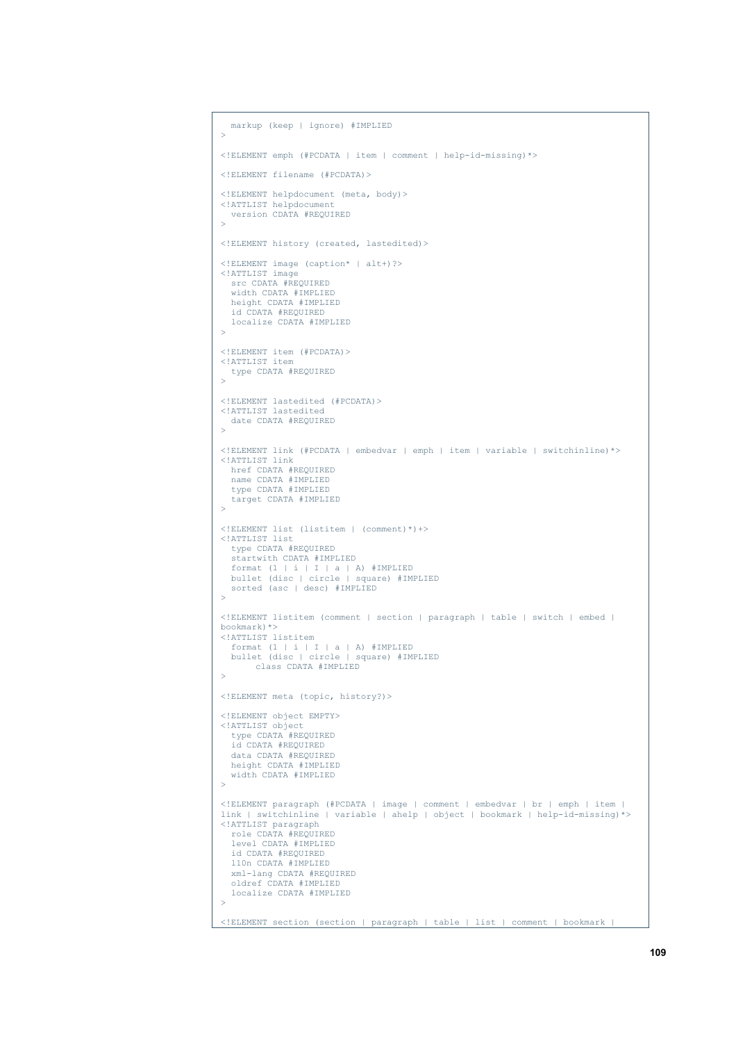```
  markup (keep | ignore) #IMPLIED
>

<!ELEMENT emph (#PCDATA | item | comment | help-id-missing)*>

<!ELEMENT filename (#PCDATA)>

<!ELEMENT helpdocument (meta, body)>
<!ATTLIST helpdocument
  version CDATA #REQUIRED
>

<!ELEMENT history (created, lastedited)>

<!ELEMENT image (caption* | alt+)?>
<!ATTLIST image
  src CDATA #REQUIRED
  width CDATA #IMPLIED
  height CDATA #IMPLIED
  id CDATA #REQUIRED
  localize CDATA #IMPLIED
>

<!ELEMENT item (#PCDATA)>
<!ATTLIST item
  type CDATA #REQUIRED
>

<!ELEMENT lastedited (#PCDATA)>
<!ATTLIST lastedited
  date CDATA #REQUIRED
>

<!ELEMENT link (#PCDATA | embedvar | emph | item | variable | switchinline)*>
<!ATTLIST link
  href CDATA #REQUIRED
  name CDATA #IMPLIED
  type CDATA #IMPLIED
  target CDATA #IMPLIED
>

<!ELEMENT list (listitem | (comment)*)+>
<!ATTLIST list
  type CDATA #REQUIRED
  startwith CDATA #IMPLIED
  format (1 | i | I | a | A) #IMPLIED
  bullet (disc | circle | square) #IMPLIED
  sorted (asc | desc) #IMPLIED
>

<!ELEMENT listitem (comment | section | paragraph | table | switch | embed |
bookmark)*>
<!ATTLIST listitem
  format (1 | i | I | a | A) #IMPLIED
  bullet (disc | circle | square) #IMPLIED
       class CDATA #IMPLIED
>

<!ELEMENT meta (topic, history?)>

<!ELEMENT object EMPTY>
<!ATTLIST object
  type CDATA #REQUIRED
  id CDATA #REQUIRED
  data CDATA #REQUIRED
  height CDATA #IMPLIED
  width CDATA #IMPLIED
>

<!ELEMENT paragraph (#PCDATA | image | comment | embedvar | br | emph | item |
link | switchinline | variable | ahelp | object | bookmark | help-id-missing)*>
<!ATTLIST paragraph
  role CDATA #REQUIRED
  level CDATA #IMPLIED
  id CDATA #REQUIRED
  l10n CDATA #IMPLIED
  xml-lang CDATA #REQUIRED
  oldref CDATA #IMPLIED
  localize CDATA #IMPLIED
>

<!ELEMENT section (section | paragraph | table | list | comment | bookmark |
```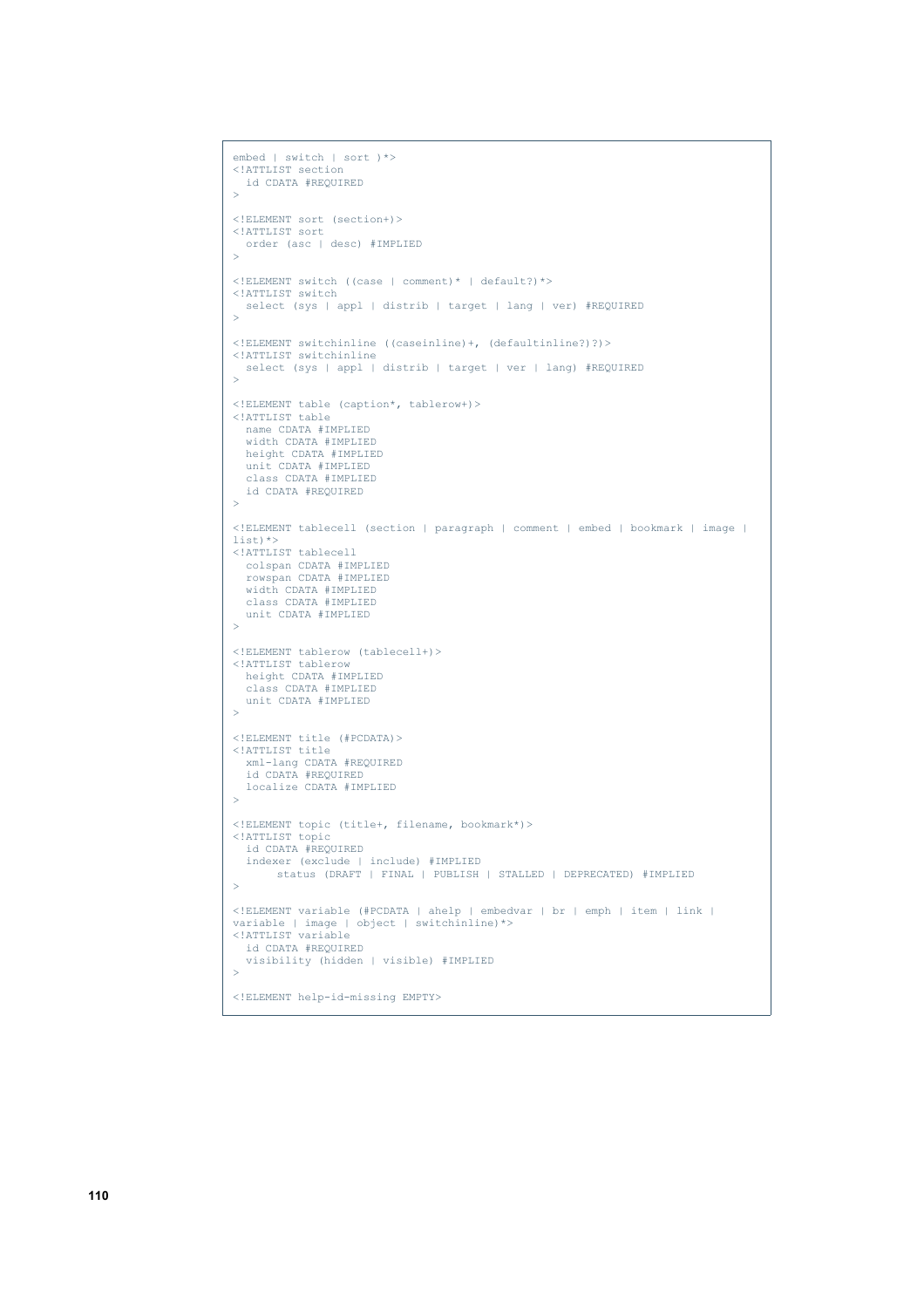```
embed | switch | sort )*>
<!ATTLIST section
  id CDATA #REQUIRED
>

<!ELEMENT sort (section+)>
<!ATTLIST sort
  order (asc | desc) #IMPLIED
>

<!ELEMENT switch ((case | comment)* | default?)*>
<!ATTLIST switch
  select (sys | appl | distrib | target | lang | ver) #REQUIRED
>

<!ELEMENT switchinline ((caseinline)+, (defaultinline?)?)>
<!ATTLIST switchinline
  select (sys | appl | distrib | target | ver | lang) #REQUIRED
>

<!ELEMENT table (caption*, tablerow+)>
<!ATTLIST table
  name CDATA #IMPLIED
  width CDATA #IMPLIED
  height CDATA #IMPLIED
  unit CDATA #IMPLIED
  class CDATA #IMPLIED
  id CDATA #REQUIRED
>

<!ELEMENT tablecell (section | paragraph | comment | embed | bookmark | image |
list)*>
<!ATTLIST tablecell
  colspan CDATA #IMPLIED
  rowspan CDATA #IMPLIED
  width CDATA #IMPLIED
  class CDATA #IMPLIED
  unit CDATA #IMPLIED
>

<!ELEMENT tablerow (tablecell+)>
<!ATTLIST tablerow
  height CDATA #IMPLIED
  class CDATA #IMPLIED
  unit CDATA #IMPLIED
>

<!ELEMENT title (#PCDATA)>
<!ATTLIST title
  xml-lang CDATA #REQUIRED
  id CDATA #REQUIRED
  localize CDATA #IMPLIED
>

<!ELEMENT topic (title+, filename, bookmark*)>
<!ATTLIST topic
  id CDATA #REQUIRED
  indexer (exclude | include) #IMPLIED
       status (DRAFT | FINAL | PUBLISH | STALLED | DEPRECATED) #IMPLIED
>

<!ELEMENT variable (#PCDATA | ahelp | embedvar | br | emph | item | link |
variable | image | object | switchinline)*>
<!ATTLIST variable
  id CDATA #REQUIRED
  visibility (hidden | visible) #IMPLIED
>

<!ELEMENT help-id-missing EMPTY>
```